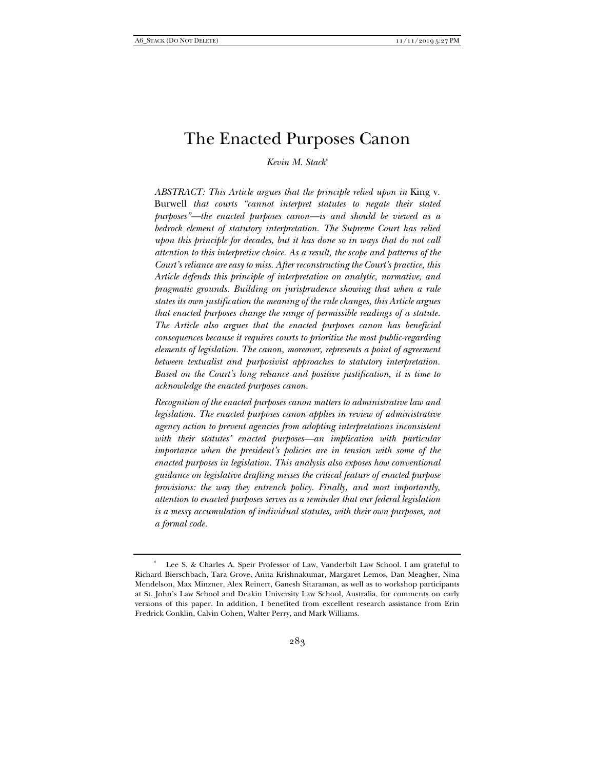# The Enacted Purposes Canon

*Kevin M. Stack*[*]

*ABSTRACT: This Article argues that the principle relied upon in* King v. Burwell *that courts "cannot interpret statutes to negate their stated purposes"—the enacted purposes canon—is and should be viewed as a bedrock element of statutory interpretation. The Supreme Court has relied upon this principle for decades, but it has done so in ways that do not call attention to this interpretive choice. As a result, the scope and patterns of the Court's reliance are easy to miss. After reconstructing the Court's practice, this Article defends this principle of interpretation on analytic, normative, and pragmatic grounds. Building on jurisprudence showing that when a rule states its own justification the meaning of the rule changes, this Article argues that enacted purposes change the range of permissible readings of a statute. The Article also argues that the enacted purposes canon has beneficial consequences because it requires courts to prioritize the most public-regarding elements of legislation. The canon, moreover, represents a point of agreement between textualist and purposivist approaches to statutory interpretation. Based on the Court's long reliance and positive justification, it is time to acknowledge the enacted purposes canon.*

*Recognition of the enacted purposes canon matters to administrative law and legislation. The enacted purposes canon applies in review of administrative agency action to prevent agencies from adopting interpretations inconsistent with their statutes' enacted purposes—an implication with particular importance when the president's policies are in tension with some of the enacted purposes in legislation. This analysis also exposes how conventional guidance on legislative drafting misses the critical feature of enacted purpose provisions: the way they entrench policy. Finally, and most importantly, attention to enacted purposes serves as a reminder that our federal legislation is a messy accumulation of individual statutes, with their own purposes, not a formal code.*

[*] Lee S. & Charles A. Speir Professor of Law, Vanderbilt Law School. I am grateful to Richard Bierschbach, Tara Grove, Anita Krishnakumar, Margaret Lemos, Dan Meagher, Nina Mendelson, Max Minzner, Alex Reinert, Ganesh Sitaraman, as well as to workshop participants at St. John's Law School and Deakin University Law School, Australia, for comments on early versions of this paper. In addition, I benefited from excellent research assistance from Erin Fredrick Conklin, Calvin Cohen, Walter Perry, and Mark Williams.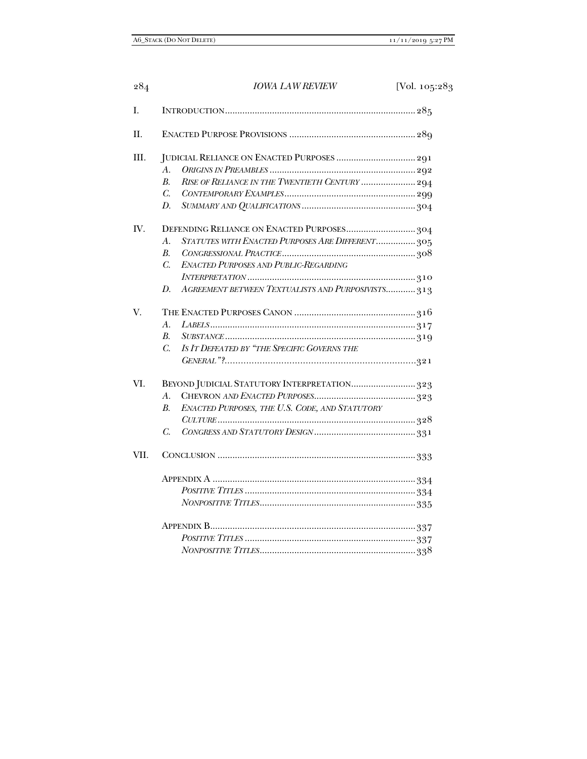| | | |
|---|---|---|
| I. | INTRODUCTION | 285 |
| II. | ENACTED PURPOSE PROVISIONS | 289 |
| III. | JUDICIAL RELIANCE ON ENACTED PURPOSES | 291 |
| | *A. ORIGINS IN PREAMBLES* | 292 |
| | *B. RISE OF RELIANCE IN THE TWENTIETH CENTURY* | 294 |
| | *C. CONTEMPORARY EXAMPLES* | 299 |
| | *D. SUMMARY AND QUALIFICATIONS* | 304 |
| IV. | DEFENDING RELIANCE ON ENACTED PURPOSES | 304 |
| | *A. STATUTES WITH ENACTED PURPOSES ARE DIFFERENT* | 305 |
| | *B. CONGRESSIONAL PRACTICE* | 308 |
| | *C. ENACTED PURPOSES AND PUBLIC-REGARDING INTERPRETATION* | 310 |
| | *D. AGREEMENT BETWEEN TEXTUALISTS AND PURPOSIVISTS* | 313 |
| V. | THE ENACTED PURPOSES CANON | 316 |
| | *A. LABELS* | 317 |
| | *B. SUBSTANCE* | 319 |
| | *C. IS IT DEFEATED BY "THE SPECIFIC GOVERNS THE GENERAL"?* | 321 |
| VI. | BEYOND JUDICIAL STATUTORY INTERPRETATION | 323 |
| | A. CHEVRON *AND ENACTED PURPOSES* | 323 |
| | *B. ENACTED PURPOSES, THE U.S. CODE, AND STATUTORY CULTURE* | 328 |
| | *C. CONGRESS AND STATUTORY DESIGN* | 331 |
| VII. | CONCLUSION | 333 |
| | APPENDIX A | 334 |
| | *POSITIVE TITLES* | 334 |
| | *NONPOSITIVE TITLES* | 335 |
| | APPENDIX B | 337 |
| | *POSITIVE TITLES* | 337 |
| | *NONPOSITIVE TITLES* | 338 |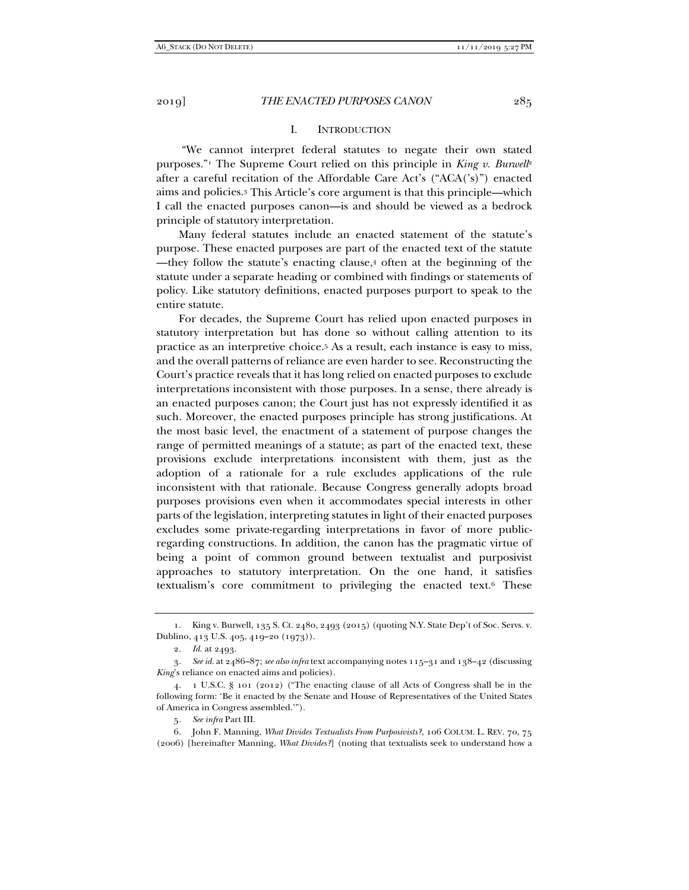## I. INTRODUCTION

"We cannot interpret federal statutes to negate their own stated purposes."[1] The Supreme Court relied on this principle in *King v. Burwell*[2] after a careful recitation of the Affordable Care Act's ("ACA('s)") enacted aims and policies.[3] This Article's core argument is that this principle—which I call the enacted purposes canon—is and should be viewed as a bedrock principle of statutory interpretation.

Many federal statutes include an enacted statement of the statute's purpose. These enacted purposes are part of the enacted text of the statute —they follow the statute's enacting clause,[4] often at the beginning of the statute under a separate heading or combined with findings or statements of policy. Like statutory definitions, enacted purposes purport to speak to the entire statute.

For decades, the Supreme Court has relied upon enacted purposes in statutory interpretation but has done so without calling attention to its practice as an interpretive choice.[5] As a result, each instance is easy to miss, and the overall patterns of reliance are even harder to see. Reconstructing the Court's practice reveals that it has long relied on enacted purposes to exclude interpretations inconsistent with those purposes. In a sense, there already is an enacted purposes canon; the Court just has not expressly identified it as such. Moreover, the enacted purposes principle has strong justifications. At the most basic level, the enactment of a statement of purpose changes the range of permitted meanings of a statute; as part of the enacted text, these provisions exclude interpretations inconsistent with them, just as the adoption of a rationale for a rule excludes applications of the rule inconsistent with that rationale. Because Congress generally adopts broad purposes provisions even when it accommodates special interests in other parts of the legislation, interpreting statutes in light of their enacted purposes excludes some private-regarding interpretations in favor of more public-regarding constructions. In addition, the canon has the pragmatic virtue of being a point of common ground between textualist and purposivist approaches to statutory interpretation. On the one hand, it satisfies textualism's core commitment to privileging the enacted text.[6] These

---

1. King v. Burwell, 135 S. Ct. 2480, 2493 (2015) (quoting N.Y. State Dep't of Soc. Servs. v. Dublino, 413 U.S. 405, 419–20 (1973)).

2. *Id.* at 2493.

3. *See id.* at 2486–87; *see also infra* text accompanying notes 115–31 and 138–42 (discussing *King*'s reliance on enacted aims and policies).

4. 1 U.S.C. § 101 (2012) ("The enacting clause of all Acts of Congress shall be in the following form: 'Be it enacted by the Senate and House of Representatives of the United States of America in Congress assembled.'").

5. *See infra* Part III.

6. John F. Manning, *What Divides Textualists From Purposivists?*, 106 COLUM. L. REV. 70, 75 (2006) [hereinafter Manning, *What Divides?*] (noting that textualists seek to understand how a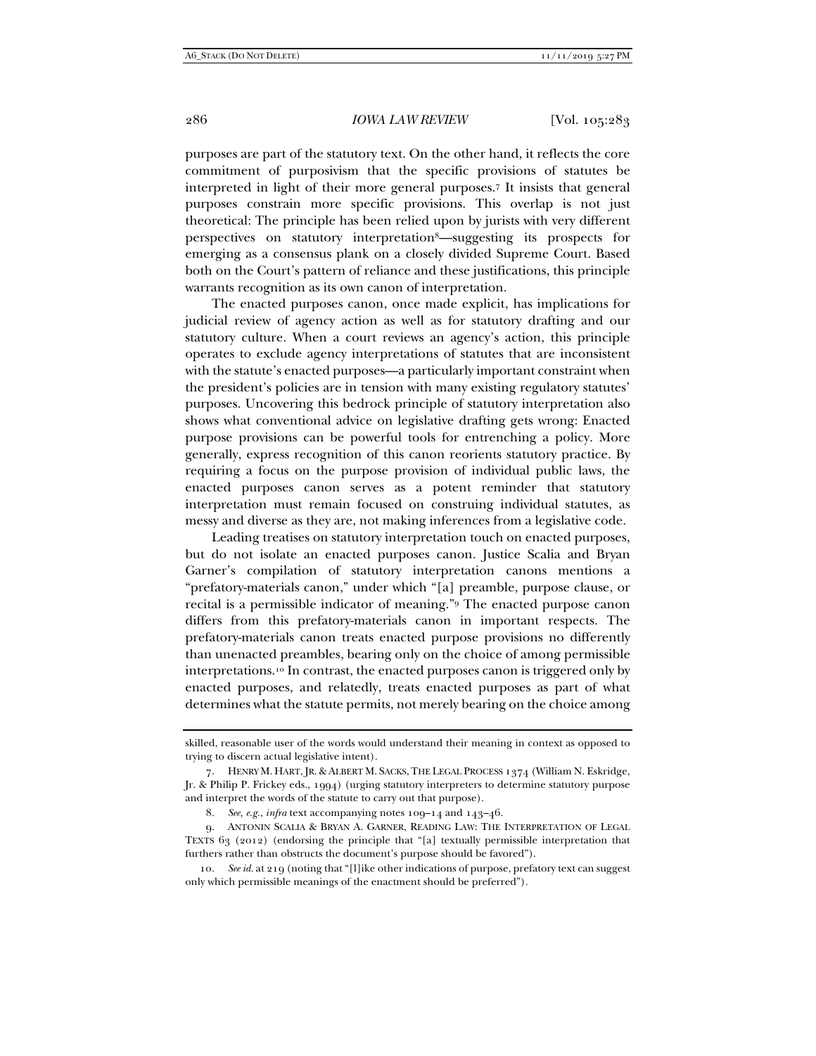purposes are part of the statutory text. On the other hand, it reflects the core commitment of purposivism that the specific provisions of statutes be interpreted in light of their more general purposes.[7] It insists that general purposes constrain more specific provisions. This overlap is not just theoretical: The principle has been relied upon by jurists with very different perspectives on statutory interpretation[8]—suggesting its prospects for emerging as a consensus plank on a closely divided Supreme Court. Based both on the Court's pattern of reliance and these justifications, this principle warrants recognition as its own canon of interpretation.

The enacted purposes canon, once made explicit, has implications for judicial review of agency action as well as for statutory drafting and our statutory culture. When a court reviews an agency's action, this principle operates to exclude agency interpretations of statutes that are inconsistent with the statute's enacted purposes—a particularly important constraint when the president's policies are in tension with many existing regulatory statutes' purposes. Uncovering this bedrock principle of statutory interpretation also shows what conventional advice on legislative drafting gets wrong: Enacted purpose provisions can be powerful tools for entrenching a policy. More generally, express recognition of this canon reorients statutory practice. By requiring a focus on the purpose provision of individual public laws, the enacted purposes canon serves as a potent reminder that statutory interpretation must remain focused on construing individual statutes, as messy and diverse as they are, not making inferences from a legislative code.

Leading treatises on statutory interpretation touch on enacted purposes, but do not isolate an enacted purposes canon. Justice Scalia and Bryan Garner's compilation of statutory interpretation canons mentions a "prefatory-materials canon," under which "[a] preamble, purpose clause, or recital is a permissible indicator of meaning."[9] The enacted purpose canon differs from this prefatory-materials canon in important respects. The prefatory-materials canon treats enacted purpose provisions no differently than unenacted preambles, bearing only on the choice of among permissible interpretations.[10] In contrast, the enacted purposes canon is triggered only by enacted purposes, and relatedly, treats enacted purposes as part of what determines what the statute permits, not merely bearing on the choice among

---

skilled, reasonable user of the words would understand their meaning in context as opposed to trying to discern actual legislative intent).

7. HENRY M. HART, JR. & ALBERT M. SACKS, THE LEGAL PROCESS 1374 (William N. Eskridge, Jr. & Philip P. Frickey eds., 1994) (urging statutory interpreters to determine statutory purpose and interpret the words of the statute to carry out that purpose).

8. *See, e.g.*, *infra* text accompanying notes 109–14 and 143–46.

9. ANTONIN SCALIA & BRYAN A. GARNER, READING LAW: THE INTERPRETATION OF LEGAL TEXTS 63 (2012) (endorsing the principle that "[a] textually permissible interpretation that furthers rather than obstructs the document's purpose should be favored").

10. *See id.* at 219 (noting that "[l]ike other indications of purpose, prefatory text can suggest only which permissible meanings of the enactment should be preferred").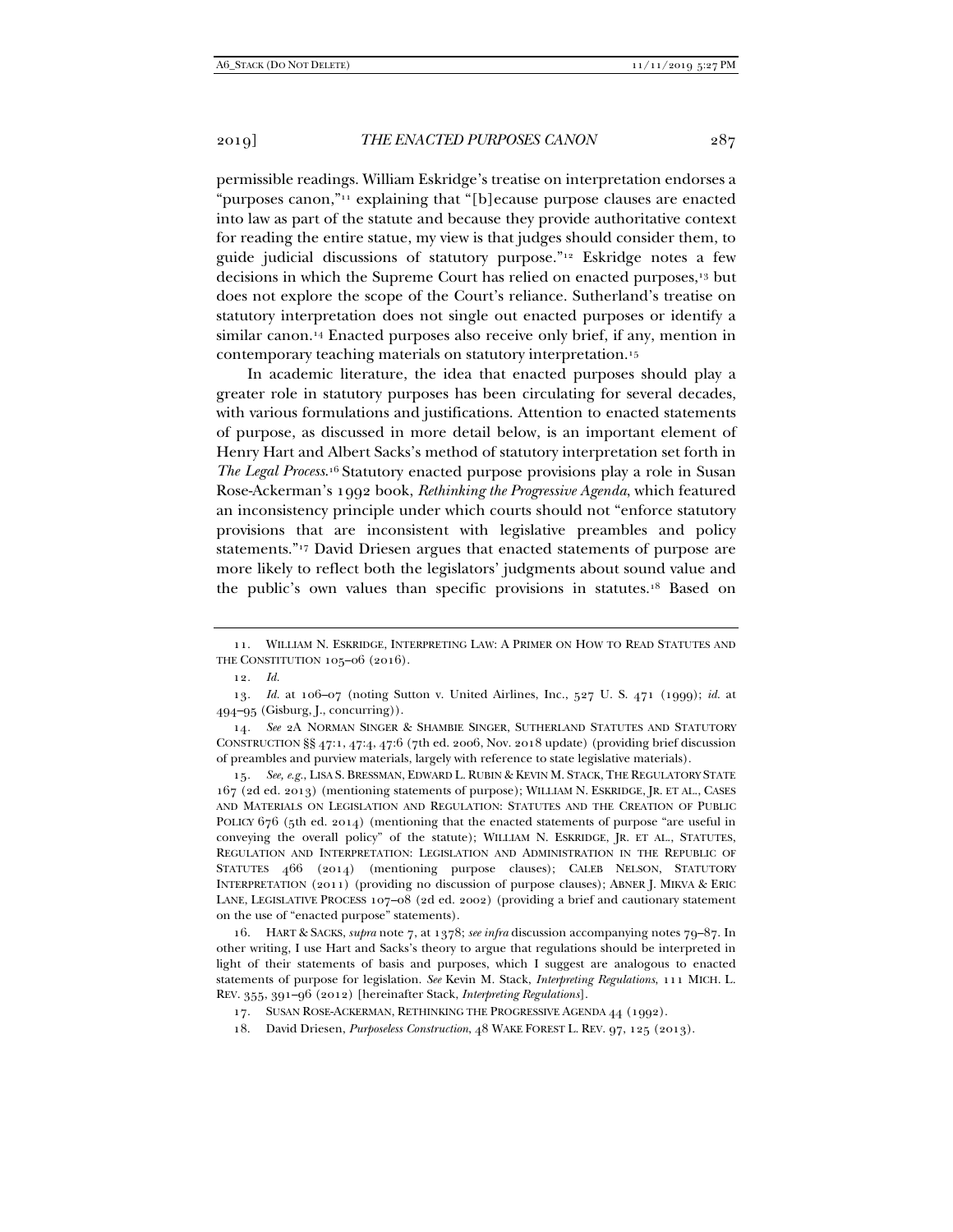permissible readings. William Eskridge's treatise on interpretation endorses a "purposes canon,"[11] explaining that "[b]ecause purpose clauses are enacted into law as part of the statute and because they provide authoritative context for reading the entire statue, my view is that judges should consider them, to guide judicial discussions of statutory purpose."[12] Eskridge notes a few decisions in which the Supreme Court has relied on enacted purposes,[13] but does not explore the scope of the Court's reliance. Sutherland's treatise on statutory interpretation does not single out enacted purposes or identify a similar canon.[14] Enacted purposes also receive only brief, if any, mention in contemporary teaching materials on statutory interpretation.[15]

In academic literature, the idea that enacted purposes should play a greater role in statutory purposes has been circulating for several decades, with various formulations and justifications. Attention to enacted statements of purpose, as discussed in more detail below, is an important element of Henry Hart and Albert Sacks's method of statutory interpretation set forth in *The Legal Process*.[16] Statutory enacted purpose provisions play a role in Susan Rose-Ackerman's 1992 book, *Rethinking the Progressive Agenda*, which featured an inconsistency principle under which courts should not "enforce statutory provisions that are inconsistent with legislative preambles and policy statements."[17] David Driesen argues that enacted statements of purpose are more likely to reflect both the legislators' judgments about sound value and the public's own values than specific provisions in statutes.[18] Based on

---

11. WILLIAM N. ESKRIDGE, INTERPRETING LAW: A PRIMER ON HOW TO READ STATUTES AND THE CONSTITUTION 105–06 (2016).

12. *Id.*

13. *Id.* at 106–07 (noting Sutton v. United Airlines, Inc., 527 U. S. 471 (1999); *id.* at 494–95 (Gisburg, J., concurring)).

14. *See* 2A NORMAN SINGER & SHAMBIE SINGER, SUTHERLAND STATUTES AND STATUTORY CONSTRUCTION §§ 47:1, 47:4, 47:6 (7th ed. 2006, Nov. 2018 update) (providing brief discussion of preambles and purview materials, largely with reference to state legislative materials).

15. *See, e.g.*, LISA S. BRESSMAN, EDWARD L. RUBIN & KEVIN M. STACK, THE REGULATORY STATE 167 (2d ed. 2013) (mentioning statements of purpose); WILLIAM N. ESKRIDGE, JR. ET AL., CASES AND MATERIALS ON LEGISLATION AND REGULATION: STATUTES AND THE CREATION OF PUBLIC POLICY 676 (5th ed. 2014) (mentioning that the enacted statements of purpose "are useful in conveying the overall policy" of the statute); WILLIAM N. ESKRIDGE, JR. ET AL., STATUTES, REGULATION AND INTERPRETATION: LEGISLATION AND ADMINISTRATION IN THE REPUBLIC OF STATUTES 466 (2014) (mentioning purpose clauses); CALEB NELSON, STATUTORY INTERPRETATION (2011) (providing no discussion of purpose clauses); ABNER J. MIKVA & ERIC LANE, LEGISLATIVE PROCESS 107–08 (2d ed. 2002) (providing a brief and cautionary statement on the use of "enacted purpose" statements).

16. HART & SACKS, *supra* note 7, at 1378; *see infra* discussion accompanying notes 79–87. In other writing, I use Hart and Sacks's theory to argue that regulations should be interpreted in light of their statements of basis and purposes, which I suggest are analogous to enacted statements of purpose for legislation. *See* Kevin M. Stack, *Interpreting Regulations*, 111 MICH. L. REV. 355, 391–96 (2012) [hereinafter Stack, *Interpreting Regulations*].

17. SUSAN ROSE-ACKERMAN, RETHINKING THE PROGRESSIVE AGENDA 44 (1992).

18. David Driesen, *Purposeless Construction*, 48 WAKE FOREST L. REV. 97, 125 (2013).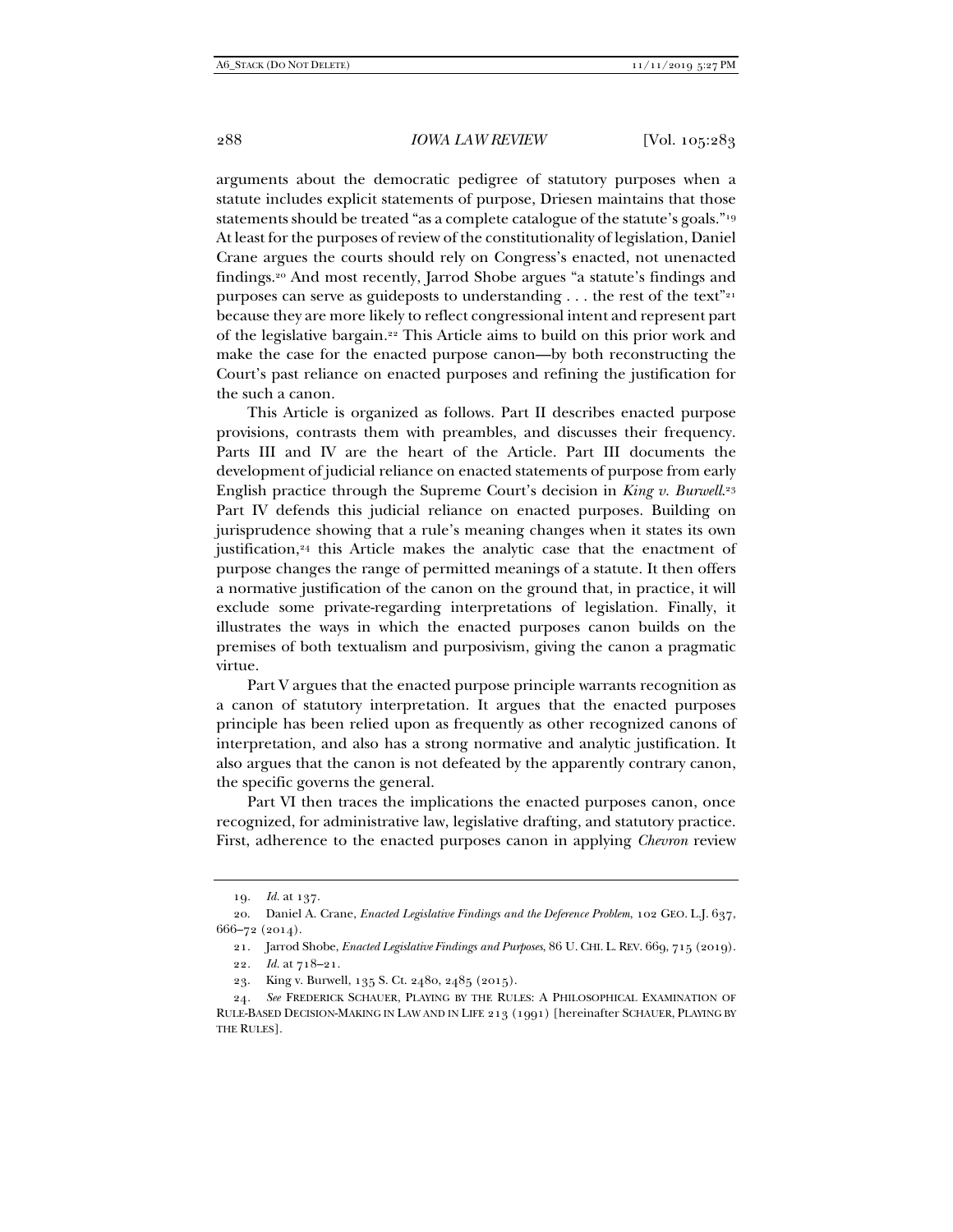arguments about the democratic pedigree of statutory purposes when a statute includes explicit statements of purpose, Driesen maintains that those statements should be treated "as a complete catalogue of the statute's goals."[19] At least for the purposes of review of the constitutionality of legislation, Daniel Crane argues the courts should rely on Congress's enacted, not unenacted findings.[20] And most recently, Jarrod Shobe argues "a statute's findings and purposes can serve as guideposts to understanding . . . the rest of the text"[21] because they are more likely to reflect congressional intent and represent part of the legislative bargain.[22] This Article aims to build on this prior work and make the case for the enacted purpose canon—by both reconstructing the Court's past reliance on enacted purposes and refining the justification for the such a canon.

This Article is organized as follows. Part II describes enacted purpose provisions, contrasts them with preambles, and discusses their frequency. Parts III and IV are the heart of the Article. Part III documents the development of judicial reliance on enacted statements of purpose from early English practice through the Supreme Court's decision in *King v. Burwell*.[23] Part IV defends this judicial reliance on enacted purposes. Building on jurisprudence showing that a rule's meaning changes when it states its own justification,[24] this Article makes the analytic case that the enactment of purpose changes the range of permitted meanings of a statute. It then offers a normative justification of the canon on the ground that, in practice, it will exclude some private-regarding interpretations of legislation. Finally, it illustrates the ways in which the enacted purposes canon builds on the premises of both textualism and purposivism, giving the canon a pragmatic virtue.

Part V argues that the enacted purpose principle warrants recognition as a canon of statutory interpretation. It argues that the enacted purposes principle has been relied upon as frequently as other recognized canons of interpretation, and also has a strong normative and analytic justification. It also argues that the canon is not defeated by the apparently contrary canon, the specific governs the general.

Part VI then traces the implications the enacted purposes canon, once recognized, for administrative law, legislative drafting, and statutory practice. First, adherence to the enacted purposes canon in applying *Chevron* review

---

19. *Id.* at 137.

20. Daniel A. Crane, *Enacted Legislative Findings and the Deference Problem*, 102 GEO. L.J. 637, 666–72 (2014).

21. Jarrod Shobe, *Enacted Legislative Findings and Purposes*, 86 U. CHI. L. REV. 669, 715 (2019).

22. *Id.* at 718–21.

23. King v. Burwell, 135 S. Ct. 2480, 2485 (2015).

24. *See* FREDERICK SCHAUER, PLAYING BY THE RULES: A PHILOSOPHICAL EXAMINATION OF RULE-BASED DECISION-MAKING IN LAW AND IN LIFE 213 (1991) [hereinafter SCHAUER, PLAYING BY THE RULES].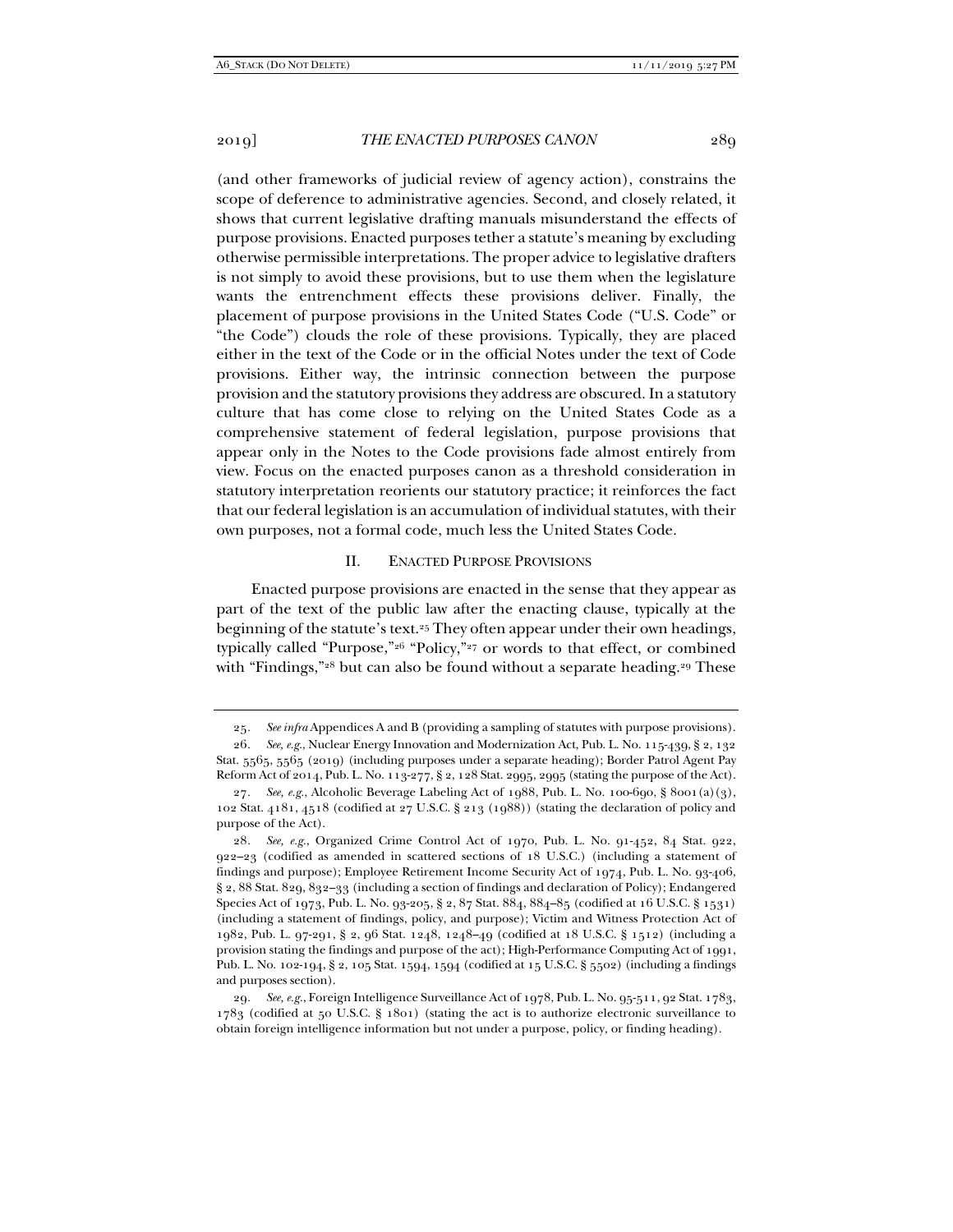(and other frameworks of judicial review of agency action), constrains the scope of deference to administrative agencies. Second, and closely related, it shows that current legislative drafting manuals misunderstand the effects of purpose provisions. Enacted purposes tether a statute's meaning by excluding otherwise permissible interpretations. The proper advice to legislative drafters is not simply to avoid these provisions, but to use them when the legislature wants the entrenchment effects these provisions deliver. Finally, the placement of purpose provisions in the United States Code ("U.S. Code" or "the Code") clouds the role of these provisions. Typically, they are placed either in the text of the Code or in the official Notes under the text of Code provisions. Either way, the intrinsic connection between the purpose provision and the statutory provisions they address are obscured. In a statutory culture that has come close to relying on the United States Code as a comprehensive statement of federal legislation, purpose provisions that appear only in the Notes to the Code provisions fade almost entirely from view. Focus on the enacted purposes canon as a threshold consideration in statutory interpretation reorients our statutory practice; it reinforces the fact that our federal legislation is an accumulation of individual statutes, with their own purposes, not a formal code, much less the United States Code.

## II. ENACTED PURPOSE PROVISIONS

Enacted purpose provisions are enacted in the sense that they appear as part of the text of the public law after the enacting clause, typically at the beginning of the statute's text.[25] They often appear under their own headings, typically called "Purpose,"[26] "Policy,"[27] or words to that effect, or combined with "Findings,"[28] but can also be found without a separate heading.[29] These

---

25. *See infra* Appendices A and B (providing a sampling of statutes with purpose provisions).

26. *See, e.g.*, Nuclear Energy Innovation and Modernization Act, Pub. L. No. 115-439, § 2, 132 Stat. 5565, 5565 (2019) (including purposes under a separate heading); Border Patrol Agent Pay Reform Act of 2014, Pub. L. No. 113-277, § 2, 128 Stat. 2995, 2995 (stating the purpose of the Act).

27. *See, e.g.*, Alcoholic Beverage Labeling Act of 1988, Pub. L. No. 100-690, § 8001(a)(3), 102 Stat. 4181, 4518 (codified at 27 U.S.C. § 213 (1988)) (stating the declaration of policy and purpose of the Act).

28. *See, e.g.*, Organized Crime Control Act of 1970, Pub. L. No. 91-452, 84 Stat. 922, 922–23 (codified as amended in scattered sections of 18 U.S.C.) (including a statement of findings and purpose); Employee Retirement Income Security Act of 1974, Pub. L. No. 93-406, § 2, 88 Stat. 829, 832–33 (including a section of findings and declaration of Policy); Endangered Species Act of 1973, Pub. L. No. 93-205, § 2, 87 Stat. 884, 884–85 (codified at 16 U.S.C. § 1531) (including a statement of findings, policy, and purpose); Victim and Witness Protection Act of 1982, Pub. L. 97-291, § 2, 96 Stat. 1248, 1248–49 (codified at 18 U.S.C. § 1512) (including a provision stating the findings and purpose of the act); High-Performance Computing Act of 1991, Pub. L. No. 102-194, § 2, 105 Stat. 1594, 1594 (codified at 15 U.S.C. § 5502) (including a findings and purposes section).

29. *See, e.g.*, Foreign Intelligence Surveillance Act of 1978, Pub. L. No. 95-511, 92 Stat. 1783, 1783 (codified at 50 U.S.C. § 1801) (stating the act is to authorize electronic surveillance to obtain foreign intelligence information but not under a purpose, policy, or finding heading).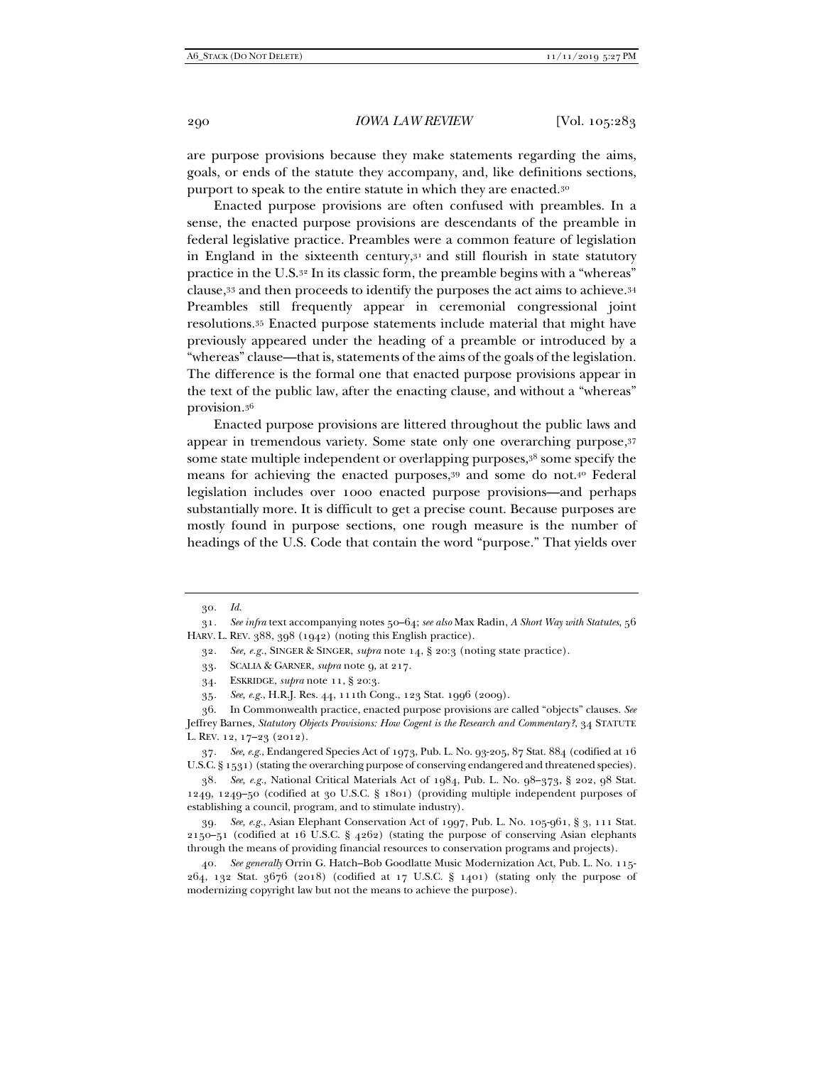are purpose provisions because they make statements regarding the aims, goals, or ends of the statute they accompany, and, like definitions sections, purport to speak to the entire statute in which they are enacted.[30]

Enacted purpose provisions are often confused with preambles. In a sense, the enacted purpose provisions are descendants of the preamble in federal legislative practice. Preambles were a common feature of legislation in England in the sixteenth century,[31] and still flourish in state statutory practice in the U.S.[32] In its classic form, the preamble begins with a "whereas" clause,[33] and then proceeds to identify the purposes the act aims to achieve.[34] Preambles still frequently appear in ceremonial congressional joint resolutions.[35] Enacted purpose statements include material that might have previously appeared under the heading of a preamble or introduced by a "whereas" clause—that is, statements of the aims of the goals of the legislation. The difference is the formal one that enacted purpose provisions appear in the text of the public law, after the enacting clause, and without a "whereas" provision.[36]

Enacted purpose provisions are littered throughout the public laws and appear in tremendous variety. Some state only one overarching purpose,[37] some state multiple independent or overlapping purposes,[38] some specify the means for achieving the enacted purposes,[39] and some do not.[40] Federal legislation includes over 1000 enacted purpose provisions—and perhaps substantially more. It is difficult to get a precise count. Because purposes are mostly found in purpose sections, one rough measure is the number of headings of the U.S. Code that contain the word "purpose." That yields over

---

30. *Id.*

31. *See infra* text accompanying notes 50–64; *see also* Max Radin, *A Short Way with Statutes*, 56 HARV. L. REV. 388, 398 (1942) (noting this English practice).

32. *See, e.g.*, SINGER & SINGER, *supra* note 14, § 20:3 (noting state practice).

33. SCALIA & GARNER, *supra* note 9, at 217.

34. ESKRIDGE, *supra* note 11, § 20:3.

35. *See, e.g.*, H.R.J. Res. 44, 111th Cong., 123 Stat. 1996 (2009).

36. In Commonwealth practice, enacted purpose provisions are called "objects" clauses. *See* Jeffrey Barnes, *Statutory Objects Provisions: How Cogent is the Research and Commentary?*, 34 STATUTE L. REV. 12, 17–23 (2012).

37. *See, e.g.*, Endangered Species Act of 1973, Pub. L. No. 93-205, 87 Stat. 884 (codified at 16 U.S.C. § 1531) (stating the overarching purpose of conserving endangered and threatened species).

38. *See, e.g.*, National Critical Materials Act of 1984, Pub. L. No. 98–373, § 202, 98 Stat. 1249, 1249–50 (codified at 30 U.S.C. § 1801) (providing multiple independent purposes of establishing a council, program, and to stimulate industry).

39. *See, e.g.*, Asian Elephant Conservation Act of 1997, Pub. L. No. 105-961, § 3, 111 Stat. 2150–51 (codified at 16 U.S.C. § 4262) (stating the purpose of conserving Asian elephants through the means of providing financial resources to conservation programs and projects).

40. *See generally* Orrin G. Hatch–Bob Goodlatte Music Modernization Act, Pub. L. No. 115-264, 132 Stat. 3676 (2018) (codified at 17 U.S.C. § 1401) (stating only the purpose of modernizing copyright law but not the means to achieve the purpose).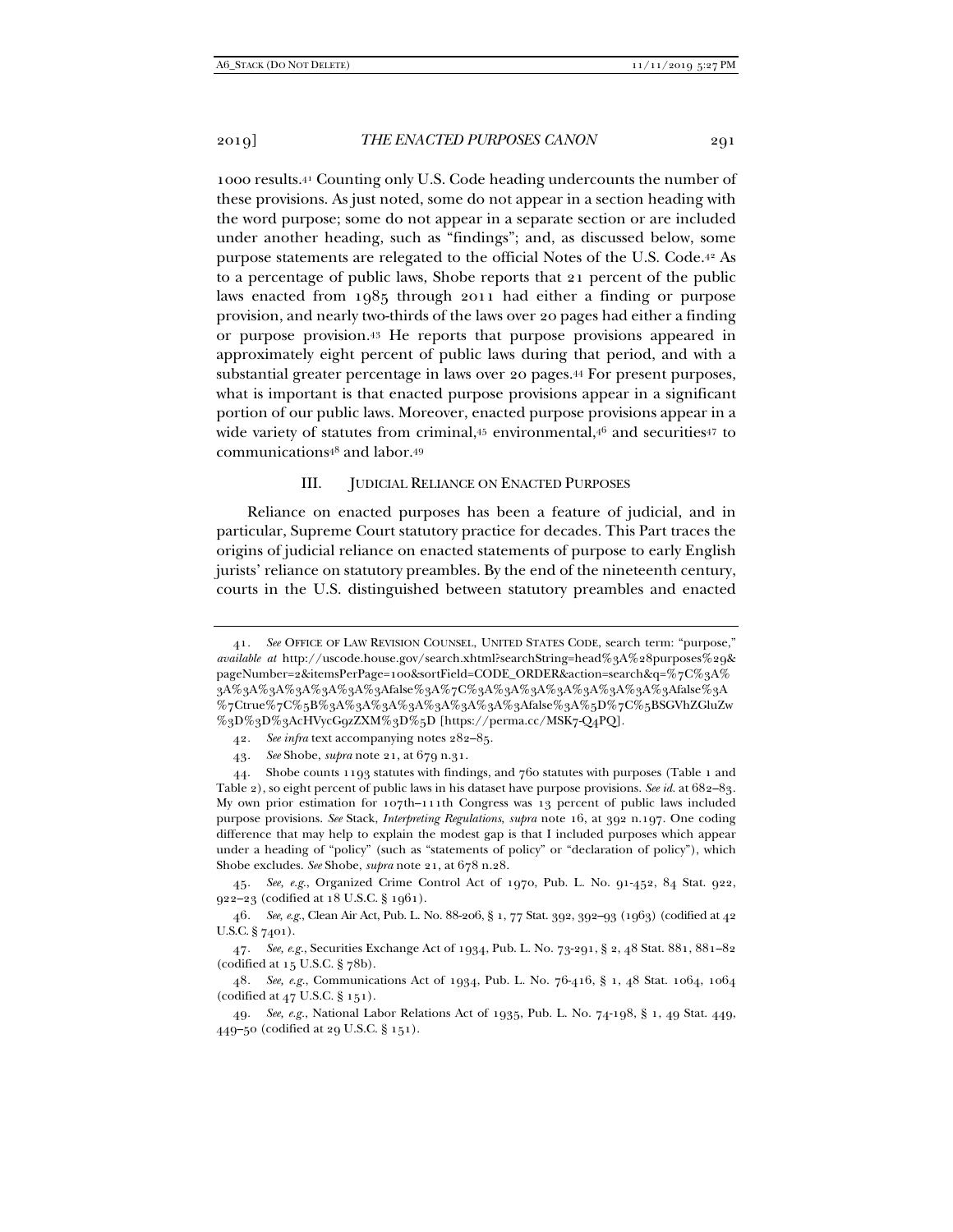1000 results.[41] Counting only U.S. Code heading undercounts the number of these provisions. As just noted, some do not appear in a section heading with the word purpose; some do not appear in a separate section or are included under another heading, such as "findings"; and, as discussed below, some purpose statements are relegated to the official Notes of the U.S. Code.[42] As to a percentage of public laws, Shobe reports that 21 percent of the public laws enacted from 1985 through 2011 had either a finding or purpose provision, and nearly two-thirds of the laws over 20 pages had either a finding or purpose provision.[43] He reports that purpose provisions appeared in approximately eight percent of public laws during that period, and with a substantial greater percentage in laws over 20 pages.[44] For present purposes, what is important is that enacted purpose provisions appear in a significant portion of our public laws. Moreover, enacted purpose provisions appear in a wide variety of statutes from criminal,[45] environmental,[46] and securities[47] to communications[48] and labor.[49]

## III. JUDICIAL RELIANCE ON ENACTED PURPOSES

Reliance on enacted purposes has been a feature of judicial, and in particular, Supreme Court statutory practice for decades. This Part traces the origins of judicial reliance on enacted statements of purpose to early English jurists' reliance on statutory preambles. By the end of the nineteenth century, courts in the U.S. distinguished between statutory preambles and enacted

---

41. *See* OFFICE OF LAW REVISION COUNSEL, UNITED STATES CODE, search term: "purpose," *available at* http://uscode.house.gov/search.xhtml?searchString=head%3A%28purposes%29&pageNumber=2&itemsPerPage=100&sortField=CODE_ORDER&action=search&q=%7C%3A%3A%3A%3A%3A%3A%3A%3Afalse%3A%7C%3A%3A%3A%3A%3A%3A%3Afalse%3A%7Ctrue%7C%5B%3A%3A%3A%3A%3A%3A%3A%3Afalse%3A%5D%7C%5BSGVhZGluZw%3D%3D%3AcHVycG9zZXM%3D%5D [https://perma.cc/MSK7-Q4PQ].

42. *See infra* text accompanying notes 282–85.

43. *See* Shobe, *supra* note 21, at 679 n.31.

44. Shobe counts 1193 statutes with findings, and 760 statutes with purposes (Table 1 and Table 2), so eight percent of public laws in his dataset have purpose provisions. *See id.* at 682–83. My own prior estimation for 107th–111th Congress was 13 percent of public laws included purpose provisions. *See* Stack, *Interpreting Regulations*, *supra* note 16, at 392 n.197. One coding difference that may help to explain the modest gap is that I included purposes which appear under a heading of "policy" (such as "statements of policy" or "declaration of policy"), which Shobe excludes. *See* Shobe, *supra* note 21, at 678 n.28.

45. *See, e.g.*, Organized Crime Control Act of 1970, Pub. L. No. 91-452, 84 Stat. 922, 922–23 (codified at 18 U.S.C. § 1961).

46. *See, e.g.*, Clean Air Act, Pub. L. No. 88-206, § 1, 77 Stat. 392, 392–93 (1963) (codified at 42 U.S.C. § 7401).

47. *See, e.g.*, Securities Exchange Act of 1934, Pub. L. No. 73-291, § 2, 48 Stat. 881, 881–82 (codified at 15 U.S.C. § 78b).

48. *See, e.g.*, Communications Act of 1934, Pub. L. No. 76-416, § 1, 48 Stat. 1064, 1064 (codified at 47 U.S.C. § 151).

49. *See, e.g.*, National Labor Relations Act of 1935, Pub. L. No. 74-198, § 1, 49 Stat. 449, 449–50 (codified at 29 U.S.C. § 151).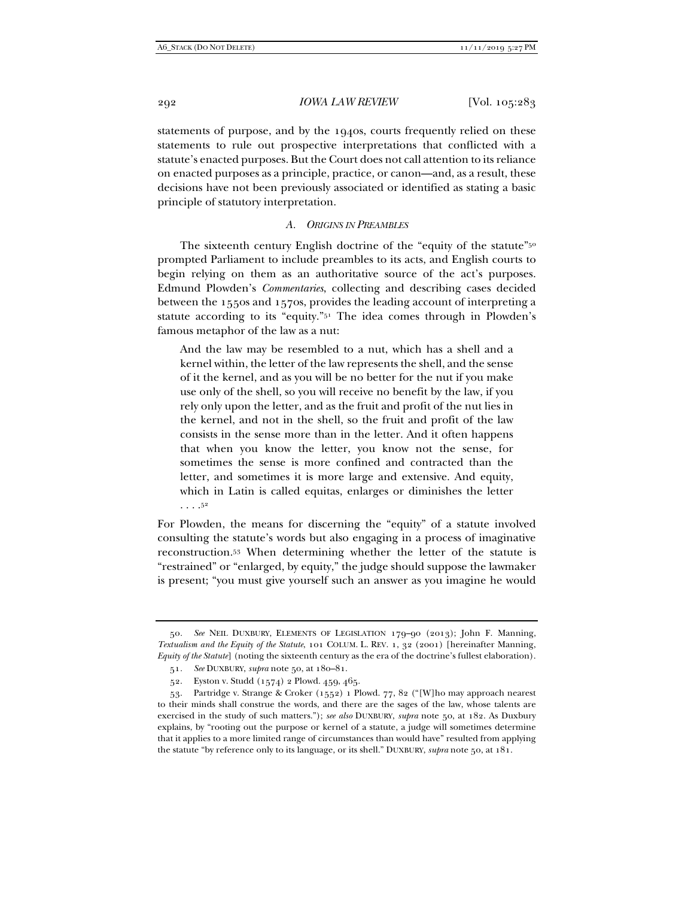statements of purpose, and by the 1940s, courts frequently relied on these statements to rule out prospective interpretations that conflicted with a statute's enacted purposes. But the Court does not call attention to its reliance on enacted purposes as a principle, practice, or canon—and, as a result, these decisions have not been previously associated or identified as stating a basic principle of statutory interpretation.

### A. *Origins in Preambles*

The sixteenth century English doctrine of the "equity of the statute"[50] prompted Parliament to include preambles to its acts, and English courts to begin relying on them as an authoritative source of the act's purposes. Edmund Plowden's *Commentaries*, collecting and describing cases decided between the 1550s and 1570s, provides the leading account of interpreting a statute according to its "equity."[51] The idea comes through in Plowden's famous metaphor of the law as a nut:

> And the law may be resembled to a nut, which has a shell and a kernel within, the letter of the law represents the shell, and the sense of it the kernel, and as you will be no better for the nut if you make use only of the shell, so you will receive no benefit by the law, if you rely only upon the letter, and as the fruit and profit of the nut lies in the kernel, and not in the shell, so the fruit and profit of the law consists in the sense more than in the letter. And it often happens that when you know the letter, you know not the sense, for sometimes the sense is more confined and contracted than the letter, and sometimes it is more large and extensive. And equity, which in Latin is called equitas, enlarges or diminishes the letter . . . .[52]

For Plowden, the means for discerning the "equity" of a statute involved consulting the statute's words but also engaging in a process of imaginative reconstruction.[53] When determining whether the letter of the statute is "restrained" or "enlarged, by equity," the judge should suppose the lawmaker is present; "you must give yourself such an answer as you imagine he would

---

50. *See* NEIL DUXBURY, ELEMENTS OF LEGISLATION 179–90 (2013); John F. Manning, *Textualism and the Equity of the Statute*, 101 COLUM. L. REV. 1, 32 (2001) [hereinafter Manning, *Equity of the Statute*] (noting the sixteenth century as the era of the doctrine's fullest elaboration).

51. *See* DUXBURY, *supra* note 50, at 180–81.

52. Eyston v. Studd (1574) 2 Plowd. 459, 465.

53. Partridge v. Strange & Croker (1552) 1 Plowd. 77, 82 ("[W]ho may approach nearest to their minds shall construe the words, and there are the sages of the law, whose talents are exercised in the study of such matters."); *see also* DUXBURY, *supra* note 50, at 182. As Duxbury explains, by "rooting out the purpose or kernel of a statute, a judge will sometimes determine that it applies to a more limited range of circumstances than would have" resulted from applying the statute "by reference only to its language, or its shell." DUXBURY, *supra* note 50, at 181.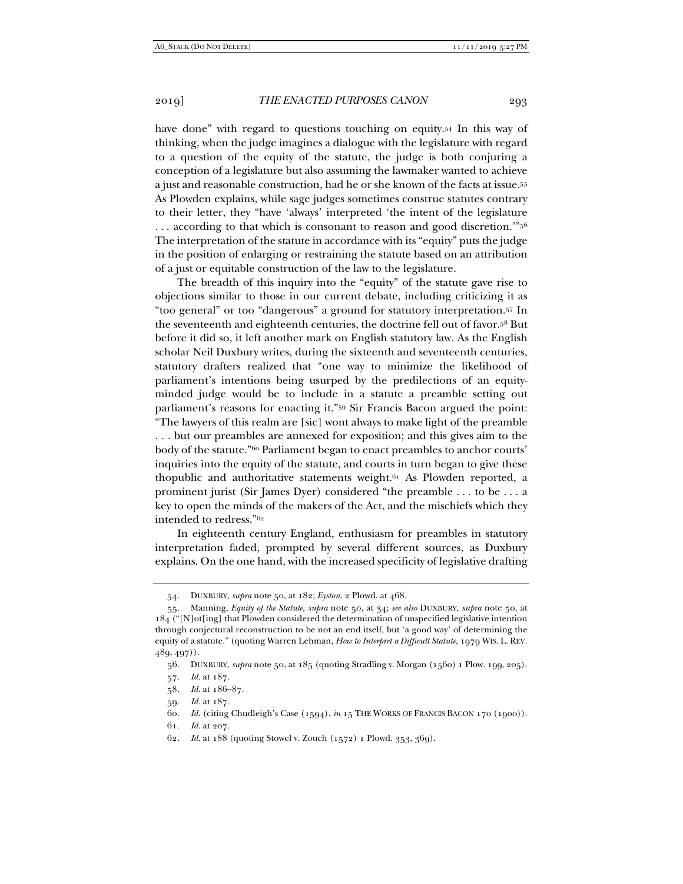have done" with regard to questions touching on equity.[54] In this way of thinking, when the judge imagines a dialogue with the legislature with regard to a question of the equity of the statute, the judge is both conjuring a conception of a legislature but also assuming the lawmaker wanted to achieve a just and reasonable construction, had he or she known of the facts at issue.[55] As Plowden explains, while sage judges sometimes construe statutes contrary to their letter, they "have 'always' interpreted 'the intent of the legislature . . . according to that which is consonant to reason and good discretion.'"[56] The interpretation of the statute in accordance with its "equity" puts the judge in the position of enlarging or restraining the statute based on an attribution of a just or equitable construction of the law to the legislature.

The breadth of this inquiry into the "equity" of the statute gave rise to objections similar to those in our current debate, including criticizing it as "too general" or too "dangerous" a ground for statutory interpretation.[57] In the seventeenth and eighteenth centuries, the doctrine fell out of favor.[58] But before it did so, it left another mark on English statutory law. As the English scholar Neil Duxbury writes, during the sixteenth and seventeenth centuries, statutory drafters realized that "one way to minimize the likelihood of parliament's intentions being usurped by the predilections of an equity-minded judge would be to include in a statute a preamble setting out parliament's reasons for enacting it."[59] Sir Francis Bacon argued the point: "The lawyers of this realm are [sic] wont always to make light of the preamble . . . but our preambles are annexed for exposition; and this gives aim to the body of the statute."[60] Parliament began to enact preambles to anchor courts' inquiries into the equity of the statute, and courts in turn began to give these thopublic and authoritative statements weight.[61] As Plowden reported, a prominent jurist (Sir James Dyer) considered "the preamble . . . to be . . . a key to open the minds of the makers of the Act, and the mischiefs which they intended to redress."[62]

In eighteenth century England, enthusiasm for preambles in statutory interpretation faded, prompted by several different sources, as Duxbury explains. On the one hand, with the increased specificity of legislative drafting

---

54. DUXBURY, *supra* note 50, at 182; *Eyston*, 2 Plowd. at 468.

55. Manning, *Equity of the Statute*, *supra* note 50, at 34; *see also* DUXBURY, *supra* note 50, at 184 ("[N]ot[ing] that Plowden considered the determination of unspecified legislative intention through conjectural reconstruction to be not an end itself, but 'a good way' of determining the equity of a statute." (quoting Warren Lehman, *How to Interpret a Difficult Statute*, 1979 WIS. L. REV. 489, 497)).

56. DUXBURY, *supra* note 50, at 185 (quoting Stradling v. Morgan (1560) 1 Plow. 199, 205).

57. *Id.* at 187.

58. *Id.* at 186–87.

59. *Id.* at 187.

60. *Id.* (citing Chudleigh's Case (1594), *in* 15 THE WORKS OF FRANCIS BACON 170 (1900)).

61. *Id.* at 207.

62. *Id.* at 188 (quoting Stowel v. Zouch (1572) 1 Plowd. 353, 369).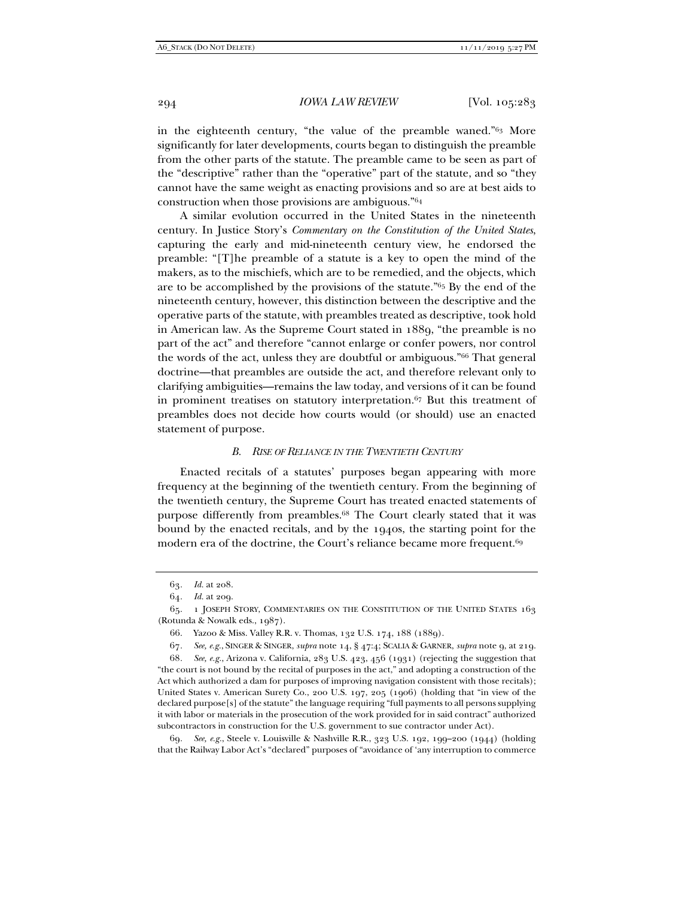in the eighteenth century, "the value of the preamble waned."[63] More significantly for later developments, courts began to distinguish the preamble from the other parts of the statute. The preamble came to be seen as part of the "descriptive" rather than the "operative" part of the statute, and so "they cannot have the same weight as enacting provisions and so are at best aids to construction when those provisions are ambiguous."[64]

A similar evolution occurred in the United States in the nineteenth century. In Justice Story's *Commentary on the Constitution of the United States*, capturing the early and mid-nineteenth century view, he endorsed the preamble: "[T]he preamble of a statute is a key to open the mind of the makers, as to the mischiefs, which are to be remedied, and the objects, which are to be accomplished by the provisions of the statute."[65] By the end of the nineteenth century, however, this distinction between the descriptive and the operative parts of the statute, with preambles treated as descriptive, took hold in American law. As the Supreme Court stated in 1889, "the preamble is no part of the act" and therefore "cannot enlarge or confer powers, nor control the words of the act, unless they are doubtful or ambiguous."[66] That general doctrine—that preambles are outside the act, and therefore relevant only to clarifying ambiguities—remains the law today, and versions of it can be found in prominent treatises on statutory interpretation.[67] But this treatment of preambles does not decide how courts would (or should) use an enacted statement of purpose.

### *B. Rise of Reliance in the Twentieth Century*

Enacted recitals of a statutes' purposes began appearing with more frequency at the beginning of the twentieth century. From the beginning of the twentieth century, the Supreme Court has treated enacted statements of purpose differently from preambles.[68] The Court clearly stated that it was bound by the enacted recitals, and by the 1940s, the starting point for the modern era of the doctrine, the Court's reliance became more frequent.[69]

---

63. *Id.* at 208.

64. *Id.* at 209.

65. 1 Joseph Story, Commentaries on the Constitution of the United States 163 (Rotunda & Nowalk eds., 1987).

66. Yazoo & Miss. Valley R.R. v. Thomas, 132 U.S. 174, 188 (1889).

67. *See, e.g.*, Singer & Singer, *supra* note 14, § 47:4; Scalia & Garner, *supra* note 9, at 219.

68. *See, e.g.*, Arizona v. California, 283 U.S. 423, 456 (1931) (rejecting the suggestion that "the court is not bound by the recital of purposes in the act," and adopting a construction of the Act which authorized a dam for purposes of improving navigation consistent with those recitals); United States v. American Surety Co., 200 U.S. 197, 205 (1906) (holding that "in view of the declared purpose[s] of the statute" the language requiring "full payments to all persons supplying it with labor or materials in the prosecution of the work provided for in said contract" authorized subcontractors in construction for the U.S. government to sue contractor under Act).

69. *See, e.g.*, Steele v. Louisville & Nashville R.R., 323 U.S. 192, 199–200 (1944) (holding that the Railway Labor Act's "declared" purposes of "avoidance of 'any interruption to commerce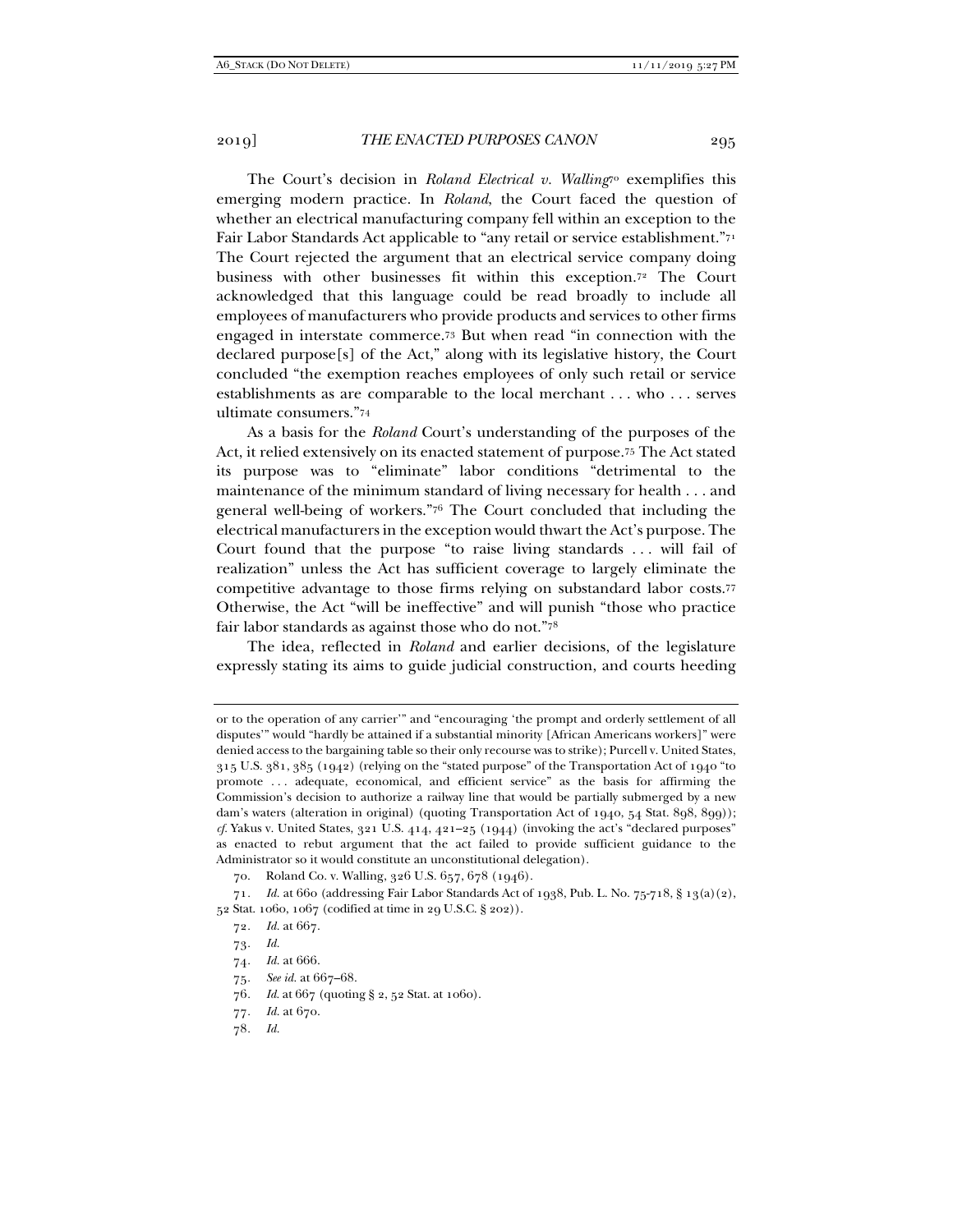The Court's decision in *Roland Electrical v. Walling*[70] exemplifies this emerging modern practice. In *Roland*, the Court faced the question of whether an electrical manufacturing company fell within an exception to the Fair Labor Standards Act applicable to "any retail or service establishment."[71] The Court rejected the argument that an electrical service company doing business with other businesses fit within this exception.[72] The Court acknowledged that this language could be read broadly to include all employees of manufacturers who provide products and services to other firms engaged in interstate commerce.[73] But when read "in connection with the declared purpose[s] of the Act," along with its legislative history, the Court concluded "the exemption reaches employees of only such retail or service establishments as are comparable to the local merchant . . . who . . . serves ultimate consumers."[74]

As a basis for the *Roland* Court's understanding of the purposes of the Act, it relied extensively on its enacted statement of purpose.[75] The Act stated its purpose was to "eliminate" labor conditions "detrimental to the maintenance of the minimum standard of living necessary for health . . . and general well-being of workers."[76] The Court concluded that including the electrical manufacturers in the exception would thwart the Act's purpose. The Court found that the purpose "to raise living standards . . . will fail of realization" unless the Act has sufficient coverage to largely eliminate the competitive advantage to those firms relying on substandard labor costs.[77] Otherwise, the Act "will be ineffective" and will punish "those who practice fair labor standards as against those who do not."[78]

The idea, reflected in *Roland* and earlier decisions, of the legislature expressly stating its aims to guide judicial construction, and courts heeding

---

or to the operation of any carrier'" and "encouraging 'the prompt and orderly settlement of all disputes'" would "hardly be attained if a substantial minority [African Americans workers]" were denied access to the bargaining table so their only recourse was to strike); Purcell v. United States, 315 U.S. 381, 385 (1942) (relying on the "stated purpose" of the Transportation Act of 1940 "to promote . . . adequate, economical, and efficient service" as the basis for affirming the Commission's decision to authorize a railway line that would be partially submerged by a new dam's waters (alteration in original) (quoting Transportation Act of 1940, 54 Stat. 898, 899)); *cf.* Yakus v. United States, 321 U.S. 414, 421–25 (1944) (invoking the act's "declared purposes" as enacted to rebut argument that the act failed to provide sufficient guidance to the Administrator so it would constitute an unconstitutional delegation).

70. Roland Co. v. Walling, 326 U.S. 657, 678 (1946).

71. *Id.* at 660 (addressing Fair Labor Standards Act of 1938, Pub. L. No. 75-718, § 13(a)(2), 52 Stat. 1060, 1067 (codified at time in 29 U.S.C. § 202)).

72. *Id.* at 667.

73. *Id.*

74. *Id.* at 666.

75. *See id.* at 667–68.

76. *Id.* at 667 (quoting § 2, 52 Stat. at 1060).

77. *Id.* at 670.

78. *Id.*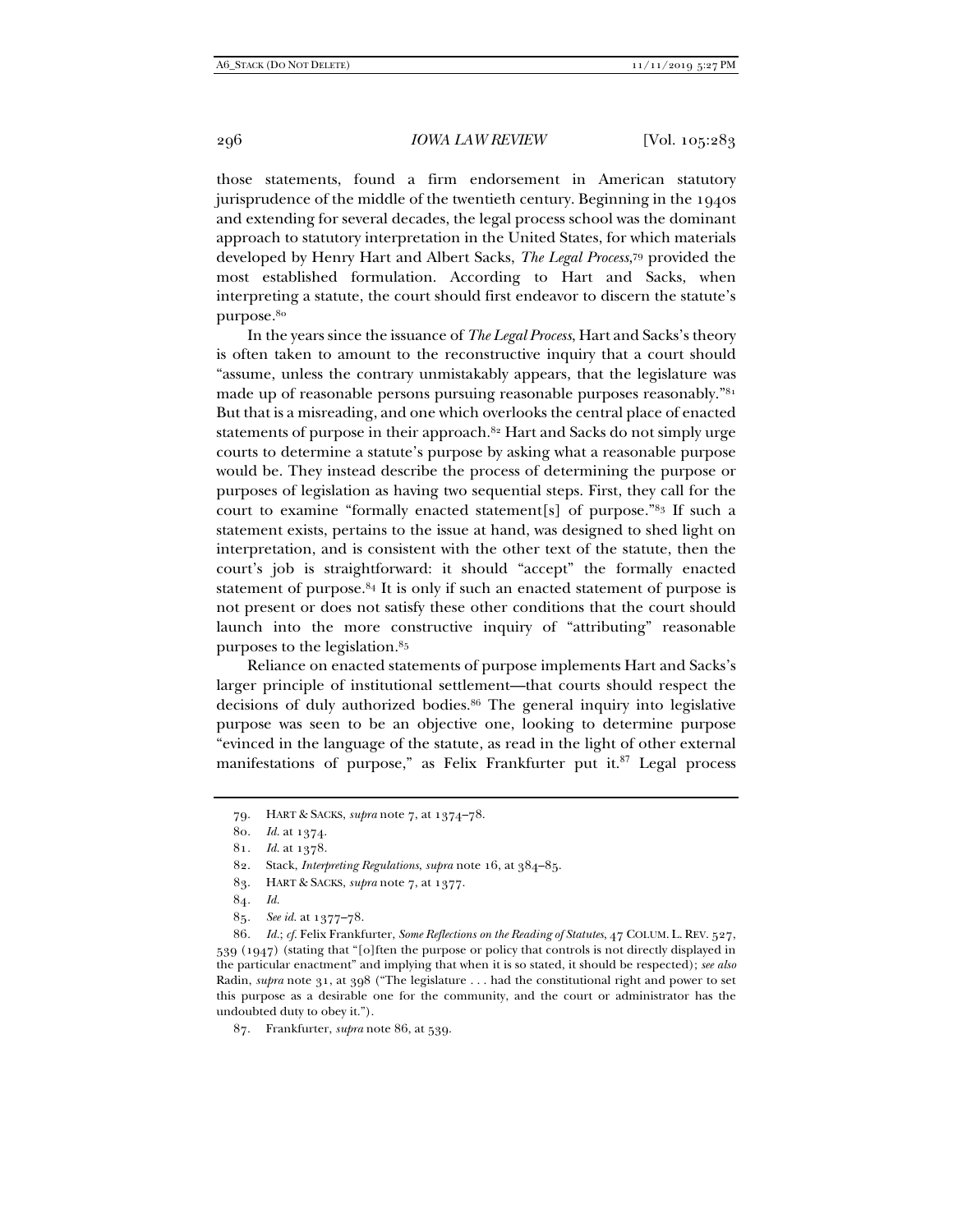those statements, found a firm endorsement in American statutory jurisprudence of the middle of the twentieth century. Beginning in the 1940s and extending for several decades, the legal process school was the dominant approach to statutory interpretation in the United States, for which materials developed by Henry Hart and Albert Sacks, *The Legal Process*,[79] provided the most established formulation. According to Hart and Sacks, when interpreting a statute, the court should first endeavor to discern the statute's purpose.[80]

In the years since the issuance of *The Legal Process*, Hart and Sacks's theory is often taken to amount to the reconstructive inquiry that a court should "assume, unless the contrary unmistakably appears, that the legislature was made up of reasonable persons pursuing reasonable purposes reasonably."[81] But that is a misreading, and one which overlooks the central place of enacted statements of purpose in their approach.[82] Hart and Sacks do not simply urge courts to determine a statute's purpose by asking what a reasonable purpose would be. They instead describe the process of determining the purpose or purposes of legislation as having two sequential steps. First, they call for the court to examine "formally enacted statement[s] of purpose."[83] If such a statement exists, pertains to the issue at hand, was designed to shed light on interpretation, and is consistent with the other text of the statute, then the court's job is straightforward: it should "accept" the formally enacted statement of purpose.[84] It is only if such an enacted statement of purpose is not present or does not satisfy these other conditions that the court should launch into the more constructive inquiry of "attributing" reasonable purposes to the legislation.[85]

Reliance on enacted statements of purpose implements Hart and Sacks's larger principle of institutional settlement—that courts should respect the decisions of duly authorized bodies.[86] The general inquiry into legislative purpose was seen to be an objective one, looking to determine purpose "evinced in the language of the statute, as read in the light of other external manifestations of purpose," as Felix Frankfurter put it.[87] Legal process

---

79. HART & SACKS, *supra* note 7, at 1374–78.

80. *Id.* at 1374.

81. *Id.* at 1378.

82. Stack, *Interpreting Regulations*, *supra* note 16, at 384–85.

83. HART & SACKS, *supra* note 7, at 1377.

84. *Id.*

85. *See id.* at 1377–78.

86. *Id.*; *cf.* Felix Frankfurter, *Some Reflections on the Reading of Statutes*, 47 COLUM. L. REV. 527, 539 (1947) (stating that "[o]ften the purpose or policy that controls is not directly displayed in the particular enactment" and implying that when it is so stated, it should be respected); *see also* Radin, *supra* note 31, at 398 ("The legislature . . . had the constitutional right and power to set this purpose as a desirable one for the community, and the court or administrator has the undoubted duty to obey it.").

87. Frankfurter, *supra* note 86, at 539.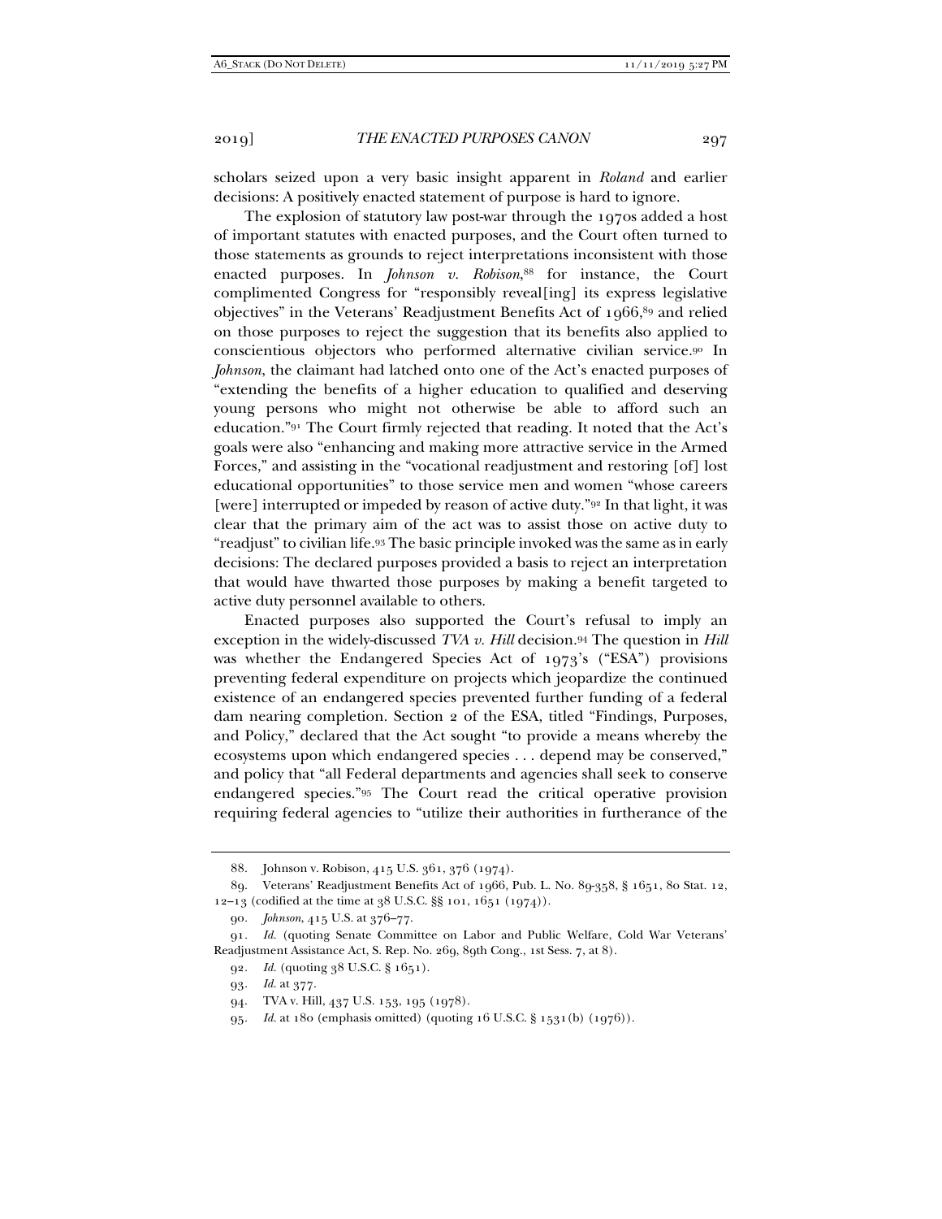scholars seized upon a very basic insight apparent in *Roland* and earlier decisions: A positively enacted statement of purpose is hard to ignore.

The explosion of statutory law post-war through the 1970s added a host of important statutes with enacted purposes, and the Court often turned to those statements as grounds to reject interpretations inconsistent with those enacted purposes. In *Johnson v. Robison*,[88] for instance, the Court complimented Congress for "responsibly reveal[ing] its express legislative objectives" in the Veterans' Readjustment Benefits Act of 1966,[89] and relied on those purposes to reject the suggestion that its benefits also applied to conscientious objectors who performed alternative civilian service.[90] In *Johnson*, the claimant had latched onto one of the Act's enacted purposes of "extending the benefits of a higher education to qualified and deserving young persons who might not otherwise be able to afford such an education."[91] The Court firmly rejected that reading. It noted that the Act's goals were also "enhancing and making more attractive service in the Armed Forces," and assisting in the "vocational readjustment and restoring [of] lost educational opportunities" to those service men and women "whose careers [were] interrupted or impeded by reason of active duty."[92] In that light, it was clear that the primary aim of the act was to assist those on active duty to "readjust" to civilian life.[93] The basic principle invoked was the same as in early decisions: The declared purposes provided a basis to reject an interpretation that would have thwarted those purposes by making a benefit targeted to active duty personnel available to others.

Enacted purposes also supported the Court's refusal to imply an exception in the widely-discussed *TVA v. Hill* decision.[94] The question in *Hill* was whether the Endangered Species Act of 1973's ("ESA") provisions preventing federal expenditure on projects which jeopardize the continued existence of an endangered species prevented further funding of a federal dam nearing completion. Section 2 of the ESA, titled "Findings, Purposes, and Policy," declared that the Act sought "to provide a means whereby the ecosystems upon which endangered species . . . depend may be conserved," and policy that "all Federal departments and agencies shall seek to conserve endangered species."[95] The Court read the critical operative provision requiring federal agencies to "utilize their authorities in furtherance of the

---

88. Johnson v. Robison, 415 U.S. 361, 376 (1974).

89. Veterans' Readjustment Benefits Act of 1966, Pub. L. No. 89-358, § 1651, 80 Stat. 12, 12–13 (codified at the time at 38 U.S.C. §§ 101, 1651 (1974)).

90. *Johnson*, 415 U.S. at 376–77.

91. *Id.* (quoting Senate Committee on Labor and Public Welfare, Cold War Veterans' Readjustment Assistance Act, S. Rep. No. 269, 89th Cong., 1st Sess. 7, at 8).

92. *Id.* (quoting 38 U.S.C. § 1651).

93. *Id.* at 377.

94. TVA v. Hill, 437 U.S. 153, 195 (1978).

95. *Id.* at 180 (emphasis omitted) (quoting 16 U.S.C. § 1531(b) (1976)).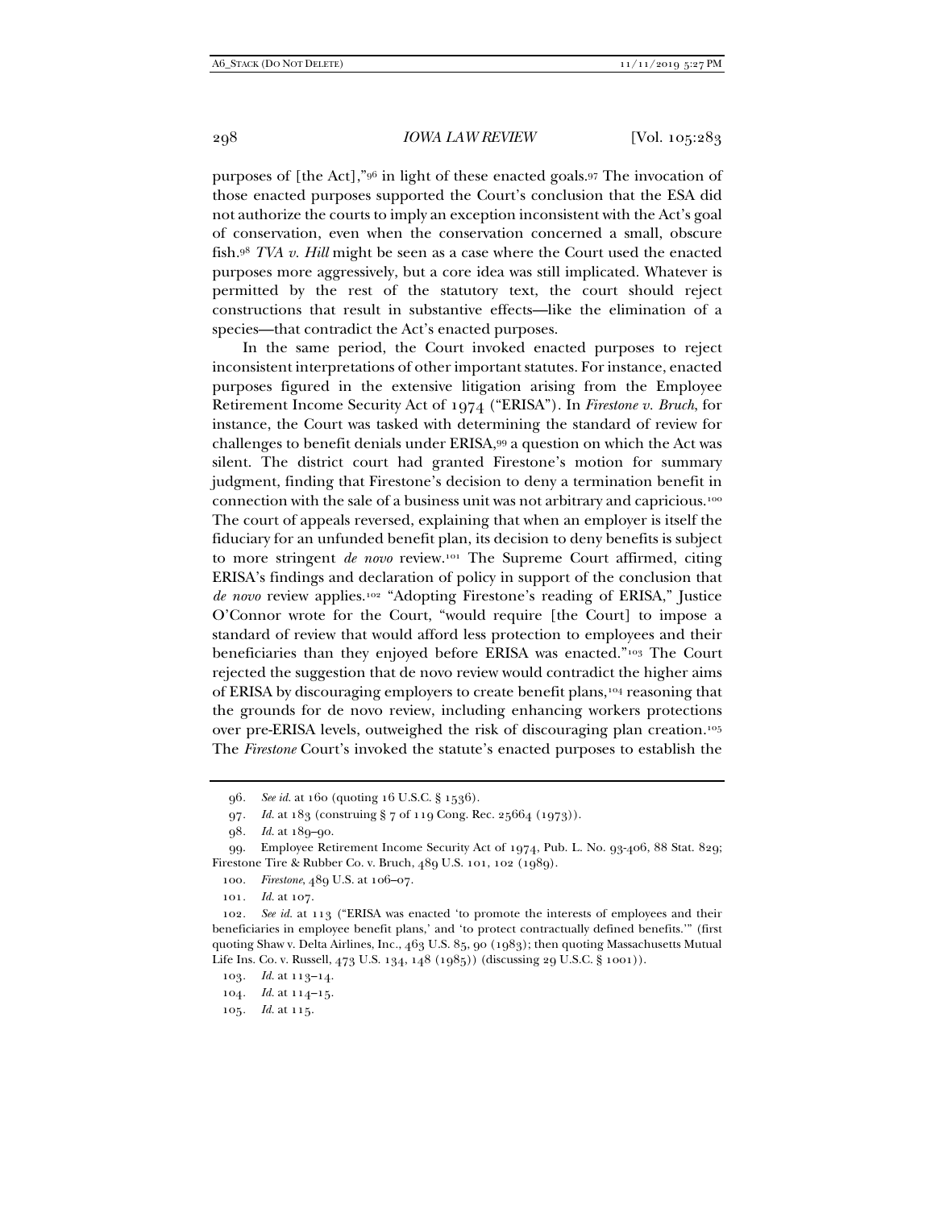purposes of [the Act],"[96] in light of these enacted goals.[97] The invocation of those enacted purposes supported the Court's conclusion that the ESA did not authorize the courts to imply an exception inconsistent with the Act's goal of conservation, even when the conservation concerned a small, obscure fish.[98] *TVA v. Hill* might be seen as a case where the Court used the enacted purposes more aggressively, but a core idea was still implicated. Whatever is permitted by the rest of the statutory text, the court should reject constructions that result in substantive effects—like the elimination of a species—that contradict the Act's enacted purposes.

In the same period, the Court invoked enacted purposes to reject inconsistent interpretations of other important statutes. For instance, enacted purposes figured in the extensive litigation arising from the Employee Retirement Income Security Act of 1974 ("ERISA"). In *Firestone v. Bruch*, for instance, the Court was tasked with determining the standard of review for challenges to benefit denials under ERISA,[99] a question on which the Act was silent. The district court had granted Firestone's motion for summary judgment, finding that Firestone's decision to deny a termination benefit in connection with the sale of a business unit was not arbitrary and capricious.[100] The court of appeals reversed, explaining that when an employer is itself the fiduciary for an unfunded benefit plan, its decision to deny benefits is subject to more stringent *de novo* review.[101] The Supreme Court affirmed, citing ERISA's findings and declaration of policy in support of the conclusion that *de novo* review applies.[102] "Adopting Firestone's reading of ERISA," Justice O'Connor wrote for the Court, "would require [the Court] to impose a standard of review that would afford less protection to employees and their beneficiaries than they enjoyed before ERISA was enacted."[103] The Court rejected the suggestion that de novo review would contradict the higher aims of ERISA by discouraging employers to create benefit plans,[104] reasoning that the grounds for de novo review, including enhancing workers protections over pre-ERISA levels, outweighed the risk of discouraging plan creation.[105] The *Firestone* Court's invoked the statute's enacted purposes to establish the

---

96. *See id.* at 160 (quoting 16 U.S.C. § 1536).

97. *Id.* at 183 (construing § 7 of 119 Cong. Rec. 25664 (1973)).

98. *Id.* at 189–90.

99. Employee Retirement Income Security Act of 1974, Pub. L. No. 93-406, 88 Stat. 829; Firestone Tire & Rubber Co. v. Bruch, 489 U.S. 101, 102 (1989).

100. *Firestone*, 489 U.S. at 106–07.

101. *Id.* at 107.

102. *See id.* at 113 ("ERISA was enacted 'to promote the interests of employees and their beneficiaries in employee benefit plans,' and 'to protect contractually defined benefits.'" (first quoting Shaw v. Delta Airlines, Inc., 463 U.S. 85, 90 (1983); then quoting Massachusetts Mutual Life Ins. Co. v. Russell, 473 U.S. 134, 148 (1985)) (discussing 29 U.S.C. § 1001)).

103. *Id.* at 113–14.

104. *Id.* at 114–15.

105. *Id.* at 115.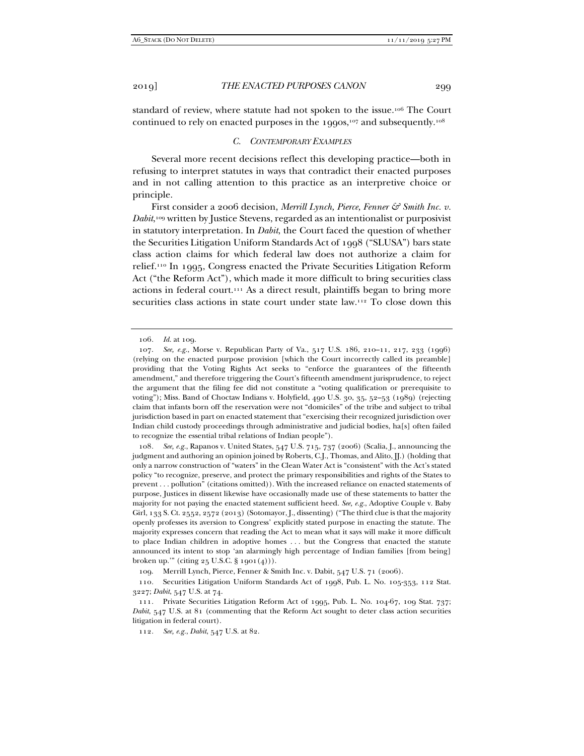standard of review, where statute had not spoken to the issue.[106] The Court continued to rely on enacted purposes in the 1990s,[107] and subsequently.[108]

### *C. CONTEMPORARY EXAMPLES*

Several more recent decisions reflect this developing practice—both in refusing to interpret statutes in ways that contradict their enacted purposes and in not calling attention to this practice as an interpretive choice or principle.

First consider a 2006 decision, *Merrill Lynch, Pierce, Fenner & Smith Inc. v. Dabit*,[109] written by Justice Stevens, regarded as an intentionalist or purposivist in statutory interpretation. In *Dabit*, the Court faced the question of whether the Securities Litigation Uniform Standards Act of 1998 ("SLUSA") bars state class action claims for which federal law does not authorize a claim for relief.[110] In 1995, Congress enacted the Private Securities Litigation Reform Act ("the Reform Act"), which made it more difficult to bring securities class actions in federal court.[111] As a direct result, plaintiffs began to bring more securities class actions in state court under state law.[112] To close down this

---

106. *Id.* at 109.

107. *See, e.g.*, Morse v. Republican Party of Va., 517 U.S. 186, 210–11, 217, 233 (1996) (relying on the enacted purpose provision [which the Court incorrectly called its preamble] providing that the Voting Rights Act seeks to "enforce the guarantees of the fifteenth amendment," and therefore triggering the Court's fifteenth amendment jurisprudence, to reject the argument that the filing fee did not constitute a "voting qualification or prerequisite to voting"); Miss. Band of Choctaw Indians v. Holyfield, 490 U.S. 30, 35, 52–53 (1989) (rejecting claim that infants born off the reservation were not "domiciles" of the tribe and subject to tribal jurisdiction based in part on enacted statement that "exercising their recognized jurisdiction over Indian child custody proceedings through administrative and judicial bodies, ha[s] often failed to recognize the essential tribal relations of Indian people").

108. *See, e.g.*, Rapanos v. United States, 547 U.S. 715, 737 (2006) (Scalia, J., announcing the judgment and authoring an opinion joined by Roberts, C.J., Thomas, and Alito, JJ.) (holding that only a narrow construction of "waters" in the Clean Water Act is "consistent" with the Act's stated policy "to recognize, preserve, and protect the primary responsibilities and rights of the States to prevent . . . pollution" (citations omitted)). With the increased reliance on enacted statements of purpose, Justices in dissent likewise have occasionally made use of these statements to batter the majority for not paying the enacted statement sufficient heed. *See, e.g.*, Adoptive Couple v. Baby Girl, 133 S. Ct. 2552, 2572 (2013) (Sotomayor, J., dissenting) ("The third clue is that the majority openly professes its aversion to Congress' explicitly stated purpose in enacting the statute. The majority expresses concern that reading the Act to mean what it says will make it more difficult to place Indian children in adoptive homes . . . but the Congress that enacted the statute announced its intent to stop 'an alarmingly high percentage of Indian families [from being] broken up.'" (citing 25 U.S.C. § 1901(4))).

109. Merrill Lynch, Pierce, Fenner & Smith Inc. v. Dabit, 547 U.S. 71 (2006).

110. Securities Litigation Uniform Standards Act of 1998, Pub. L. No. 105-353, 112 Stat. 3227; *Dabit*, 547 U.S. at 74.

111. Private Securities Litigation Reform Act of 1995, Pub. L. No. 104-67, 109 Stat. 737; *Dabit*, 547 U.S. at 81 (commenting that the Reform Act sought to deter class action securities litigation in federal court).

112. *See, e.g.*, *Dabit*, 547 U.S. at 82.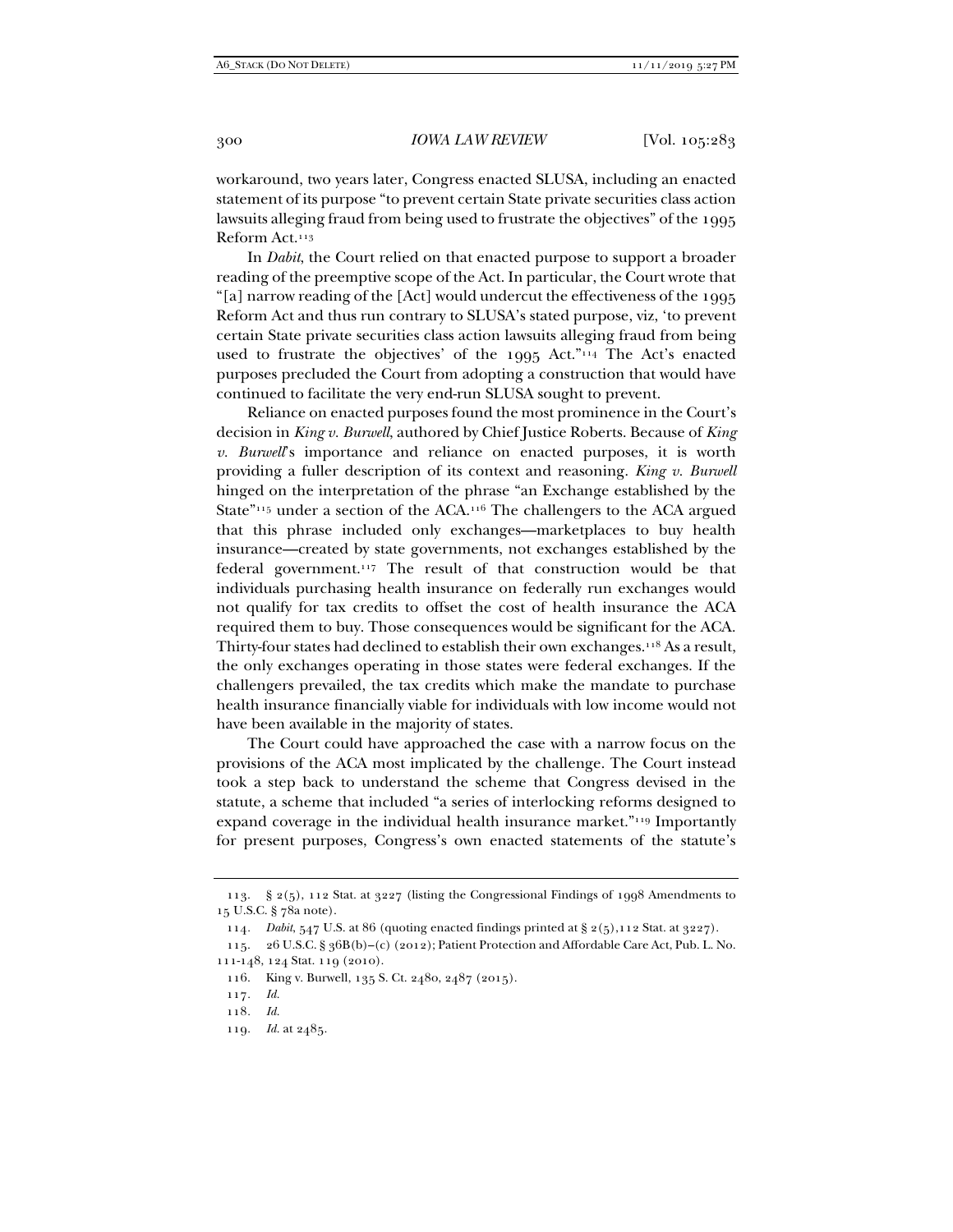workaround, two years later, Congress enacted SLUSA, including an enacted statement of its purpose "to prevent certain State private securities class action lawsuits alleging fraud from being used to frustrate the objectives" of the 1995 Reform Act.[113]

In *Dabit*, the Court relied on that enacted purpose to support a broader reading of the preemptive scope of the Act. In particular, the Court wrote that "[a] narrow reading of the [Act] would undercut the effectiveness of the 1995 Reform Act and thus run contrary to SLUSA's stated purpose, viz., 'to prevent certain State private securities class action lawsuits alleging fraud from being used to frustrate the objectives' of the 1995 Act."[114] The Act's enacted purposes precluded the Court from adopting a construction that would have continued to facilitate the very end-run SLUSA sought to prevent.

Reliance on enacted purposes found the most prominence in the Court's decision in *King v. Burwell*, authored by Chief Justice Roberts. Because of *King v. Burwell*'s importance and reliance on enacted purposes, it is worth providing a fuller description of its context and reasoning. *King v. Burwell* hinged on the interpretation of the phrase "an Exchange established by the State"[115] under a section of the ACA.[116] The challengers to the ACA argued that this phrase included only exchanges—marketplaces to buy health insurance—created by state governments, not exchanges established by the federal government.[117] The result of that construction would be that individuals purchasing health insurance on federally run exchanges would not qualify for tax credits to offset the cost of health insurance the ACA required them to buy. Those consequences would be significant for the ACA. Thirty-four states had declined to establish their own exchanges.[118] As a result, the only exchanges operating in those states were federal exchanges. If the challengers prevailed, the tax credits which make the mandate to purchase health insurance financially viable for individuals with low income would not have been available in the majority of states.

The Court could have approached the case with a narrow focus on the provisions of the ACA most implicated by the challenge. The Court instead took a step back to understand the scheme that Congress devised in the statute, a scheme that included "a series of interlocking reforms designed to expand coverage in the individual health insurance market."[119] Importantly for present purposes, Congress's own enacted statements of the statute's

---

113. § 2(5), 112 Stat. at 3227 (listing the Congressional Findings of 1998 Amendments to 15 U.S.C. § 78a note).

114. *Dabit*, 547 U.S. at 86 (quoting enacted findings printed at § 2(5),112 Stat. at 3227).

115. 26 U.S.C. § 36B(b)–(c) (2012); Patient Protection and Affordable Care Act, Pub. L. No. 111-148, 124 Stat. 119 (2010).

116. King v. Burwell, 135 S. Ct. 2480, 2487 (2015).

117. *Id.*

118. *Id.*

119. *Id.* at 2485.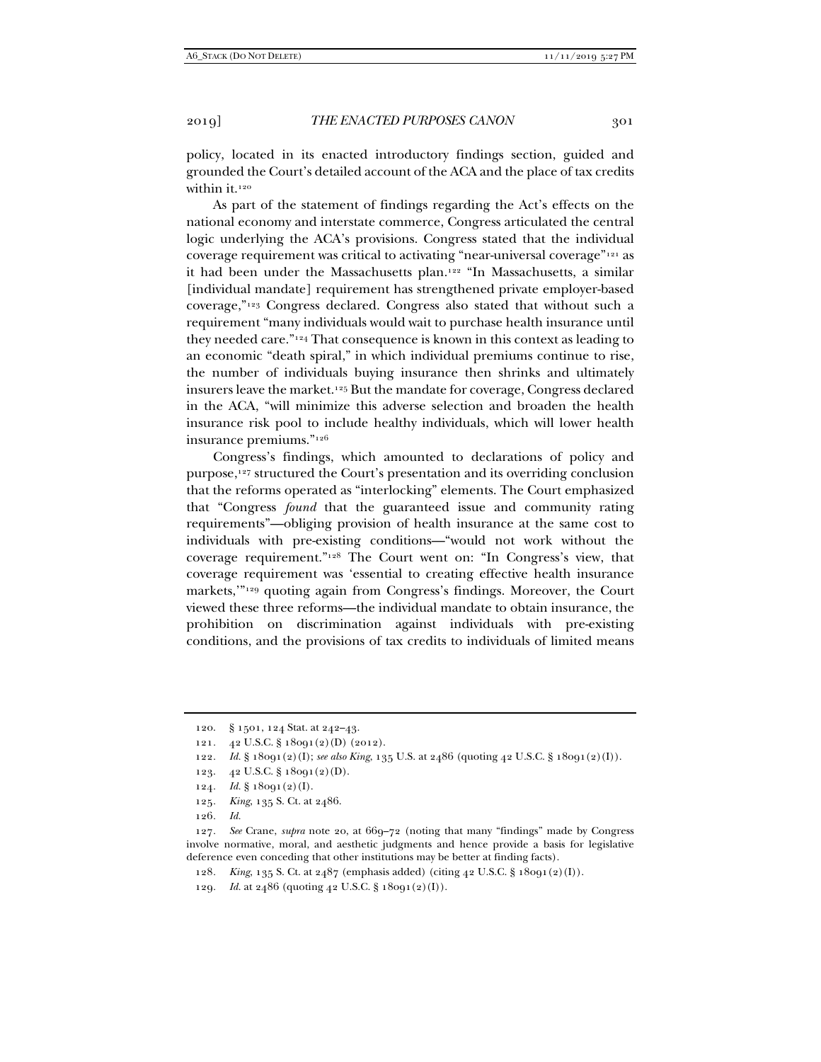policy, located in its enacted introductory findings section, guided and grounded the Court's detailed account of the ACA and the place of tax credits within it.[120]

As part of the statement of findings regarding the Act's effects on the national economy and interstate commerce, Congress articulated the central logic underlying the ACA's provisions. Congress stated that the individual coverage requirement was critical to activating "near-universal coverage"[121] as it had been under the Massachusetts plan.[122] "In Massachusetts, a similar [individual mandate] requirement has strengthened private employer-based coverage,"[123] Congress declared. Congress also stated that without such a requirement "many individuals would wait to purchase health insurance until they needed care."[124] That consequence is known in this context as leading to an economic "death spiral," in which individual premiums continue to rise, the number of individuals buying insurance then shrinks and ultimately insurers leave the market.[125] But the mandate for coverage, Congress declared in the ACA, "will minimize this adverse selection and broaden the health insurance risk pool to include healthy individuals, which will lower health insurance premiums."[126]

Congress's findings, which amounted to declarations of policy and purpose,[127] structured the Court's presentation and its overriding conclusion that the reforms operated as "interlocking" elements. The Court emphasized that "Congress *found* that the guaranteed issue and community rating requirements"—obliging provision of health insurance at the same cost to individuals with pre-existing conditions—"would not work without the coverage requirement."[128] The Court went on: "In Congress's view, that coverage requirement was 'essential to creating effective health insurance markets,'"[129] quoting again from Congress's findings. Moreover, the Court viewed these three reforms—the individual mandate to obtain insurance, the prohibition on discrimination against individuals with pre-existing conditions, and the provisions of tax credits to individuals of limited means

---

120. § 1501, 124 Stat. at 242–43.

121. 42 U.S.C. § 18091(2)(D) (2012).

122. *Id.* § 18091(2)(I); *see also King*, 135 U.S. at 2486 (quoting 42 U.S.C. § 18091(2)(I)).

123. 42 U.S.C. § 18091(2)(D).

124. *Id.* § 18091(2)(I).

125. *King*, 135 S. Ct. at 2486.

126. *Id.*

127. *See* Crane, *supra* note 20, at 669–72 (noting that many "findings" made by Congress involve normative, moral, and aesthetic judgments and hence provide a basis for legislative deference even conceding that other institutions may be better at finding facts).

128. *King*, 135 S. Ct. at 2487 (emphasis added) (citing 42 U.S.C. § 18091(2)(I)).

129. *Id.* at 2486 (quoting 42 U.S.C. § 18091(2)(I)).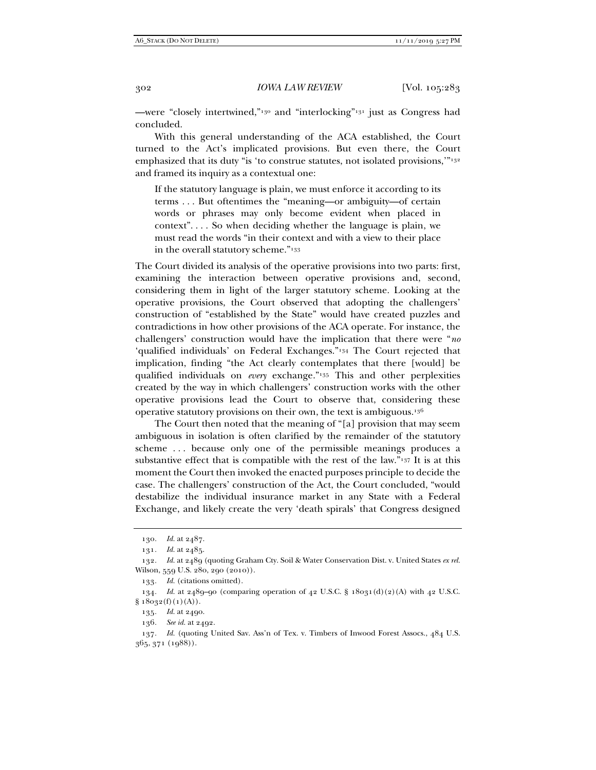—were "closely intertwined,"[130] and "interlocking"[131] just as Congress had concluded.

With this general understanding of the ACA established, the Court turned to the Act's implicated provisions. But even there, the Court emphasized that its duty "is 'to construe statutes, not isolated provisions,'"[132] and framed its inquiry as a contextual one:

> If the statutory language is plain, we must enforce it according to its terms . . . But oftentimes the "meaning—or ambiguity—of certain words or phrases may only become evident when placed in context". . . . So when deciding whether the language is plain, we must read the words "in their context and with a view to their place in the overall statutory scheme."[133]

The Court divided its analysis of the operative provisions into two parts: first, examining the interaction between operative provisions and, second, considering them in light of the larger statutory scheme. Looking at the operative provisions, the Court observed that adopting the challengers' construction of "established by the State" would have created puzzles and contradictions in how other provisions of the ACA operate. For instance, the challengers' construction would have the implication that there were "*no* 'qualified individuals' on Federal Exchanges."[134] The Court rejected that implication, finding "the Act clearly contemplates that there [would] be qualified individuals on *every* exchange."[135] This and other perplexities created by the way in which challengers' construction works with the other operative provisions lead the Court to observe that, considering these operative statutory provisions on their own, the text is ambiguous.[136]

The Court then noted that the meaning of "[a] provision that may seem ambiguous in isolation is often clarified by the remainder of the statutory scheme . . . because only one of the permissible meanings produces a substantive effect that is compatible with the rest of the law."[137] It is at this moment the Court then invoked the enacted purposes principle to decide the case. The challengers' construction of the Act, the Court concluded, "would destabilize the individual insurance market in any State with a Federal Exchange, and likely create the very 'death spirals' that Congress designed

---

130. *Id.* at 2487.

131. *Id.* at 2485.

132. *Id.* at 2489 (quoting Graham Cty. Soil & Water Conservation Dist. v. United States *ex rel.* Wilson, 559 U.S. 280, 290 (2010)).

133. *Id.* (citations omitted).

134. *Id.* at 2489–90 (comparing operation of 42 U.S.C. § 18031(d)(2)(A) with 42 U.S.C. § 18032(f)(1)(A)).

135. *Id.* at 2490.

136. *See id.* at 2492.

137. *Id.* (quoting United Sav. Ass'n of Tex. v. Timbers of Inwood Forest Assocs., 484 U.S. 365, 371 (1988)).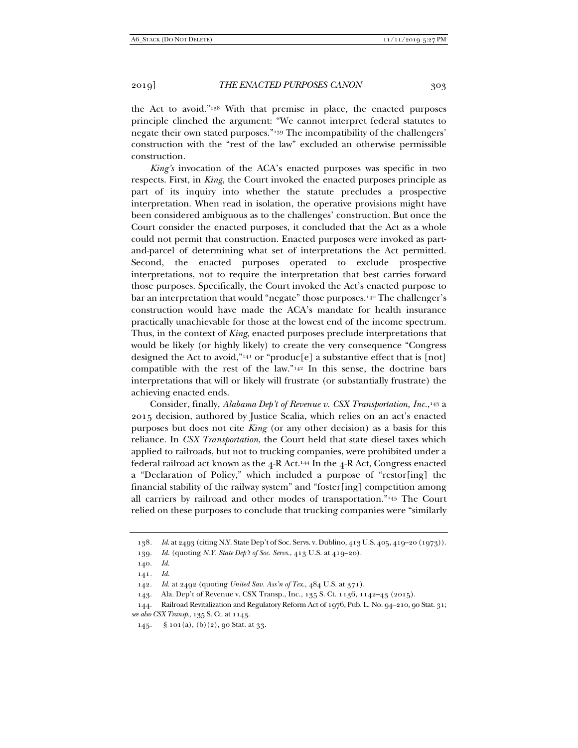the Act to avoid."[138] With that premise in place, the enacted purposes principle clinched the argument: "We cannot interpret federal statutes to negate their own stated purposes."[139] The incompatibility of the challengers' construction with the "rest of the law" excluded an otherwise permissible construction.

*King's* invocation of the ACA's enacted purposes was specific in two respects. First, in *King*, the Court invoked the enacted purposes principle as part of its inquiry into whether the statute precludes a prospective interpretation. When read in isolation, the operative provisions might have been considered ambiguous as to the challenges' construction. But once the Court consider the enacted purposes, it concluded that the Act as a whole could not permit that construction. Enacted purposes were invoked as part-and-parcel of determining what set of interpretations the Act permitted. Second, the enacted purposes operated to exclude prospective interpretations, not to require the interpretation that best carries forward those purposes. Specifically, the Court invoked the Act's enacted purpose to bar an interpretation that would "negate" those purposes.[140] The challenger's construction would have made the ACA's mandate for health insurance practically unachievable for those at the lowest end of the income spectrum. Thus, in the context of *King*, enacted purposes preclude interpretations that would be likely (or highly likely) to create the very consequence "Congress designed the Act to avoid,"[141] or "produc[e] a substantive effect that is [not] compatible with the rest of the law."[142] In this sense, the doctrine bars interpretations that will or likely will frustrate (or substantially frustrate) the achieving enacted ends.

Consider, finally, *Alabama Dep't of Revenue v. CSX Transportation, Inc.*,[143] a 2015 decision, authored by Justice Scalia, which relies on an act's enacted purposes but does not cite *King* (or any other decision) as a basis for this reliance. In *CSX Transportation*, the Court held that state diesel taxes which applied to railroads, but not to trucking companies, were prohibited under a federal railroad act known as the 4-R Act.[144] In the 4-R Act, Congress enacted a "Declaration of Policy," which included a purpose of "restor[ing] the financial stability of the railway system" and "foster[ing] competition among all carriers by railroad and other modes of transportation."[145] The Court relied on these purposes to conclude that trucking companies were "similarly

---

138. *Id.* at 2493 (citing N.Y. State Dep't of Soc. Servs. v. Dublino, 413 U.S. 405, 419–20 (1973)).

139. *Id.* (quoting *N.Y. State Dep't of Soc. Servs.*, 413 U.S. at 419–20).

140. *Id.*

141. *Id.*

142. *Id.* at 2492 (quoting *United Sav. Ass'n of Tex.*, 484 U.S. at 371).

143. Ala. Dep't of Revenue v. CSX Transp., Inc., 135 S. Ct. 1136, 1142–43 (2015).

144. Railroad Revitalization and Regulatory Reform Act of 1976, Pub. L. No. 94–210, 90 Stat. 31; *see also CSX Transp.*, 135 S. Ct. at 1143.

145. § 101(a), (b)(2), 90 Stat. at 33.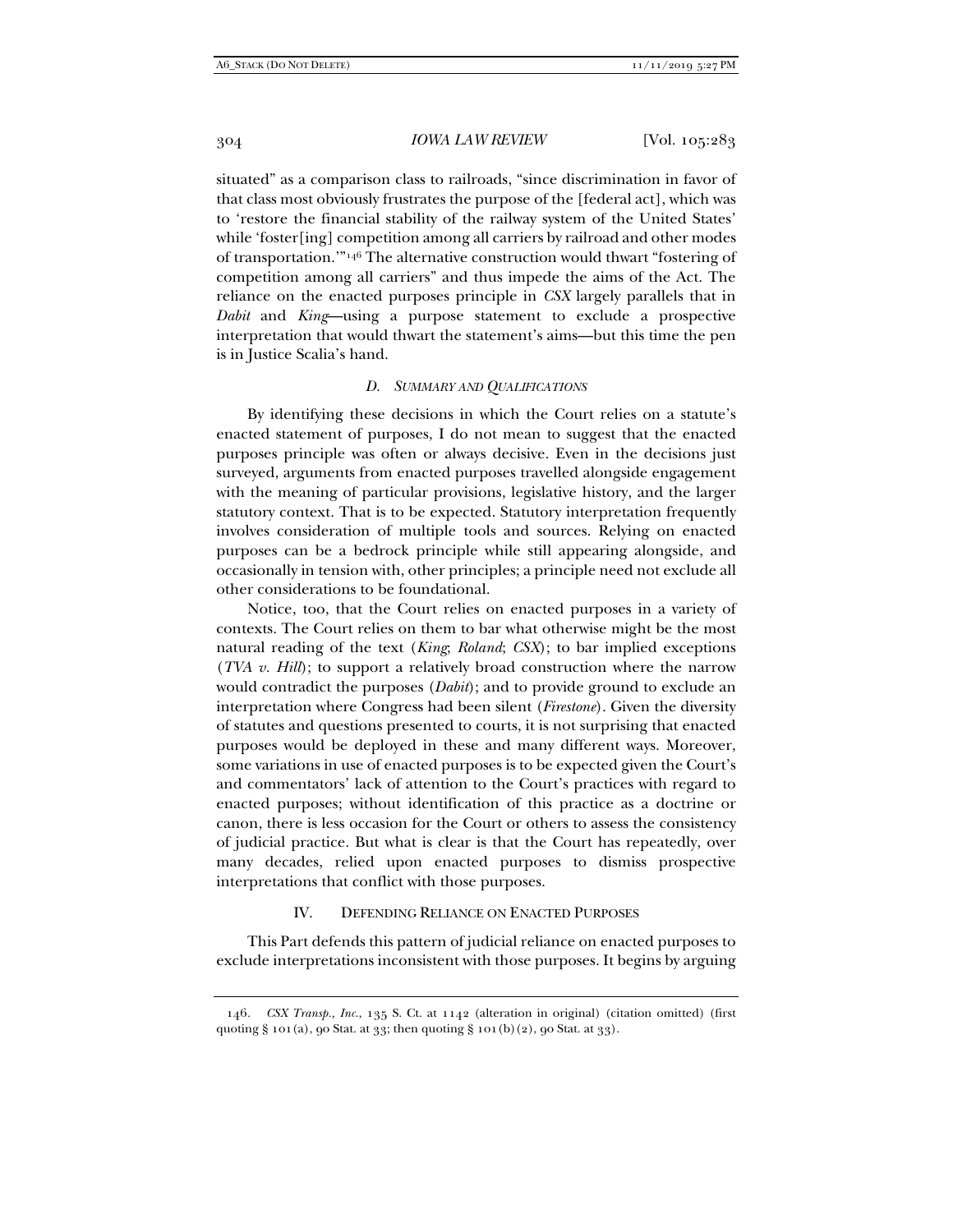situated" as a comparison class to railroads, "since discrimination in favor of that class most obviously frustrates the purpose of the [federal act], which was to 'restore the financial stability of the railway system of the United States' while 'foster[ing] competition among all carriers by railroad and other modes of transportation.'"[146] The alternative construction would thwart "fostering of competition among all carriers" and thus impede the aims of the Act. The reliance on the enacted purposes principle in *CSX* largely parallels that in *Dabit* and *King*—using a purpose statement to exclude a prospective interpretation that would thwart the statement's aims—but this time the pen is in Justice Scalia's hand.

### *D. Summary and Qualifications*

By identifying these decisions in which the Court relies on a statute's enacted statement of purposes, I do not mean to suggest that the enacted purposes principle was often or always decisive. Even in the decisions just surveyed, arguments from enacted purposes travelled alongside engagement with the meaning of particular provisions, legislative history, and the larger statutory context. That is to be expected. Statutory interpretation frequently involves consideration of multiple tools and sources. Relying on enacted purposes can be a bedrock principle while still appearing alongside, and occasionally in tension with, other principles; a principle need not exclude all other considerations to be foundational.

Notice, too, that the Court relies on enacted purposes in a variety of contexts. The Court relies on them to bar what otherwise might be the most natural reading of the text (*King*; *Roland*; *CSX*); to bar implied exceptions (*TVA v. Hill*); to support a relatively broad construction where the narrow would contradict the purposes (*Dabit*); and to provide ground to exclude an interpretation where Congress had been silent (*Firestone*). Given the diversity of statutes and questions presented to courts, it is not surprising that enacted purposes would be deployed in these and many different ways. Moreover, some variations in use of enacted purposes is to be expected given the Court's and commentators' lack of attention to the Court's practices with regard to enacted purposes; without identification of this practice as a doctrine or canon, there is less occasion for the Court or others to assess the consistency of judicial practice. But what is clear is that the Court has repeatedly, over many decades, relied upon enacted purposes to dismiss prospective interpretations that conflict with those purposes.

## IV. Defending Reliance on Enacted Purposes

This Part defends this pattern of judicial reliance on enacted purposes to exclude interpretations inconsistent with those purposes. It begins by arguing

---

146. *CSX Transp., Inc.*, 135 S. Ct. at 1142 (alteration in original) (citation omitted) (first quoting § 101(a), 90 Stat. at 33; then quoting § 101(b)(2), 90 Stat. at 33).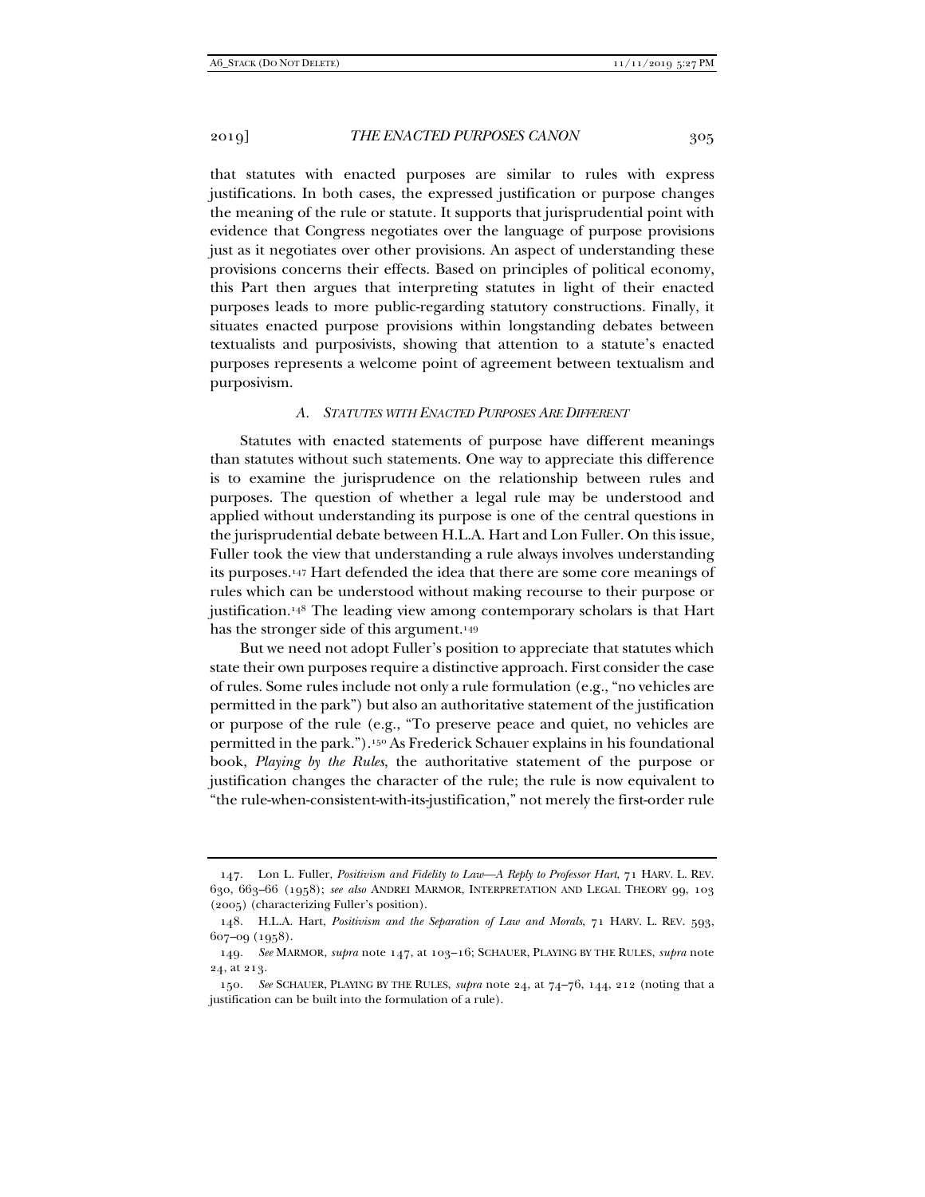that statutes with enacted purposes are similar to rules with express justifications. In both cases, the expressed justification or purpose changes the meaning of the rule or statute. It supports that jurisprudential point with evidence that Congress negotiates over the language of purpose provisions just as it negotiates over other provisions. An aspect of understanding these provisions concerns their effects. Based on principles of political economy, this Part then argues that interpreting statutes in light of their enacted purposes leads to more public-regarding statutory constructions. Finally, it situates enacted purpose provisions within longstanding debates between textualists and purposivists, showing that attention to a statute's enacted purposes represents a welcome point of agreement between textualism and purposivism.

### *A. Statutes with Enacted Purposes Are Different*

Statutes with enacted statements of purpose have different meanings than statutes without such statements. One way to appreciate this difference is to examine the jurisprudence on the relationship between rules and purposes. The question of whether a legal rule may be understood and applied without understanding its purpose is one of the central questions in the jurisprudential debate between H.L.A. Hart and Lon Fuller. On this issue, Fuller took the view that understanding a rule always involves understanding its purposes.[147] Hart defended the idea that there are some core meanings of rules which can be understood without making recourse to their purpose or justification.[148] The leading view among contemporary scholars is that Hart has the stronger side of this argument.[149]

But we need not adopt Fuller's position to appreciate that statutes which state their own purposes require a distinctive approach. First consider the case of rules. Some rules include not only a rule formulation (e.g., "no vehicles are permitted in the park") but also an authoritative statement of the justification or purpose of the rule (e.g., "To preserve peace and quiet, no vehicles are permitted in the park.").[150] As Frederick Schauer explains in his foundational book, *Playing by the Rules*, the authoritative statement of the purpose or justification changes the character of the rule; the rule is now equivalent to "the rule-when-consistent-with-its-justification," not merely the first-order rule

---

147. Lon L. Fuller, *Positivism and Fidelity to Law—A Reply to Professor Hart*, 71 HARV. L. REV. 630, 663–66 (1958); *see also* ANDREI MARMOR, INTERPRETATION AND LEGAL THEORY 99, 103 (2005) (characterizing Fuller's position).

148. H.L.A. Hart, *Positivism and the Separation of Law and Morals*, 71 HARV. L. REV. 593, 607–09 (1958).

149. *See* MARMOR, *supra* note 147, at 103–16; SCHAUER, PLAYING BY THE RULES, *supra* note 24, at 213.

150. *See* SCHAUER, PLAYING BY THE RULES, *supra* note 24, at 74–76, 144, 212 (noting that a justification can be built into the formulation of a rule).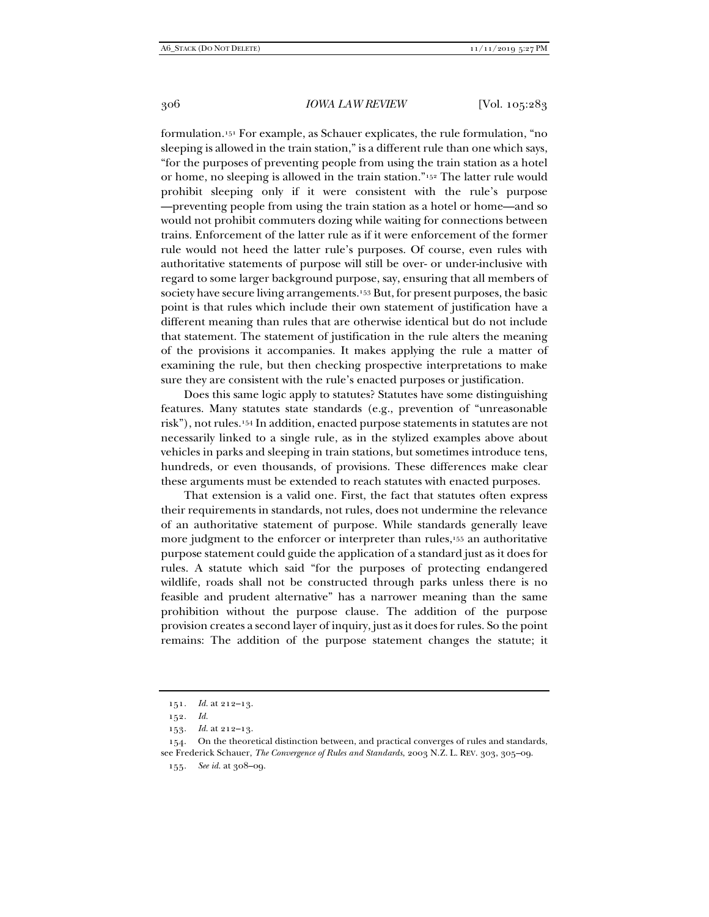formulation.[151] For example, as Schauer explicates, the rule formulation, "no sleeping is allowed in the train station," is a different rule than one which says, "for the purposes of preventing people from using the train station as a hotel or home, no sleeping is allowed in the train station."[152] The latter rule would prohibit sleeping only if it were consistent with the rule's purpose—preventing people from using the train station as a hotel or home—and so would not prohibit commuters dozing while waiting for connections between trains. Enforcement of the latter rule as if it were enforcement of the former rule would not heed the latter rule's purposes. Of course, even rules with authoritative statements of purpose will still be over- or under-inclusive with regard to some larger background purpose, say, ensuring that all members of society have secure living arrangements.[153] But, for present purposes, the basic point is that rules which include their own statement of justification have a different meaning than rules that are otherwise identical but do not include that statement. The statement of justification in the rule alters the meaning of the provisions it accompanies. It makes applying the rule a matter of examining the rule, but then checking prospective interpretations to make sure they are consistent with the rule's enacted purposes or justification.

Does this same logic apply to statutes? Statutes have some distinguishing features. Many statutes state standards (e.g., prevention of "unreasonable risk"), not rules.[154] In addition, enacted purpose statements in statutes are not necessarily linked to a single rule, as in the stylized examples above about vehicles in parks and sleeping in train stations, but sometimes introduce tens, hundreds, or even thousands, of provisions. These differences make clear these arguments must be extended to reach statutes with enacted purposes.

That extension is a valid one. First, the fact that statutes often express their requirements in standards, not rules, does not undermine the relevance of an authoritative statement of purpose. While standards generally leave more judgment to the enforcer or interpreter than rules,[155] an authoritative purpose statement could guide the application of a standard just as it does for rules. A statute which said "for the purposes of protecting endangered wildlife, roads shall not be constructed through parks unless there is no feasible and prudent alternative" has a narrower meaning than the same prohibition without the purpose clause. The addition of the purpose provision creates a second layer of inquiry, just as it does for rules. So the point remains: The addition of the purpose statement changes the statute; it

---

151. *Id.* at 212–13.

152. *Id.*

153. *Id.* at 212–13.

154. On the theoretical distinction between, and practical converges of rules and standards, see Frederick Schauer, *The Convergence of Rules and Standards*, 2003 N.Z. L. REV. 303, 305–09.

155. *See id.* at 308–09.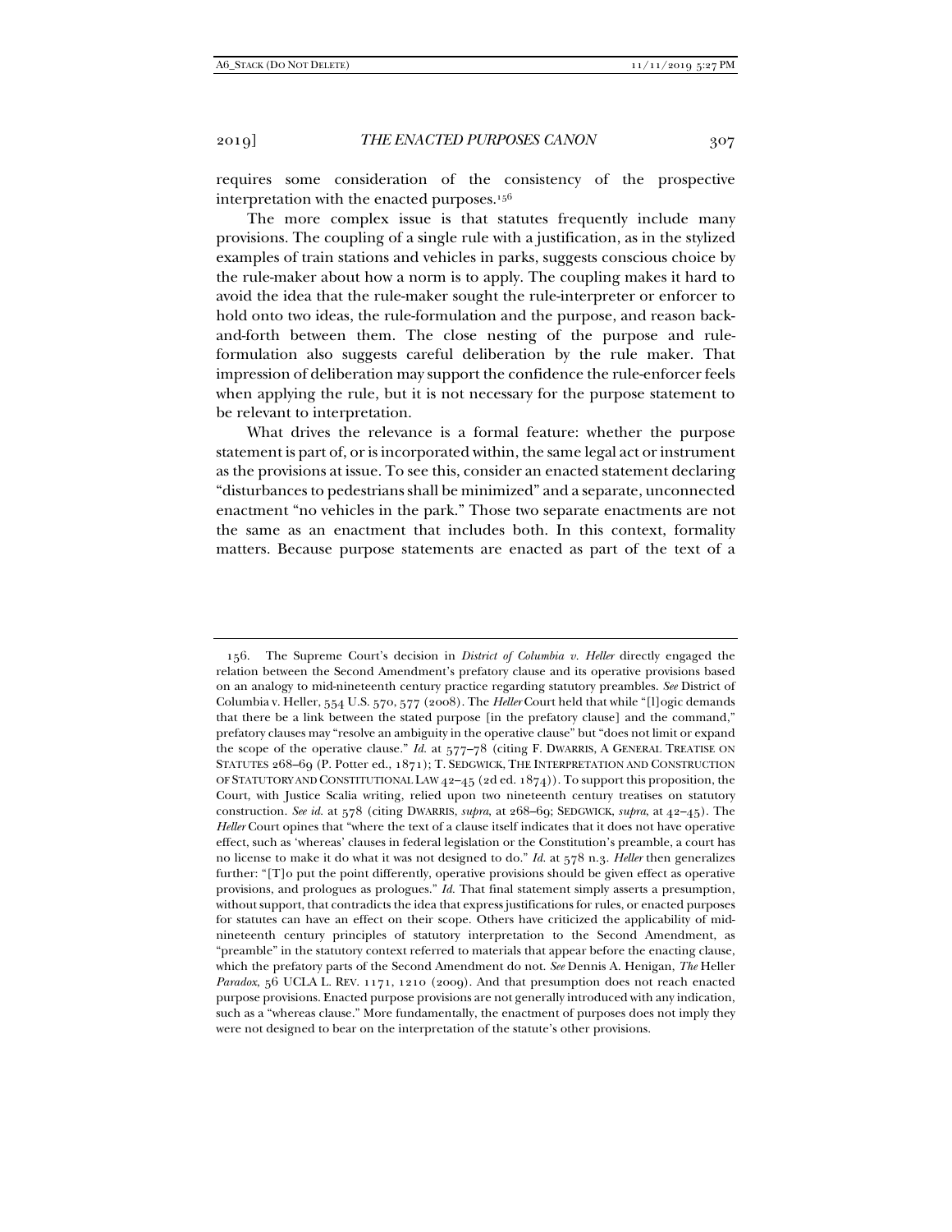requires some consideration of the consistency of the prospective interpretation with the enacted purposes.[156]

The more complex issue is that statutes frequently include many provisions. The coupling of a single rule with a justification, as in the stylized examples of train stations and vehicles in parks, suggests conscious choice by the rule-maker about how a norm is to apply. The coupling makes it hard to avoid the idea that the rule-maker sought the rule-interpreter or enforcer to hold onto two ideas, the rule-formulation and the purpose, and reason back-and-forth between them. The close nesting of the purpose and rule-formulation also suggests careful deliberation by the rule maker. That impression of deliberation may support the confidence the rule-enforcer feels when applying the rule, but it is not necessary for the purpose statement to be relevant to interpretation.

What drives the relevance is a formal feature: whether the purpose statement is part of, or is incorporated within, the same legal act or instrument as the provisions at issue. To see this, consider an enacted statement declaring "disturbances to pedestrians shall be minimized" and a separate, unconnected enactment "no vehicles in the park." Those two separate enactments are not the same as an enactment that includes both. In this context, formality matters. Because purpose statements are enacted as part of the text of a

---

156. The Supreme Court's decision in *District of Columbia v. Heller* directly engaged the relation between the Second Amendment's prefatory clause and its operative provisions based on an analogy to mid-nineteenth century practice regarding statutory preambles. *See* District of Columbia v. Heller, 554 U.S. 570, 577 (2008). The *Heller* Court held that while "[l]ogic demands that there be a link between the stated purpose [in the prefatory clause] and the command," prefatory clauses may "resolve an ambiguity in the operative clause" but "does not limit or expand the scope of the operative clause." *Id.* at 577–78 (citing F. DWARRIS, A GENERAL TREATISE ON STATUTES 268–69 (P. Potter ed., 1871); T. SEDGWICK, THE INTERPRETATION AND CONSTRUCTION OF STATUTORY AND CONSTITUTIONAL LAW 42–45 (2d ed. 1874)). To support this proposition, the Court, with Justice Scalia writing, relied upon two nineteenth century treatises on statutory construction. *See id.* at 578 (citing DWARRIS, *supra*, at 268–69; SEDGWICK, *supra*, at 42–45). The *Heller* Court opines that "where the text of a clause itself indicates that it does not have operative effect, such as 'whereas' clauses in federal legislation or the Constitution's preamble, a court has no license to make it do what it was not designed to do." *Id.* at 578 n.3. *Heller* then generalizes further: "[T]o put the point differently, operative provisions should be given effect as operative provisions, and prologues as prologues." *Id.* That final statement simply asserts a presumption, without support, that contradicts the idea that express justifications for rules, or enacted purposes for statutes can have an effect on their scope. Others have criticized the applicability of mid-nineteenth century principles of statutory interpretation to the Second Amendment, as "preamble" in the statutory context referred to materials that appear before the enacting clause, which the prefatory parts of the Second Amendment do not. *See* Dennis A. Henigan, *The* Heller *Paradox*, 56 UCLA L. REV. 1171, 1210 (2009). And that presumption does not reach enacted purpose provisions. Enacted purpose provisions are not generally introduced with any indication, such as a "whereas clause." More fundamentally, the enactment of purposes does not imply they were not designed to bear on the interpretation of the statute's other provisions.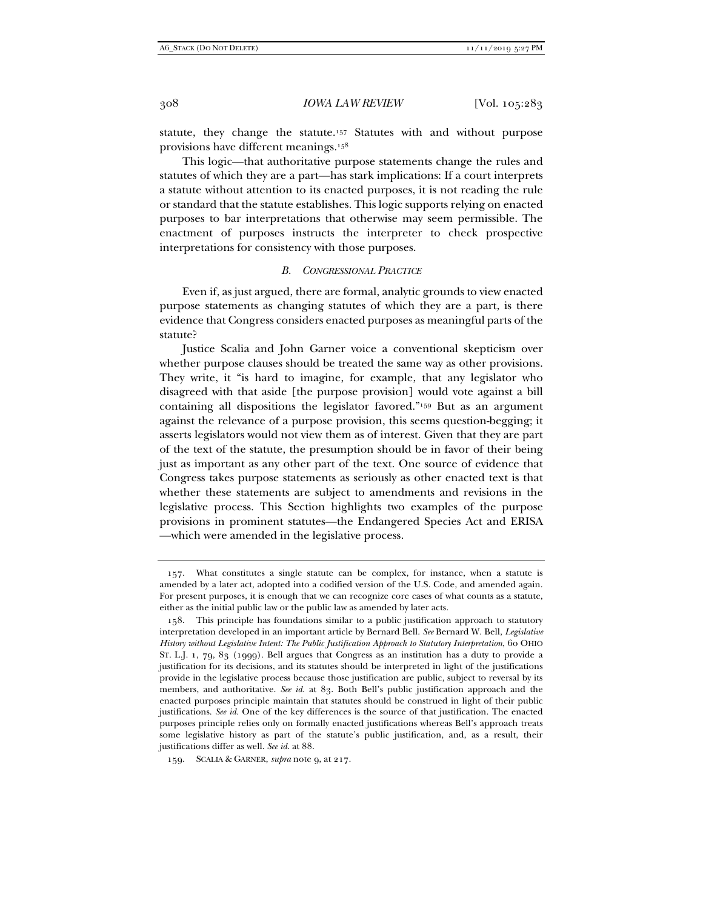statute, they change the statute.[157] Statutes with and without purpose provisions have different meanings.[158]

This logic—that authoritative purpose statements change the rules and statutes of which they are a part—has stark implications: If a court interprets a statute without attention to its enacted purposes, it is not reading the rule or standard that the statute establishes. This logic supports relying on enacted purposes to bar interpretations that otherwise may seem permissible. The enactment of purposes instructs the interpreter to check prospective interpretations for consistency with those purposes.

### *B. Congressional Practice*

Even if, as just argued, there are formal, analytic grounds to view enacted purpose statements as changing statutes of which they are a part, is there evidence that Congress considers enacted purposes as meaningful parts of the statute?

Justice Scalia and John Garner voice a conventional skepticism over whether purpose clauses should be treated the same way as other provisions. They write, it "is hard to imagine, for example, that any legislator who disagreed with that aside [the purpose provision] would vote against a bill containing all dispositions the legislator favored."[159] But as an argument against the relevance of a purpose provision, this seems question-begging; it asserts legislators would not view them as of interest. Given that they are part of the text of the statute, the presumption should be in favor of their being just as important as any other part of the text. One source of evidence that Congress takes purpose statements as seriously as other enacted text is that whether these statements are subject to amendments and revisions in the legislative process. This Section highlights two examples of the purpose provisions in prominent statutes—the Endangered Species Act and ERISA—which were amended in the legislative process.

---

157. What constitutes a single statute can be complex, for instance, when a statute is amended by a later act, adopted into a codified version of the U.S. Code, and amended again. For present purposes, it is enough that we can recognize core cases of what counts as a statute, either as the initial public law or the public law as amended by later acts.

158. This principle has foundations similar to a public justification approach to statutory interpretation developed in an important article by Bernard Bell. *See* Bernard W. Bell, *Legislative History without Legislative Intent: The Public Justification Approach to Statutory Interpretation*, 60 OHIO ST. L.J. 1, 79, 83 (1999). Bell argues that Congress as an institution has a duty to provide a justification for its decisions, and its statutes should be interpreted in light of the justifications provide in the legislative process because those justification are public, subject to reversal by its members, and authoritative. *See id.* at 83. Both Bell's public justification approach and the enacted purposes principle maintain that statutes should be construed in light of their public justifications. *See id.* One of the key differences is the source of that justification. The enacted purposes principle relies only on formally enacted justifications whereas Bell's approach treats some legislative history as part of the statute's public justification, and, as a result, their justifications differ as well. *See id.* at 88.

159. SCALIA & GARNER, *supra* note 9, at 217.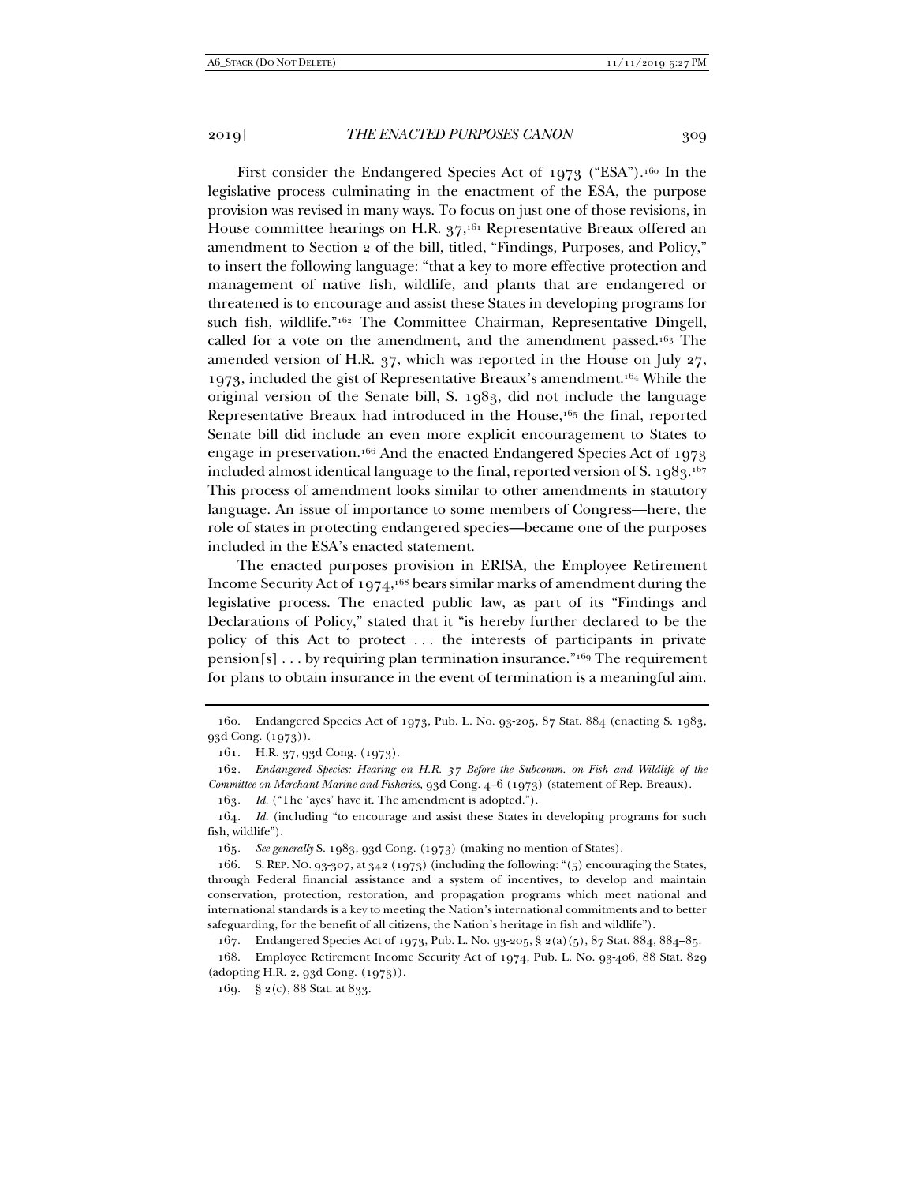First consider the Endangered Species Act of 1973 ("ESA").[160] In the legislative process culminating in the enactment of the ESA, the purpose provision was revised in many ways. To focus on just one of those revisions, in House committee hearings on H.R. 37,[161] Representative Breaux offered an amendment to Section 2 of the bill, titled, "Findings, Purposes, and Policy," to insert the following language: "that a key to more effective protection and management of native fish, wildlife, and plants that are endangered or threatened is to encourage and assist these States in developing programs for such fish, wildlife."[162] The Committee Chairman, Representative Dingell, called for a vote on the amendment, and the amendment passed.[163] The amended version of H.R. 37, which was reported in the House on July 27, 1973, included the gist of Representative Breaux's amendment.[164] While the original version of the Senate bill, S. 1983, did not include the language Representative Breaux had introduced in the House,[165] the final, reported Senate bill did include an even more explicit encouragement to States to engage in preservation.[166] And the enacted Endangered Species Act of 1973 included almost identical language to the final, reported version of S. 1983.[167] This process of amendment looks similar to other amendments in statutory language. An issue of importance to some members of Congress—here, the role of states in protecting endangered species—became one of the purposes included in the ESA's enacted statement.

The enacted purposes provision in ERISA, the Employee Retirement Income Security Act of 1974,[168] bears similar marks of amendment during the legislative process. The enacted public law, as part of its "Findings and Declarations of Policy," stated that it "is hereby further declared to be the policy of this Act to protect . . . the interests of participants in private pension[s] . . . by requiring plan termination insurance."[169] The requirement for plans to obtain insurance in the event of termination is a meaningful aim.

---

160. Endangered Species Act of 1973, Pub. L. No. 93-205, 87 Stat. 884 (enacting S. 1983, 93d Cong. (1973)).

161. H.R. 37, 93d Cong. (1973).

162. *Endangered Species: Hearing on H.R. 37 Before the Subcomm. on Fish and Wildlife of the Committee on Merchant Marine and Fisheries,* 93d Cong. 4–6 (1973) (statement of Rep. Breaux).

163. *Id.* ("The 'ayes' have it. The amendment is adopted.").

164. *Id.* (including "to encourage and assist these States in developing programs for such fish, wildlife").

165. *See generally* S. 1983, 93d Cong. (1973) (making no mention of States).

166. S. REP. NO. 93-307, at 342 (1973) (including the following: "(5) encouraging the States, through Federal financial assistance and a system of incentives, to develop and maintain conservation, protection, restoration, and propagation programs which meet national and international standards is a key to meeting the Nation's international commitments and to better safeguarding, for the benefit of all citizens, the Nation's heritage in fish and wildlife").

167. Endangered Species Act of 1973, Pub. L. No. 93-205, § 2(a)(5), 87 Stat. 884, 884–85.

168. Employee Retirement Income Security Act of 1974, Pub. L. No. 93-406, 88 Stat. 829 (adopting H.R. 2, 93d Cong. (1973)).

169. § 2(c), 88 Stat. at 833.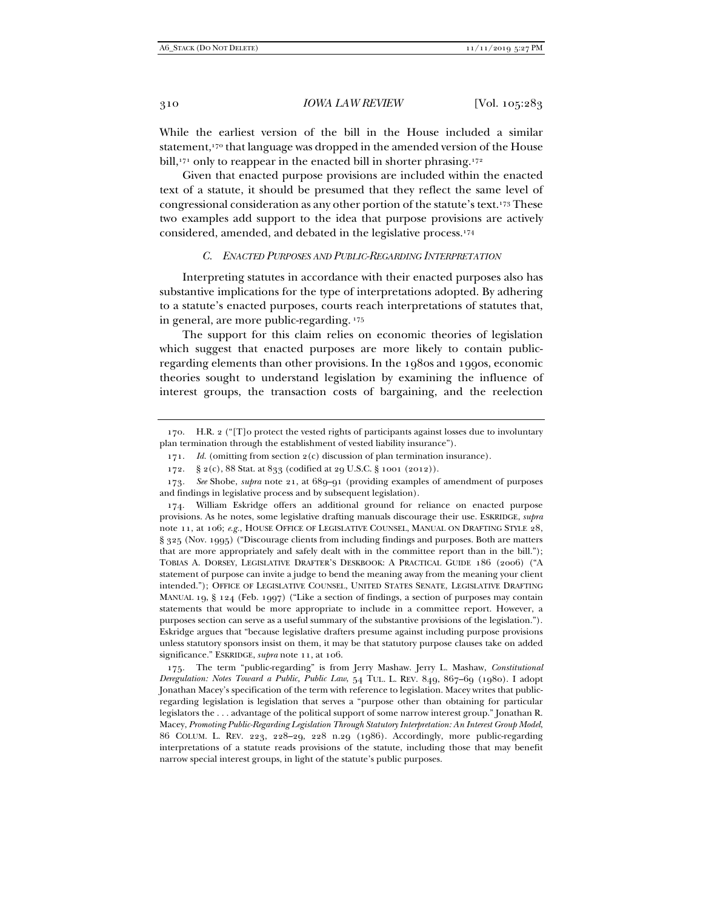While the earliest version of the bill in the House included a similar statement,[170] that language was dropped in the amended version of the House bill,[171] only to reappear in the enacted bill in shorter phrasing.[172]

Given that enacted purpose provisions are included within the enacted text of a statute, it should be presumed that they reflect the same level of congressional consideration as any other portion of the statute's text.[173] These two examples add support to the idea that purpose provisions are actively considered, amended, and debated in the legislative process.[174]

### *C. Enacted Purposes and Public-Regarding Interpretation*

Interpreting statutes in accordance with their enacted purposes also has substantive implications for the type of interpretations adopted. By adhering to a statute's enacted purposes, courts reach interpretations of statutes that, in general, are more public-regarding.[175]

The support for this claim relies on economic theories of legislation which suggest that enacted purposes are more likely to contain public-regarding elements than other provisions. In the 1980s and 1990s, economic theories sought to understand legislation by examining the influence of interest groups, the transaction costs of bargaining, and the reelection

---

170. H.R. 2 ("[T]o protect the vested rights of participants against losses due to involuntary plan termination through the establishment of vested liability insurance").

171. *Id.* (omitting from section 2(c) discussion of plan termination insurance).

172. § 2(c), 88 Stat. at 833 (codified at 29 U.S.C. § 1001 (2012)).

173. *See* Shobe, *supra* note 21, at 689–91 (providing examples of amendment of purposes and findings in legislative process and by subsequent legislation).

174. William Eskridge offers an additional ground for reliance on enacted purpose provisions. As he notes, some legislative drafting manuals discourage their use. ESKRIDGE, *supra* note 11, at 106; *e.g.*, HOUSE OFFICE OF LEGISLATIVE COUNSEL, MANUAL ON DRAFTING STYLE 28, § 325 (Nov. 1995) ("Discourage clients from including findings and purposes. Both are matters that are more appropriately and safely dealt with in the committee report than in the bill."); TOBIAS A. DORSEY, LEGISLATIVE DRAFTER'S DESKBOOK: A PRACTICAL GUIDE 186 (2006) ("A statement of purpose can invite a judge to bend the meaning away from the meaning your client intended."); OFFICE OF LEGISLATIVE COUNSEL, UNITED STATES SENATE, LEGISLATIVE DRAFTING MANUAL 19, § 124 (Feb. 1997) ("Like a section of findings, a section of purposes may contain statements that would be more appropriate to include in a committee report. However, a purposes section can serve as a useful summary of the substantive provisions of the legislation."). Eskridge argues that "because legislative drafters presume against including purpose provisions unless statutory sponsors insist on them, it may be that statutory purpose clauses take on added significance." ESKRIDGE, *supra* note 11, at 106.

175. The term "public-regarding" is from Jerry Mashaw. Jerry L. Mashaw, *Constitutional Deregulation: Notes Toward a Public, Public Law*, 54 TUL. L. REV. 849, 867–69 (1980). I adopt Jonathan Macey's specification of the term with reference to legislation. Macey writes that public-regarding legislation is legislation that serves a "purpose other than obtaining for particular legislators the . . . advantage of the political support of some narrow interest group." Jonathan R. Macey, *Promoting Public-Regarding Legislation Through Statutory Interpretation: An Interest Group Model*, 86 COLUM. L. REV. 223, 228–29, 228 n.29 (1986). Accordingly, more public-regarding interpretations of a statute reads provisions of the statute, including those that may benefit narrow special interest groups, in light of the statute's public purposes.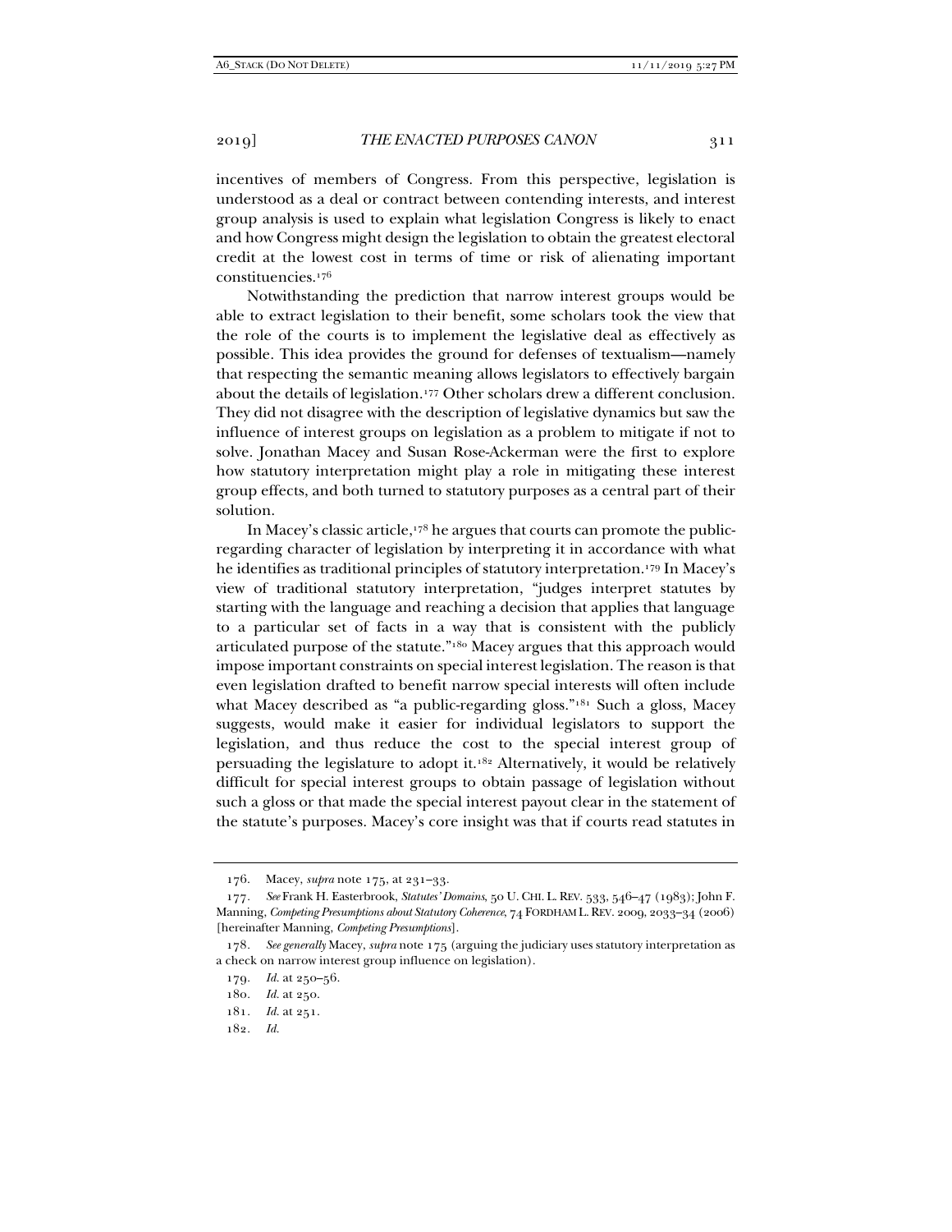incentives of members of Congress. From this perspective, legislation is understood as a deal or contract between contending interests, and interest group analysis is used to explain what legislation Congress is likely to enact and how Congress might design the legislation to obtain the greatest electoral credit at the lowest cost in terms of time or risk of alienating important constituencies.[176]

Notwithstanding the prediction that narrow interest groups would be able to extract legislation to their benefit, some scholars took the view that the role of the courts is to implement the legislative deal as effectively as possible. This idea provides the ground for defenses of textualism—namely that respecting the semantic meaning allows legislators to effectively bargain about the details of legislation.[177] Other scholars drew a different conclusion. They did not disagree with the description of legislative dynamics but saw the influence of interest groups on legislation as a problem to mitigate if not to solve. Jonathan Macey and Susan Rose-Ackerman were the first to explore how statutory interpretation might play a role in mitigating these interest group effects, and both turned to statutory purposes as a central part of their solution.

In Macey's classic article,[178] he argues that courts can promote the public-regarding character of legislation by interpreting it in accordance with what he identifies as traditional principles of statutory interpretation.[179] In Macey's view of traditional statutory interpretation, "judges interpret statutes by starting with the language and reaching a decision that applies that language to a particular set of facts in a way that is consistent with the publicly articulated purpose of the statute."[180] Macey argues that this approach would impose important constraints on special interest legislation. The reason is that even legislation drafted to benefit narrow special interests will often include what Macey described as "a public-regarding gloss."[181] Such a gloss, Macey suggests, would make it easier for individual legislators to support the legislation, and thus reduce the cost to the special interest group of persuading the legislature to adopt it.[182] Alternatively, it would be relatively difficult for special interest groups to obtain passage of legislation without such a gloss or that made the special interest payout clear in the statement of the statute's purposes. Macey's core insight was that if courts read statutes in

---

176. Macey, *supra* note 175, at 231–33.

177. *See* Frank H. Easterbrook, *Statutes' Domains*, 50 U. CHI. L. REV. 533, 546–47 (1983); John F. Manning, *Competing Presumptions about Statutory Coherence*, 74 FORDHAM L. REV. 2009, 2033–34 (2006) [hereinafter Manning, *Competing Presumptions*].

178. *See generally* Macey, *supra* note 175 (arguing the judiciary uses statutory interpretation as a check on narrow interest group influence on legislation).

179. *Id.* at 250–56.

180. *Id.* at 250.

181. *Id.* at 251.

182. *Id.*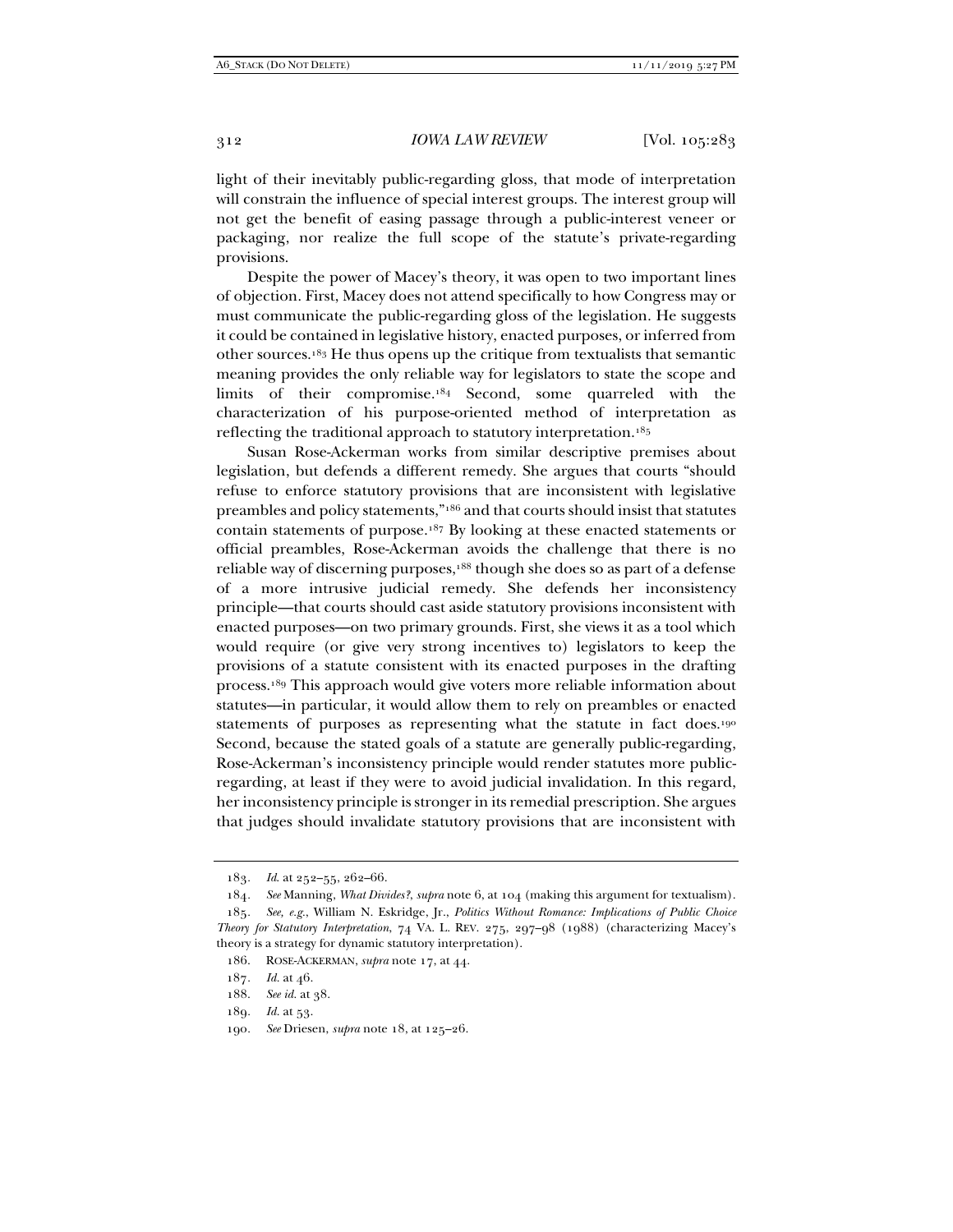light of their inevitably public-regarding gloss, that mode of interpretation will constrain the influence of special interest groups. The interest group will not get the benefit of easing passage through a public-interest veneer or packaging, nor realize the full scope of the statute's private-regarding provisions.

Despite the power of Macey's theory, it was open to two important lines of objection. First, Macey does not attend specifically to how Congress may or must communicate the public-regarding gloss of the legislation. He suggests it could be contained in legislative history, enacted purposes, or inferred from other sources.[183] He thus opens up the critique from textualists that semantic meaning provides the only reliable way for legislators to state the scope and limits of their compromise.[184] Second, some quarreled with the characterization of his purpose-oriented method of interpretation as reflecting the traditional approach to statutory interpretation.[185]

Susan Rose-Ackerman works from similar descriptive premises about legislation, but defends a different remedy. She argues that courts "should refuse to enforce statutory provisions that are inconsistent with legislative preambles and policy statements,"[186] and that courts should insist that statutes contain statements of purpose.[187] By looking at these enacted statements or official preambles, Rose-Ackerman avoids the challenge that there is no reliable way of discerning purposes,[188] though she does so as part of a defense of a more intrusive judicial remedy. She defends her inconsistency principle—that courts should cast aside statutory provisions inconsistent with enacted purposes—on two primary grounds. First, she views it as a tool which would require (or give very strong incentives to) legislators to keep the provisions of a statute consistent with its enacted purposes in the drafting process.[189] This approach would give voters more reliable information about statutes—in particular, it would allow them to rely on preambles or enacted statements of purposes as representing what the statute in fact does.[190] Second, because the stated goals of a statute are generally public-regarding, Rose-Ackerman's inconsistency principle would render statutes more public-regarding, at least if they were to avoid judicial invalidation. In this regard, her inconsistency principle is stronger in its remedial prescription. She argues that judges should invalidate statutory provisions that are inconsistent with

---

183. *Id.* at 252–55, 262–66.

184. *See* Manning, *What Divides?*, *supra* note 6, at 104 (making this argument for textualism).

185. *See, e.g.*, William N. Eskridge, Jr., *Politics Without Romance: Implications of Public Choice Theory for Statutory Interpretation*, 74 VA. L. REV. 275, 297–98 (1988) (characterizing Macey's theory is a strategy for dynamic statutory interpretation).

186. ROSE-ACKERMAN, *supra* note 17, at 44.

187. *Id.* at 46.

188. *See id.* at 38.

189. *Id.* at 53.

190. *See* Driesen, *supra* note 18, at 125–26.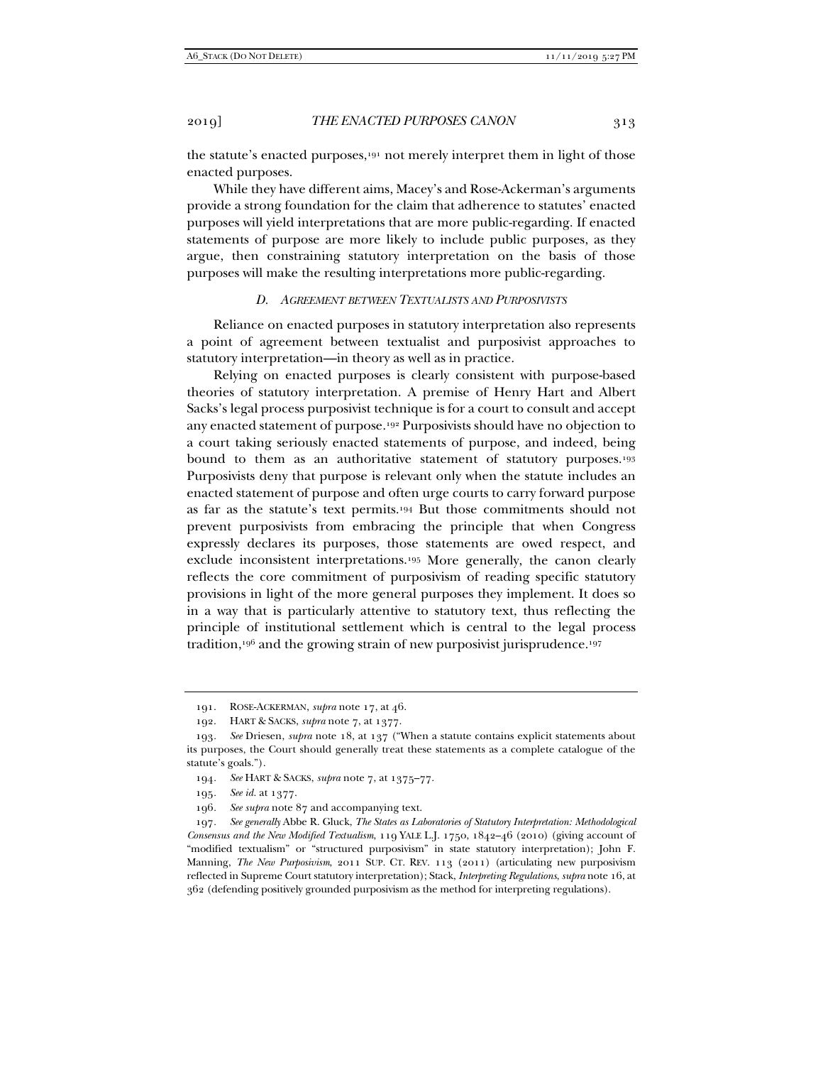the statute's enacted purposes,[191] not merely interpret them in light of those enacted purposes.

While they have different aims, Macey's and Rose-Ackerman's arguments provide a strong foundation for the claim that adherence to statutes' enacted purposes will yield interpretations that are more public-regarding. If enacted statements of purpose are more likely to include public purposes, as they argue, then constraining statutory interpretation on the basis of those purposes will make the resulting interpretations more public-regarding.

### *D. Agreement between Textualists and Purposivists*

Reliance on enacted purposes in statutory interpretation also represents a point of agreement between textualist and purposivist approaches to statutory interpretation—in theory as well as in practice.

Relying on enacted purposes is clearly consistent with purpose-based theories of statutory interpretation. A premise of Henry Hart and Albert Sacks's legal process purposivist technique is for a court to consult and accept any enacted statement of purpose.[192] Purposivists should have no objection to a court taking seriously enacted statements of purpose, and indeed, being bound to them as an authoritative statement of statutory purposes.[193] Purposivists deny that purpose is relevant only when the statute includes an enacted statement of purpose and often urge courts to carry forward purpose as far as the statute's text permits.[194] But those commitments should not prevent purposivists from embracing the principle that when Congress expressly declares its purposes, those statements are owed respect, and exclude inconsistent interpretations.[195] More generally, the canon clearly reflects the core commitment of purposivism of reading specific statutory provisions in light of the more general purposes they implement. It does so in a way that is particularly attentive to statutory text, thus reflecting the principle of institutional settlement which is central to the legal process tradition,[196] and the growing strain of new purposivist jurisprudence.[197]

---

191. ROSE-ACKERMAN, *supra* note 17, at 46.

192. HART & SACKS, *supra* note 7, at 1377.

193. *See* Driesen, *supra* note 18, at 137 ("When a statute contains explicit statements about its purposes, the Court should generally treat these statements as a complete catalogue of the statute's goals.").

194. *See* HART & SACKS, *supra* note 7, at 1375–77.

195. *See id.* at 1377.

196. *See supra* note 87 and accompanying text.

197. *See generally* Abbe R. Gluck, *The States as Laboratories of Statutory Interpretation: Methodological Consensus and the New Modified Textualism*, 119 YALE L.J. 1750, 1842–46 (2010) (giving account of "modified textualism" or "structured purposivism" in state statutory interpretation); John F. Manning, *The New Purposivism*, 2011 SUP. CT. REV. 113 (2011) (articulating new purposivism reflected in Supreme Court statutory interpretation); Stack, *Interpreting Regulations*, *supra* note 16, at 362 (defending positively grounded purposivism as the method for interpreting regulations).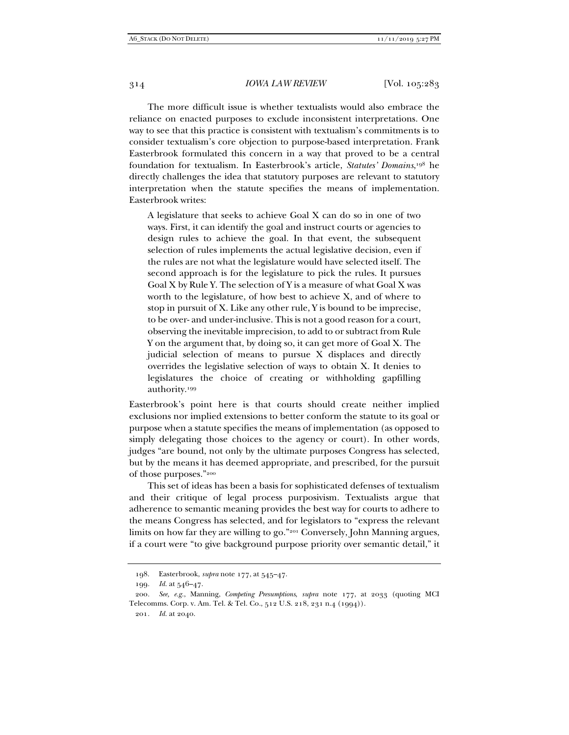The more difficult issue is whether textualists would also embrace the reliance on enacted purposes to exclude inconsistent interpretations. One way to see that this practice is consistent with textualism's commitments is to consider textualism's core objection to purpose-based interpretation. Frank Easterbrook formulated this concern in a way that proved to be a central foundation for textualism. In Easterbrook's article, *Statutes' Domains*,[198] he directly challenges the idea that statutory purposes are relevant to statutory interpretation when the statute specifies the means of implementation. Easterbrook writes:

> A legislature that seeks to achieve Goal X can do so in one of two ways. First, it can identify the goal and instruct courts or agencies to design rules to achieve the goal. In that event, the subsequent selection of rules implements the actual legislative decision, even if the rules are not what the legislature would have selected itself. The second approach is for the legislature to pick the rules. It pursues Goal X by Rule Y. The selection of Y is a measure of what Goal X was worth to the legislature, of how best to achieve X, and of where to stop in pursuit of X. Like any other rule, Y is bound to be imprecise, to be over- and under-inclusive. This is not a good reason for a court, observing the inevitable imprecision, to add to or subtract from Rule Y on the argument that, by doing so, it can get more of Goal X. The judicial selection of means to pursue X displaces and directly overrides the legislative selection of ways to obtain X. It denies to legislatures the choice of creating or withholding gapfilling authority.[199]

Easterbrook's point here is that courts should create neither implied exclusions nor implied extensions to better conform the statute to its goal or purpose when a statute specifies the means of implementation (as opposed to simply delegating those choices to the agency or court). In other words, judges "are bound, not only by the ultimate purposes Congress has selected, but by the means it has deemed appropriate, and prescribed, for the pursuit of those purposes."[200]

This set of ideas has been a basis for sophisticated defenses of textualism and their critique of legal process purposivism. Textualists argue that adherence to semantic meaning provides the best way for courts to adhere to the means Congress has selected, and for legislators to "express the relevant limits on how far they are willing to go."[201] Conversely, John Manning argues, if a court were "to give background purpose priority over semantic detail," it

---

198. Easterbrook, *supra* note 177, at 545–47.

199. *Id.* at 546–47.

200. *See, e.g.*, Manning, *Competing Presumptions*, *supra* note 177, at 2033 (quoting MCI Telecomms. Corp. v. Am. Tel. & Tel. Co., 512 U.S. 218, 231 n.4 (1994)).

201. *Id.* at 2040.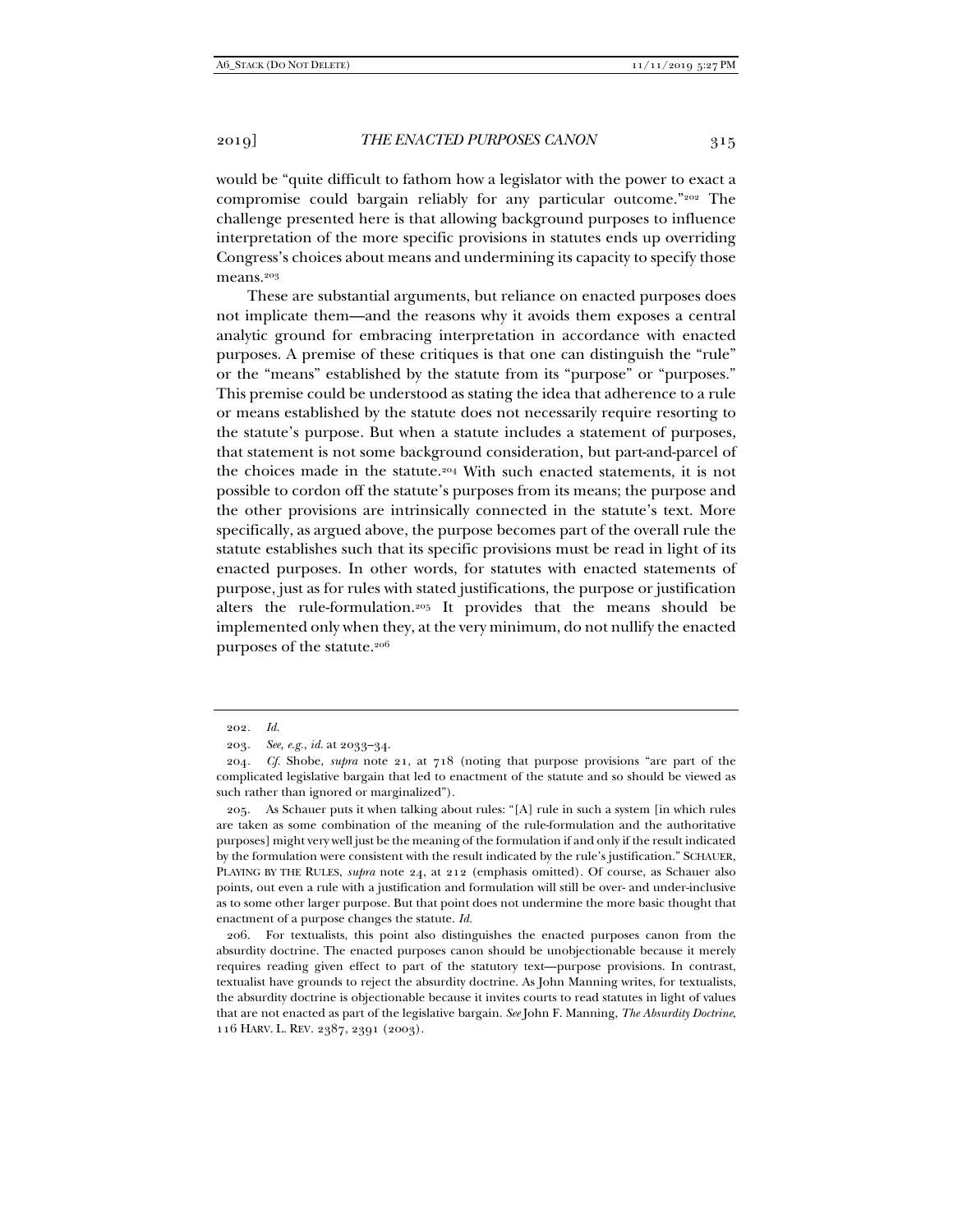would be "quite difficult to fathom how a legislator with the power to exact a compromise could bargain reliably for any particular outcome."[202] The challenge presented here is that allowing background purposes to influence interpretation of the more specific provisions in statutes ends up overriding Congress's choices about means and undermining its capacity to specify those means.[203]

These are substantial arguments, but reliance on enacted purposes does not implicate them—and the reasons why it avoids them exposes a central analytic ground for embracing interpretation in accordance with enacted purposes. A premise of these critiques is that one can distinguish the "rule" or the "means" established by the statute from its "purpose" or "purposes." This premise could be understood as stating the idea that adherence to a rule or means established by the statute does not necessarily require resorting to the statute's purpose. But when a statute includes a statement of purposes, that statement is not some background consideration, but part-and-parcel of the choices made in the statute.[204] With such enacted statements, it is not possible to cordon off the statute's purposes from its means; the purpose and the other provisions are intrinsically connected in the statute's text. More specifically, as argued above, the purpose becomes part of the overall rule the statute establishes such that its specific provisions must be read in light of its enacted purposes. In other words, for statutes with enacted statements of purpose, just as for rules with stated justifications, the purpose or justification alters the rule-formulation.[205] It provides that the means should be implemented only when they, at the very minimum, do not nullify the enacted purposes of the statute.[206]

---

202. *Id.*

203. *See, e.g.*, *id.* at 2033–34.

204. *Cf.* Shobe, *supra* note 21, at 718 (noting that purpose provisions "are part of the complicated legislative bargain that led to enactment of the statute and so should be viewed as such rather than ignored or marginalized").

205. As Schauer puts it when talking about rules: "[A] rule in such a system [in which rules are taken as some combination of the meaning of the rule-formulation and the authoritative purposes] might very well just be the meaning of the formulation if and only if the result indicated by the formulation were consistent with the result indicated by the rule's justification." SCHAUER, PLAYING BY THE RULES, *supra* note 24, at 212 (emphasis omitted). Of course, as Schauer also points, out even a rule with a justification and formulation will still be over- and under-inclusive as to some other larger purpose. But that point does not undermine the more basic thought that enactment of a purpose changes the statute. *Id.*

206. For textualists, this point also distinguishes the enacted purposes canon from the absurdity doctrine. The enacted purposes canon should be unobjectionable because it merely requires reading given effect to part of the statutory text—purpose provisions. In contrast, textualist have grounds to reject the absurdity doctrine. As John Manning writes, for textualists, the absurdity doctrine is objectionable because it invites courts to read statutes in light of values that are not enacted as part of the legislative bargain. *See* John F. Manning, *The Absurdity Doctrine*, 116 HARV. L. REV. 2387, 2391 (2003).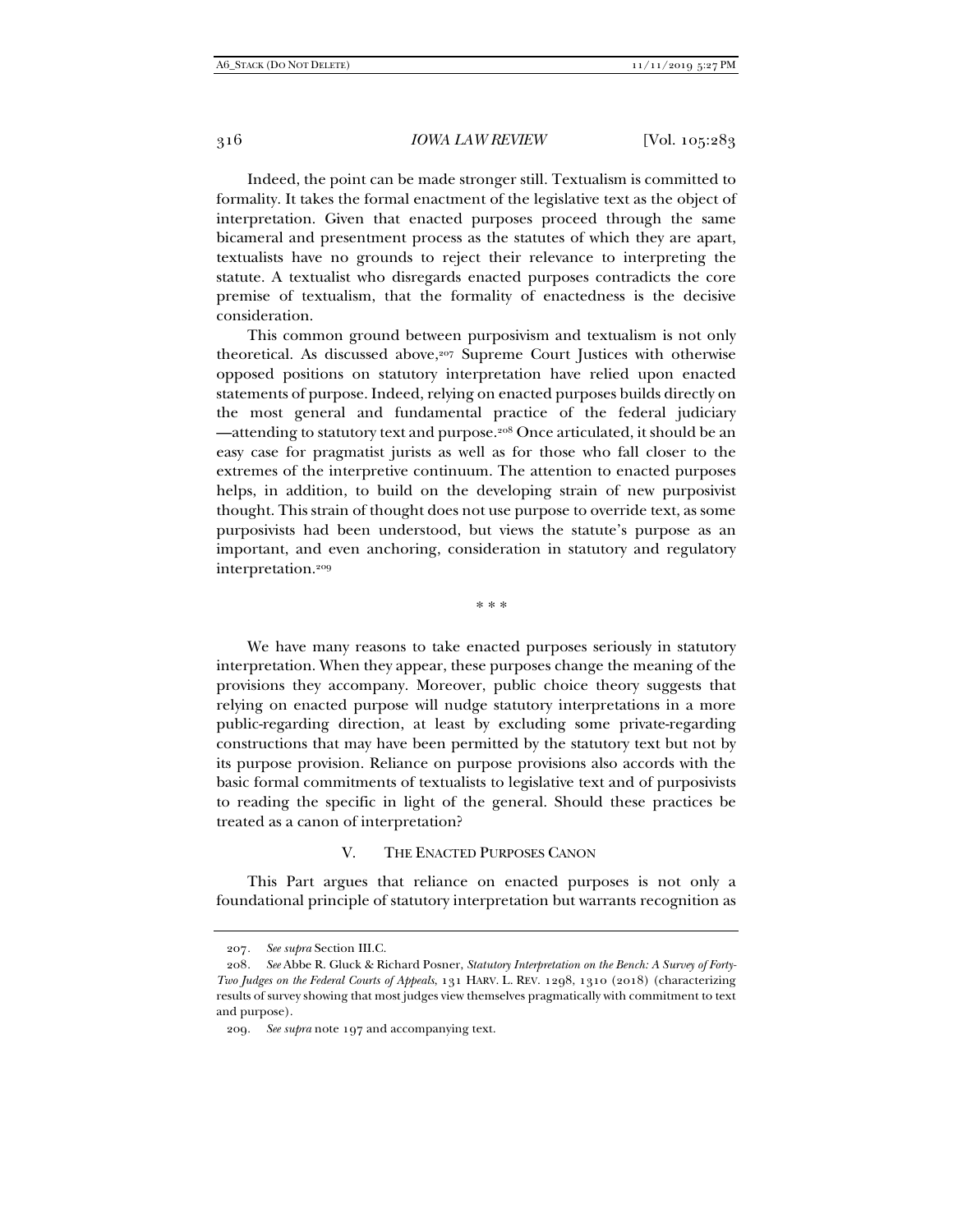Indeed, the point can be made stronger still. Textualism is committed to formality. It takes the formal enactment of the legislative text as the object of interpretation. Given that enacted purposes proceed through the same bicameral and presentment process as the statutes of which they are apart, textualists have no grounds to reject their relevance to interpreting the statute. A textualist who disregards enacted purposes contradicts the core premise of textualism, that the formality of enactedness is the decisive consideration.

This common ground between purposivism and textualism is not only theoretical. As discussed above,[207] Supreme Court Justices with otherwise opposed positions on statutory interpretation have relied upon enacted statements of purpose. Indeed, relying on enacted purposes builds directly on the most general and fundamental practice of the federal judiciary —attending to statutory text and purpose.[208] Once articulated, it should be an easy case for pragmatist jurists as well as for those who fall closer to the extremes of the interpretive continuum. The attention to enacted purposes helps, in addition, to build on the developing strain of new purposivist thought. This strain of thought does not use purpose to override text, as some purposivists had been understood, but views the statute's purpose as an important, and even anchoring, consideration in statutory and regulatory interpretation.[209]

\* \* \*

We have many reasons to take enacted purposes seriously in statutory interpretation. When they appear, these purposes change the meaning of the provisions they accompany. Moreover, public choice theory suggests that relying on enacted purpose will nudge statutory interpretations in a more public-regarding direction, at least by excluding some private-regarding constructions that may have been permitted by the statutory text but not by its purpose provision. Reliance on purpose provisions also accords with the basic formal commitments of textualists to legislative text and of purposivists to reading the specific in light of the general. Should these practices be treated as a canon of interpretation?

## V. THE ENACTED PURPOSES CANON

This Part argues that reliance on enacted purposes is not only a foundational principle of statutory interpretation but warrants recognition as

---

207. *See supra* Section III.C.

208. *See* Abbe R. Gluck & Richard Posner, *Statutory Interpretation on the Bench: A Survey of Forty-Two Judges on the Federal Courts of Appeals*, 131 HARV. L. REV. 1298, 1310 (2018) (characterizing results of survey showing that most judges view themselves pragmatically with commitment to text and purpose).

209. *See supra* note 197 and accompanying text.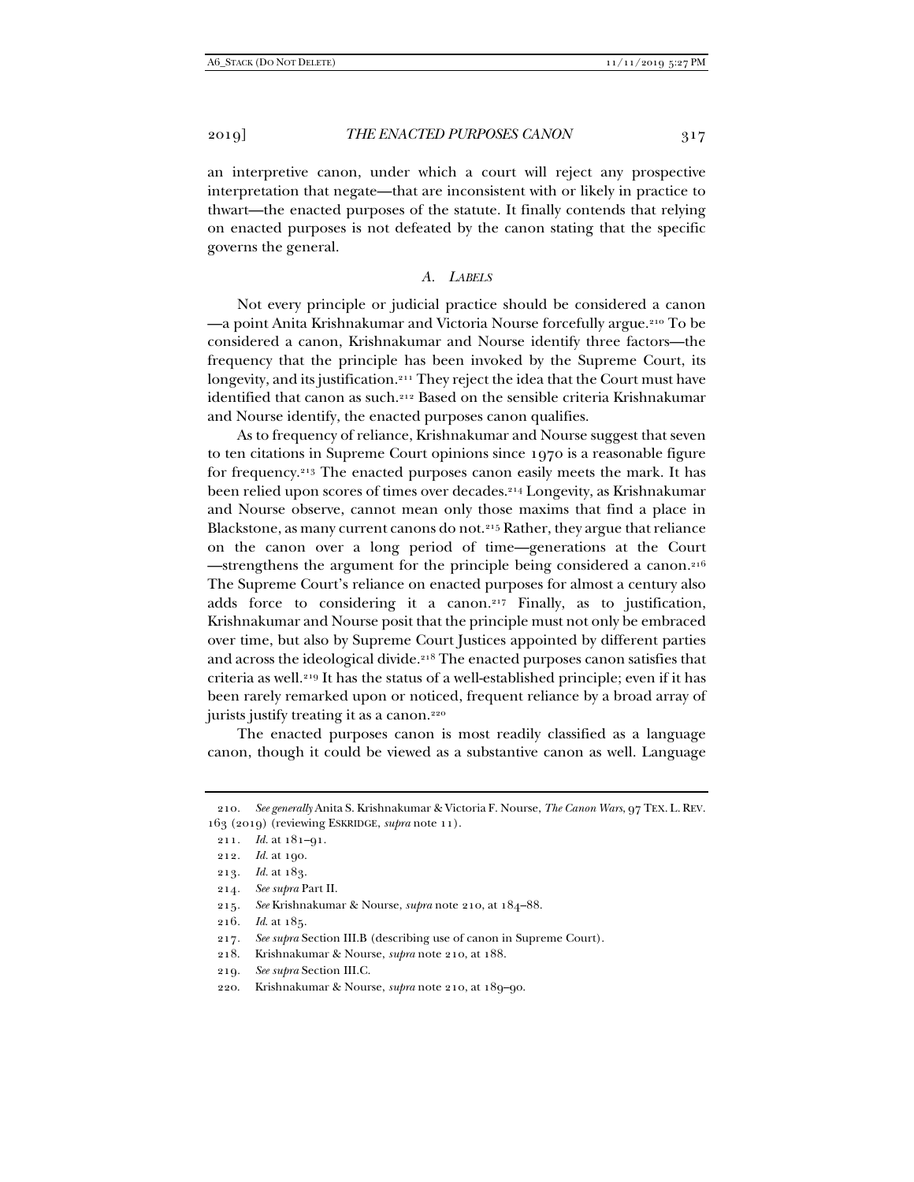an interpretive canon, under which a court will reject any prospective interpretation that negate—that are inconsistent with or likely in practice to thwart—the enacted purposes of the statute. It finally contends that relying on enacted purposes is not defeated by the canon stating that the specific governs the general.

### *A. LABELS*

Not every principle or judicial practice should be considered a canon —a point Anita Krishnakumar and Victoria Nourse forcefully argue.[210] To be considered a canon, Krishnakumar and Nourse identify three factors—the frequency that the principle has been invoked by the Supreme Court, its longevity, and its justification.[211] They reject the idea that the Court must have identified that canon as such.[212] Based on the sensible criteria Krishnakumar and Nourse identify, the enacted purposes canon qualifies.

As to frequency of reliance, Krishnakumar and Nourse suggest that seven to ten citations in Supreme Court opinions since 1970 is a reasonable figure for frequency.[213] The enacted purposes canon easily meets the mark. It has been relied upon scores of times over decades.[214] Longevity, as Krishnakumar and Nourse observe, cannot mean only those maxims that find a place in Blackstone, as many current canons do not.[215] Rather, they argue that reliance on the canon over a long period of time—generations at the Court —strengthens the argument for the principle being considered a canon.[216] The Supreme Court's reliance on enacted purposes for almost a century also adds force to considering it a canon.[217] Finally, as to justification, Krishnakumar and Nourse posit that the principle must not only be embraced over time, but also by Supreme Court Justices appointed by different parties and across the ideological divide.[218] The enacted purposes canon satisfies that criteria as well.[219] It has the status of a well-established principle; even if it has been rarely remarked upon or noticed, frequent reliance by a broad array of jurists justify treating it as a canon.[220]

The enacted purposes canon is most readily classified as a language canon, though it could be viewed as a substantive canon as well. Language

210. *See generally* Anita S. Krishnakumar & Victoria F. Nourse, *The Canon Wars*, 97 TEX. L. REV. 163 (2019) (reviewing ESKRIDGE, *supra* note 11).

211. *Id.* at 181–91.

212. *Id.* at 190.

213. *Id.* at 183.

214. *See supra* Part II.

215. *See* Krishnakumar & Nourse, *supra* note 210, at 184–88.

216. *Id.* at 185.

217. *See supra* Section III.B (describing use of canon in Supreme Court).

218. Krishnakumar & Nourse, *supra* note 210, at 188.

219. *See supra* Section III.C.

220. Krishnakumar & Nourse, *supra* note 210, at 189–90.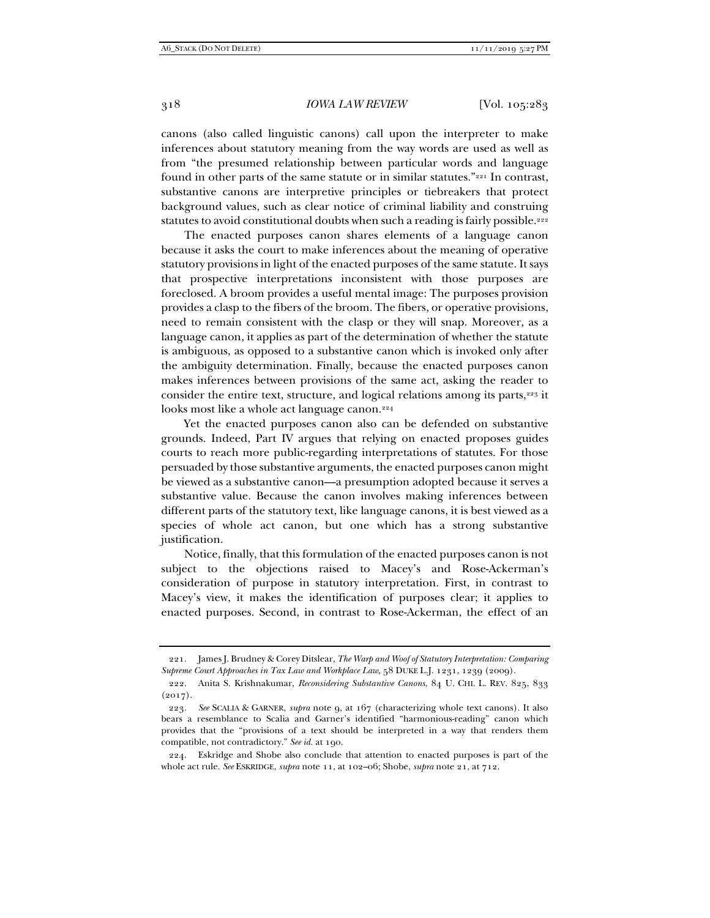canons (also called linguistic canons) call upon the interpreter to make inferences about statutory meaning from the way words are used as well as from "the presumed relationship between particular words and language found in other parts of the same statute or in similar statutes."[221] In contrast, substantive canons are interpretive principles or tiebreakers that protect background values, such as clear notice of criminal liability and construing statutes to avoid constitutional doubts when such a reading is fairly possible.[222]

The enacted purposes canon shares elements of a language canon because it asks the court to make inferences about the meaning of operative statutory provisions in light of the enacted purposes of the same statute. It says that prospective interpretations inconsistent with those purposes are foreclosed. A broom provides a useful mental image: The purposes provision provides a clasp to the fibers of the broom. The fibers, or operative provisions, need to remain consistent with the clasp or they will snap. Moreover, as a language canon, it applies as part of the determination of whether the statute is ambiguous, as opposed to a substantive canon which is invoked only after the ambiguity determination. Finally, because the enacted purposes canon makes inferences between provisions of the same act, asking the reader to consider the entire text, structure, and logical relations among its parts,[223] it looks most like a whole act language canon.[224]

Yet the enacted purposes canon also can be defended on substantive grounds. Indeed, Part IV argues that relying on enacted proposes guides courts to reach more public-regarding interpretations of statutes. For those persuaded by those substantive arguments, the enacted purposes canon might be viewed as a substantive canon—a presumption adopted because it serves a substantive value. Because the canon involves making inferences between different parts of the statutory text, like language canons, it is best viewed as a species of whole act canon, but one which has a strong substantive justification.

Notice, finally, that this formulation of the enacted purposes canon is not subject to the objections raised to Macey's and Rose-Ackerman's consideration of purpose in statutory interpretation. First, in contrast to Macey's view, it makes the identification of purposes clear; it applies to enacted purposes. Second, in contrast to Rose-Ackerman, the effect of an

---

221. James J. Brudney & Corey Ditslear, *The Warp and Woof of Statutory Interpretation: Comparing Supreme Court Approaches in Tax Law and Workplace Law*, 58 DUKE L.J. 1231, 1239 (2009).

222. Anita S. Krishnakumar, *Reconsidering Substantive Canons*, 84 U. CHI. L. REV. 825, 833 (2017).

223. *See* SCALIA & GARNER, *supra* note 9, at 167 (characterizing whole text canons). It also bears a resemblance to Scalia and Garner's identified "harmonious-reading" canon which provides that the "provisions of a text should be interpreted in a way that renders them compatible, not contradictory." *See id.* at 190.

224. Eskridge and Shobe also conclude that attention to enacted purposes is part of the whole act rule. *See* ESKRIDGE, *supra* note 11, at 102–06; Shobe, *supra* note 21, at 712.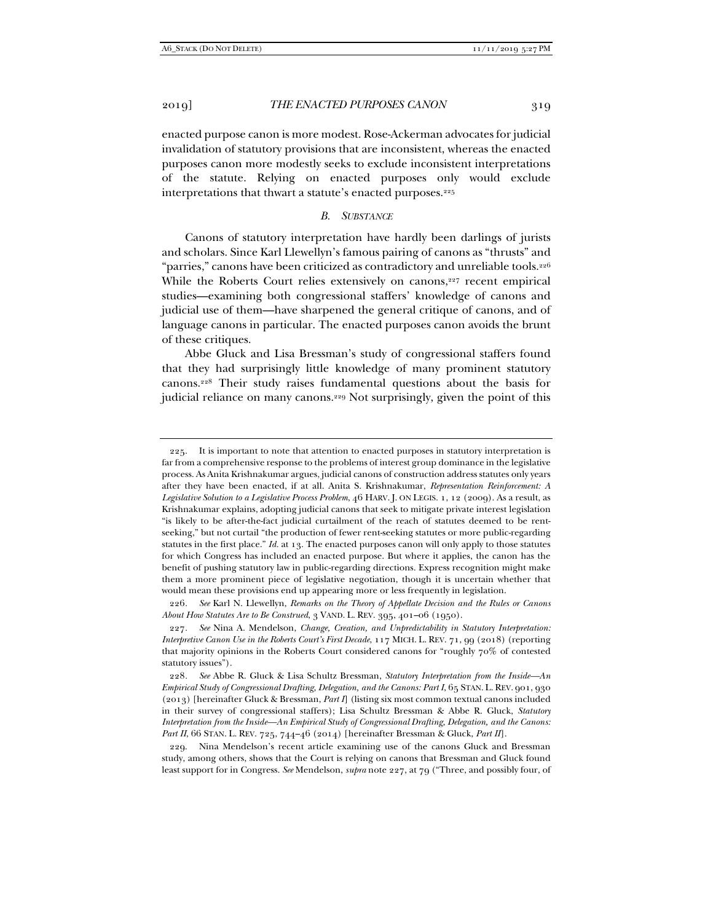enacted purpose canon is more modest. Rose-Ackerman advocates for judicial invalidation of statutory provisions that are inconsistent, whereas the enacted purposes canon more modestly seeks to exclude inconsistent interpretations of the statute. Relying on enacted purposes only would exclude interpretations that thwart a statute's enacted purposes.[225]

### *B. Substance*

Canons of statutory interpretation have hardly been darlings of jurists and scholars. Since Karl Llewellyn's famous pairing of canons as "thrusts" and "parries," canons have been criticized as contradictory and unreliable tools.[226] While the Roberts Court relies extensively on canons,[227] recent empirical studies—examining both congressional staffers' knowledge of canons and judicial use of them—have sharpened the general critique of canons, and of language canons in particular. The enacted purposes canon avoids the brunt of these critiques.

Abbe Gluck and Lisa Bressman's study of congressional staffers found that they had surprisingly little knowledge of many prominent statutory canons.[228] Their study raises fundamental questions about the basis for judicial reliance on many canons.[229] Not surprisingly, given the point of this

---

225. It is important to note that attention to enacted purposes in statutory interpretation is far from a comprehensive response to the problems of interest group dominance in the legislative process. As Anita Krishnakumar argues, judicial canons of construction address statutes only years after they have been enacted, if at all. Anita S. Krishnakumar, *Representation Reinforcement: A Legislative Solution to a Legislative Process Problem*, 46 HARV. J. ON LEGIS. 1, 12 (2009). As a result, as Krishnakumar explains, adopting judicial canons that seek to mitigate private interest legislation "is likely to be after-the-fact judicial curtailment of the reach of statutes deemed to be rent-seeking," but not curtail "the production of fewer rent-seeking statutes or more public-regarding statutes in the first place." *Id.* at 13. The enacted purposes canon will only apply to those statutes for which Congress has included an enacted purpose. But where it applies, the canon has the benefit of pushing statutory law in public-regarding directions. Express recognition might make them a more prominent piece of legislative negotiation, though it is uncertain whether that would mean these provisions end up appearing more or less frequently in legislation.

226. *See* Karl N. Llewellyn, *Remarks on the Theory of Appellate Decision and the Rules or Canons About How Statutes Are to Be Construed*, 3 VAND. L. REV. 395, 401–06 (1950).

227. *See* Nina A. Mendelson, *Change, Creation, and Unpredictability in Statutory Interpretation: Interpretive Canon Use in the Roberts Court's First Decade*, 117 MICH. L. REV. 71, 99 (2018) (reporting that majority opinions in the Roberts Court considered canons for "roughly 70% of contested statutory issues").

228. *See* Abbe R. Gluck & Lisa Schultz Bressman, *Statutory Interpretation from the Inside—An Empirical Study of Congressional Drafting, Delegation, and the Canons: Part I*, 65 STAN. L. REV. 901, 930 (2013) [hereinafter Gluck & Bressman, *Part I*] (listing six most common textual canons included in their survey of congressional staffers); Lisa Schultz Bressman & Abbe R. Gluck, *Statutory Interpretation from the Inside—An Empirical Study of Congressional Drafting, Delegation, and the Canons: Part II*, 66 STAN. L. REV. 725, 744–46 (2014) [hereinafter Bressman & Gluck, *Part II*].

229. Nina Mendelson's recent article examining use of the canons Gluck and Bressman study, among others, shows that the Court is relying on canons that Bressman and Gluck found least support for in Congress. *See* Mendelson, *supra* note 227, at 79 ("Three, and possibly four, of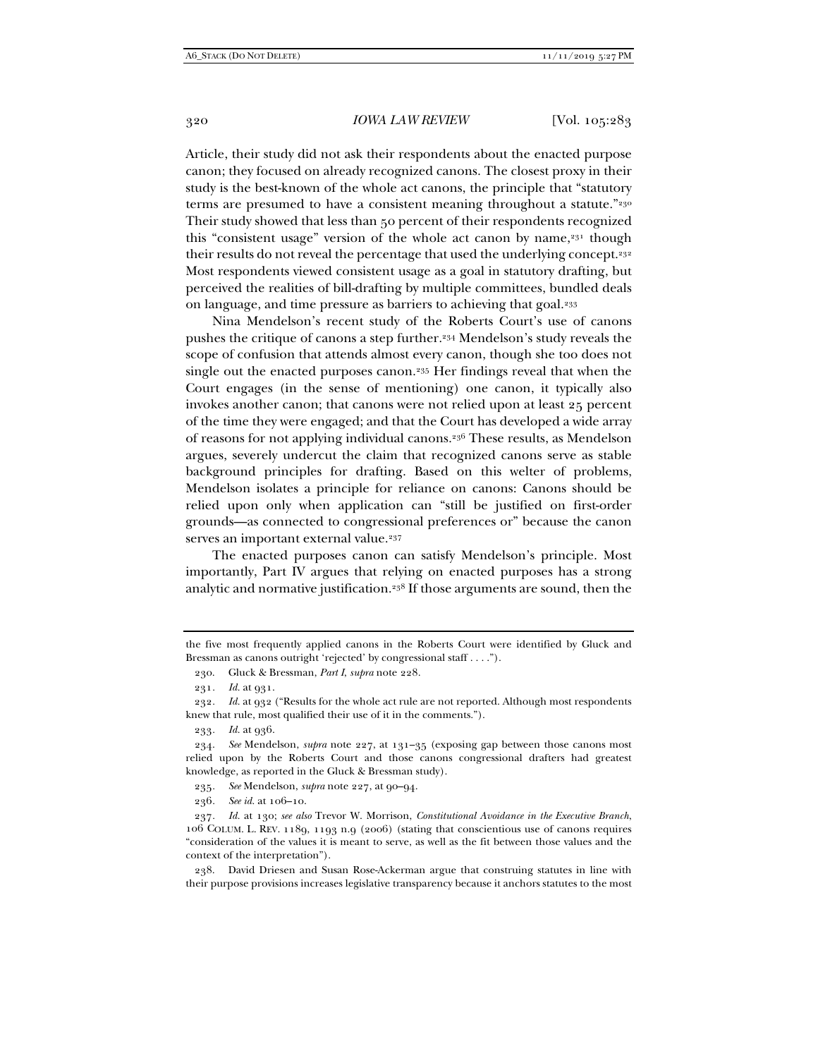Article, their study did not ask their respondents about the enacted purpose canon; they focused on already recognized canons. The closest proxy in their study is the best-known of the whole act canons, the principle that "statutory terms are presumed to have a consistent meaning throughout a statute."[230] Their study showed that less than 50 percent of their respondents recognized this "consistent usage" version of the whole act canon by name,[231] though their results do not reveal the percentage that used the underlying concept.[232] Most respondents viewed consistent usage as a goal in statutory drafting, but perceived the realities of bill-drafting by multiple committees, bundled deals on language, and time pressure as barriers to achieving that goal.[233]

Nina Mendelson's recent study of the Roberts Court's use of canons pushes the critique of canons a step further.[234] Mendelson's study reveals the scope of confusion that attends almost every canon, though she too does not single out the enacted purposes canon.[235] Her findings reveal that when the Court engages (in the sense of mentioning) one canon, it typically also invokes another canon; that canons were not relied upon at least 25 percent of the time they were engaged; and that the Court has developed a wide array of reasons for not applying individual canons.[236] These results, as Mendelson argues, severely undercut the claim that recognized canons serve as stable background principles for drafting. Based on this welter of problems, Mendelson isolates a principle for reliance on canons: Canons should be relied upon only when application can "still be justified on first-order grounds—as connected to congressional preferences or" because the canon serves an important external value.[237]

The enacted purposes canon can satisfy Mendelson's principle. Most importantly, Part IV argues that relying on enacted purposes has a strong analytic and normative justification.[238] If those arguments are sound, then the

---

the five most frequently applied canons in the Roberts Court were identified by Gluck and Bressman as canons outright 'rejected' by congressional staff . . . .").

230. Gluck & Bressman, *Part I*, *supra* note 228.

231. *Id.* at 931.

232. *Id.* at 932 ("Results for the whole act rule are not reported. Although most respondents knew that rule, most qualified their use of it in the comments.").

233. *Id.* at 936.

234. *See* Mendelson, *supra* note 227, at 131–35 (exposing gap between those canons most relied upon by the Roberts Court and those canons congressional drafters had greatest knowledge, as reported in the Gluck & Bressman study).

235. *See* Mendelson, *supra* note 227, at 90–94.

236. *See id.* at 106–10.

237. *Id.* at 130; *see also* Trevor W. Morrison, *Constitutional Avoidance in the Executive Branch*, 106 COLUM. L. REV. 1189, 1193 n.9 (2006) (stating that conscientious use of canons requires "consideration of the values it is meant to serve, as well as the fit between those values and the context of the interpretation").

238. David Driesen and Susan Rose-Ackerman argue that construing statutes in line with their purpose provisions increases legislative transparency because it anchors statutes to the most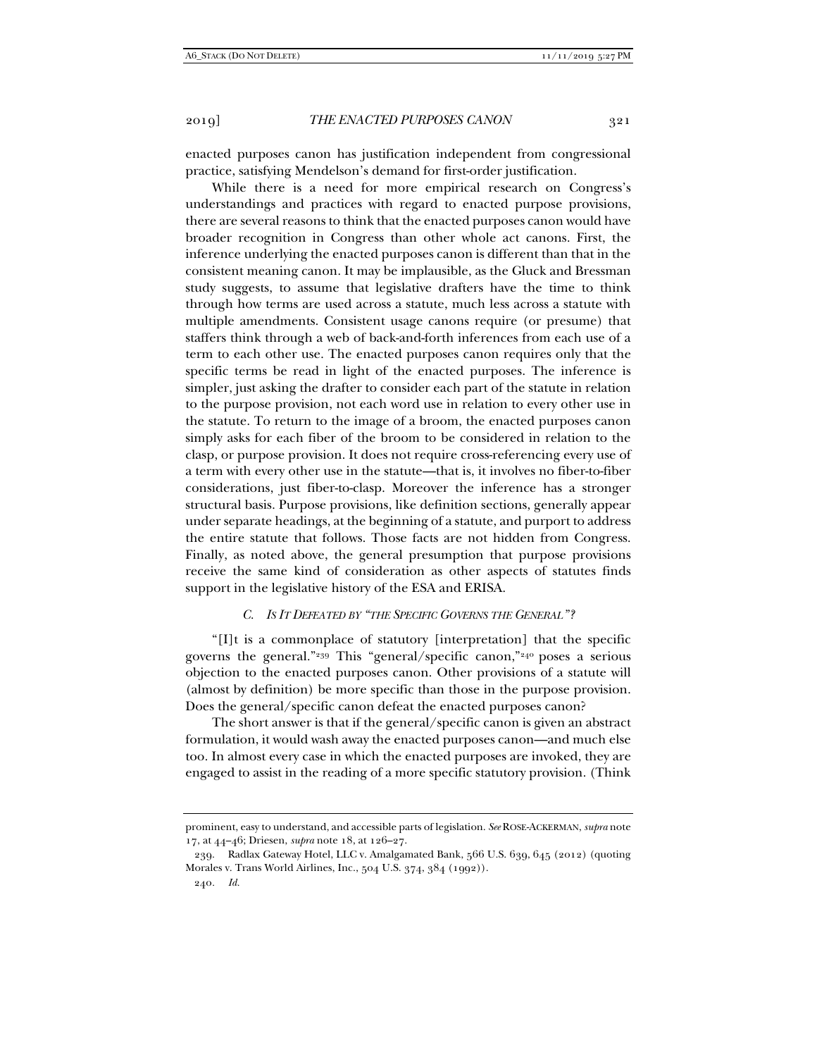enacted purposes canon has justification independent from congressional practice, satisfying Mendelson's demand for first-order justification.

While there is a need for more empirical research on Congress's understandings and practices with regard to enacted purpose provisions, there are several reasons to think that the enacted purposes canon would have broader recognition in Congress than other whole act canons. First, the inference underlying the enacted purposes canon is different than that in the consistent meaning canon. It may be implausible, as the Gluck and Bressman study suggests, to assume that legislative drafters have the time to think through how terms are used across a statute, much less across a statute with multiple amendments. Consistent usage canons require (or presume) that staffers think through a web of back-and-forth inferences from each use of a term to each other use. The enacted purposes canon requires only that the specific terms be read in light of the enacted purposes. The inference is simpler, just asking the drafter to consider each part of the statute in relation to the purpose provision, not each word use in relation to every other use in the statute. To return to the image of a broom, the enacted purposes canon simply asks for each fiber of the broom to be considered in relation to the clasp, or purpose provision. It does not require cross-referencing every use of a term with every other use in the statute—that is, it involves no fiber-to-fiber considerations, just fiber-to-clasp. Moreover the inference has a stronger structural basis. Purpose provisions, like definition sections, generally appear under separate headings, at the beginning of a statute, and purport to address the entire statute that follows. Those facts are not hidden from Congress. Finally, as noted above, the general presumption that purpose provisions receive the same kind of consideration as other aspects of statutes finds support in the legislative history of the ESA and ERISA.

### C. *Is It Defeated by "the Specific Governs the General"?*

"[I]t is a commonplace of statutory [interpretation] that the specific governs the general."[239] This "general/specific canon,"[240] poses a serious objection to the enacted purposes canon. Other provisions of a statute will (almost by definition) be more specific than those in the purpose provision. Does the general/specific canon defeat the enacted purposes canon?

The short answer is that if the general/specific canon is given an abstract formulation, it would wash away the enacted purposes canon—and much else too. In almost every case in which the enacted purposes are invoked, they are engaged to assist in the reading of a more specific statutory provision. (Think

---

prominent, easy to understand, and accessible parts of legislation. *See* Rose-Ackerman, *supra* note 17, at 44–46; Driesen, *supra* note 18, at 126–27.

239. Radlax Gateway Hotel, LLC v. Amalgamated Bank, 566 U.S. 639, 645 (2012) (quoting Morales v. Trans World Airlines, Inc., 504 U.S. 374, 384 (1992)).

240. *Id.*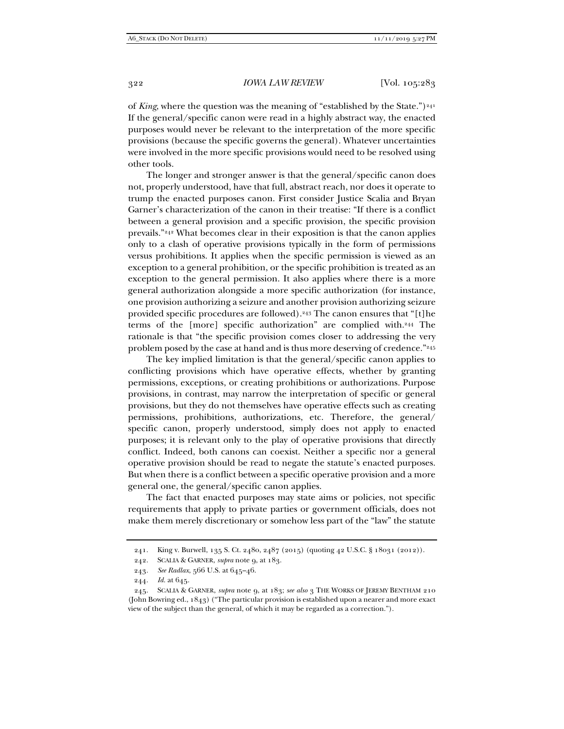of *King*, where the question was the meaning of "established by the State.")[241] If the general/specific canon were read in a highly abstract way, the enacted purposes would never be relevant to the interpretation of the more specific provisions (because the specific governs the general). Whatever uncertainties were involved in the more specific provisions would need to be resolved using other tools.

The longer and stronger answer is that the general/specific canon does not, properly understood, have that full, abstract reach, nor does it operate to trump the enacted purposes canon. First consider Justice Scalia and Bryan Garner's characterization of the canon in their treatise: "If there is a conflict between a general provision and a specific provision, the specific provision prevails."[242] What becomes clear in their exposition is that the canon applies only to a clash of operative provisions typically in the form of permissions versus prohibitions. It applies when the specific permission is viewed as an exception to a general prohibition, or the specific prohibition is treated as an exception to the general permission. It also applies where there is a more general authorization alongside a more specific authorization (for instance, one provision authorizing a seizure and another provision authorizing seizure provided specific procedures are followed).[243] The canon ensures that "[t]he terms of the [more] specific authorization" are complied with.[244] The rationale is that "the specific provision comes closer to addressing the very problem posed by the case at hand and is thus more deserving of credence."[245]

The key implied limitation is that the general/specific canon applies to conflicting provisions which have operative effects, whether by granting permissions, exceptions, or creating prohibitions or authorizations. Purpose provisions, in contrast, may narrow the interpretation of specific or general provisions, but they do not themselves have operative effects such as creating permissions, prohibitions, authorizations, etc. Therefore, the general/specific canon, properly understood, simply does not apply to enacted purposes; it is relevant only to the play of operative provisions that directly conflict. Indeed, both canons can coexist. Neither a specific nor a general operative provision should be read to negate the statute's enacted purposes. But when there is a conflict between a specific operative provision and a more general one, the general/specific canon applies.

The fact that enacted purposes may state aims or policies, not specific requirements that apply to private parties or government officials, does not make them merely discretionary or somehow less part of the "law" the statute

---

241. King v. Burwell, 135 S. Ct. 2480, 2487 (2015) (quoting 42 U.S.C. § 18031 (2012)).

242. SCALIA & GARNER, *supra* note 9, at 183.

243. *See Radlax*, 566 U.S. at 645–46.

244. *Id.* at 645.

245. SCALIA & GARNER, *supra* note 9, at 183; *see also* 3 THE WORKS OF JEREMY BENTHAM 210 (John Bowring ed., 1843) ("The particular provision is established upon a nearer and more exact view of the subject than the general, of which it may be regarded as a correction.").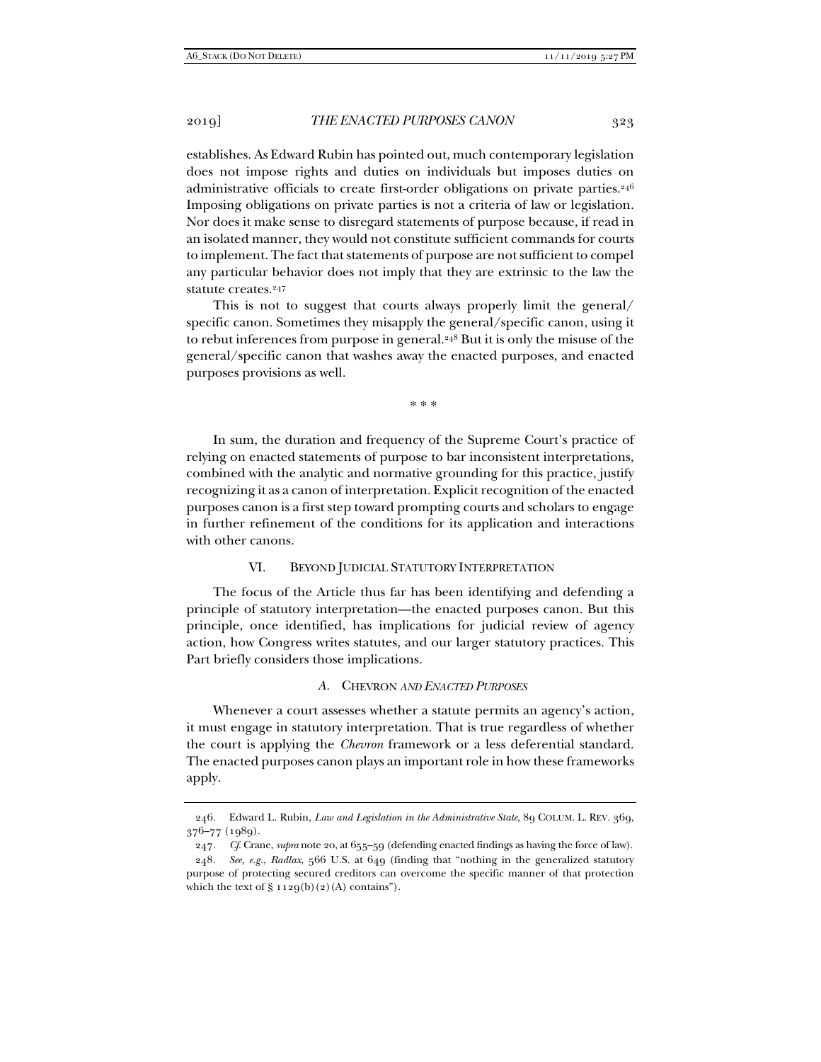establishes. As Edward Rubin has pointed out, much contemporary legislation does not impose rights and duties on individuals but imposes duties on administrative officials to create first-order obligations on private parties.[246] Imposing obligations on private parties is not a criteria of law or legislation. Nor does it make sense to disregard statements of purpose because, if read in an isolated manner, they would not constitute sufficient commands for courts to implement. The fact that statements of purpose are not sufficient to compel any particular behavior does not imply that they are extrinsic to the law the statute creates.[247]

This is not to suggest that courts always properly limit the general/specific canon. Sometimes they misapply the general/specific canon, using it to rebut inferences from purpose in general.[248] But it is only the misuse of the general/specific canon that washes away the enacted purposes, and enacted purposes provisions as well.

\* \* \*

In sum, the duration and frequency of the Supreme Court's practice of relying on enacted statements of purpose to bar inconsistent interpretations, combined with the analytic and normative grounding for this practice, justify recognizing it as a canon of interpretation. Explicit recognition of the enacted purposes canon is a first step toward prompting courts and scholars to engage in further refinement of the conditions for its application and interactions with other canons.

## VI. BEYOND JUDICIAL STATUTORY INTERPRETATION

The focus of the Article thus far has been identifying and defending a principle of statutory interpretation—the enacted purposes canon. But this principle, once identified, has implications for judicial review of agency action, how Congress writes statutes, and our larger statutory practices. This Part briefly considers those implications.

### *A.* CHEVRON *AND ENACTED PURPOSES*

Whenever a court assesses whether a statute permits an agency's action, it must engage in statutory interpretation. That is true regardless of whether the court is applying the *Chevron* framework or a less deferential standard. The enacted purposes canon plays an important role in how these frameworks apply.

---

246. Edward L. Rubin, *Law and Legislation in the Administrative State*, 89 COLUM. L. REV. 369, 376–77 (1989).

247. *Cf.* Crane, *supra* note 20, at 655–59 (defending enacted findings as having the force of law).

248. *See, e.g.*, *Radlax*, 566 U.S. at 649 (finding that "nothing in the generalized statutory purpose of protecting secured creditors can overcome the specific manner of that protection which the text of § 1129(b)(2)(A) contains").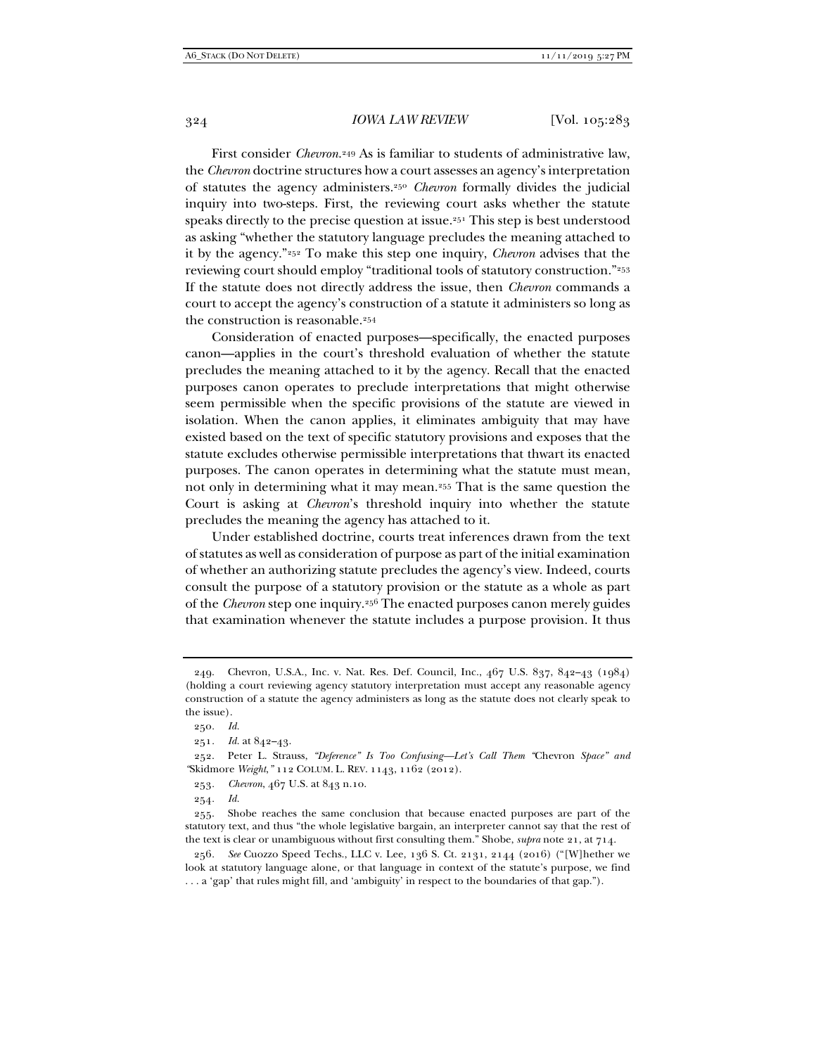First consider *Chevron*.[249] As is familiar to students of administrative law, the *Chevron* doctrine structures how a court assesses an agency's interpretation of statutes the agency administers.[250] *Chevron* formally divides the judicial inquiry into two-steps. First, the reviewing court asks whether the statute speaks directly to the precise question at issue.[251] This step is best understood as asking "whether the statutory language precludes the meaning attached to it by the agency."[252] To make this step one inquiry, *Chevron* advises that the reviewing court should employ "traditional tools of statutory construction."[253] If the statute does not directly address the issue, then *Chevron* commands a court to accept the agency's construction of a statute it administers so long as the construction is reasonable.[254]

Consideration of enacted purposes—specifically, the enacted purposes canon—applies in the court's threshold evaluation of whether the statute precludes the meaning attached to it by the agency. Recall that the enacted purposes canon operates to preclude interpretations that might otherwise seem permissible when the specific provisions of the statute are viewed in isolation. When the canon applies, it eliminates ambiguity that may have existed based on the text of specific statutory provisions and exposes that the statute excludes otherwise permissible interpretations that thwart its enacted purposes. The canon operates in determining what the statute must mean, not only in determining what it may mean.[255] That is the same question the Court is asking at *Chevron*'s threshold inquiry into whether the statute precludes the meaning the agency has attached to it.

Under established doctrine, courts treat inferences drawn from the text of statutes as well as consideration of purpose as part of the initial examination of whether an authorizing statute precludes the agency's view. Indeed, courts consult the purpose of a statutory provision or the statute as a whole as part of the *Chevron* step one inquiry.[256] The enacted purposes canon merely guides that examination whenever the statute includes a purpose provision. It thus

---

249. Chevron, U.S.A., Inc. v. Nat. Res. Def. Council, Inc., 467 U.S. 837, 842–43 (1984) (holding a court reviewing agency statutory interpretation must accept any reasonable agency construction of a statute the agency administers as long as the statute does not clearly speak to the issue).

250. *Id.*

251. *Id.* at 842–43.

252. Peter L. Strauss, *"Deference" Is Too Confusing—Let's Call Them "*Chevron *Space" and "*Skidmore *Weight*,*"* 112 COLUM. L. REV. 1143, 1162 (2012).

253. *Chevron*, 467 U.S. at 843 n.10.

254. *Id.*

255. Shobe reaches the same conclusion that because enacted purposes are part of the statutory text, and thus "the whole legislative bargain, an interpreter cannot say that the rest of the text is clear or unambiguous without first consulting them." Shobe, *supra* note 21, at 714.

256. *See* Cuozzo Speed Techs., LLC v. Lee, 136 S. Ct. 2131, 2144 (2016) ("[W]hether we look at statutory language alone, or that language in context of the statute's purpose, we find . . . a 'gap' that rules might fill, and 'ambiguity' in respect to the boundaries of that gap.").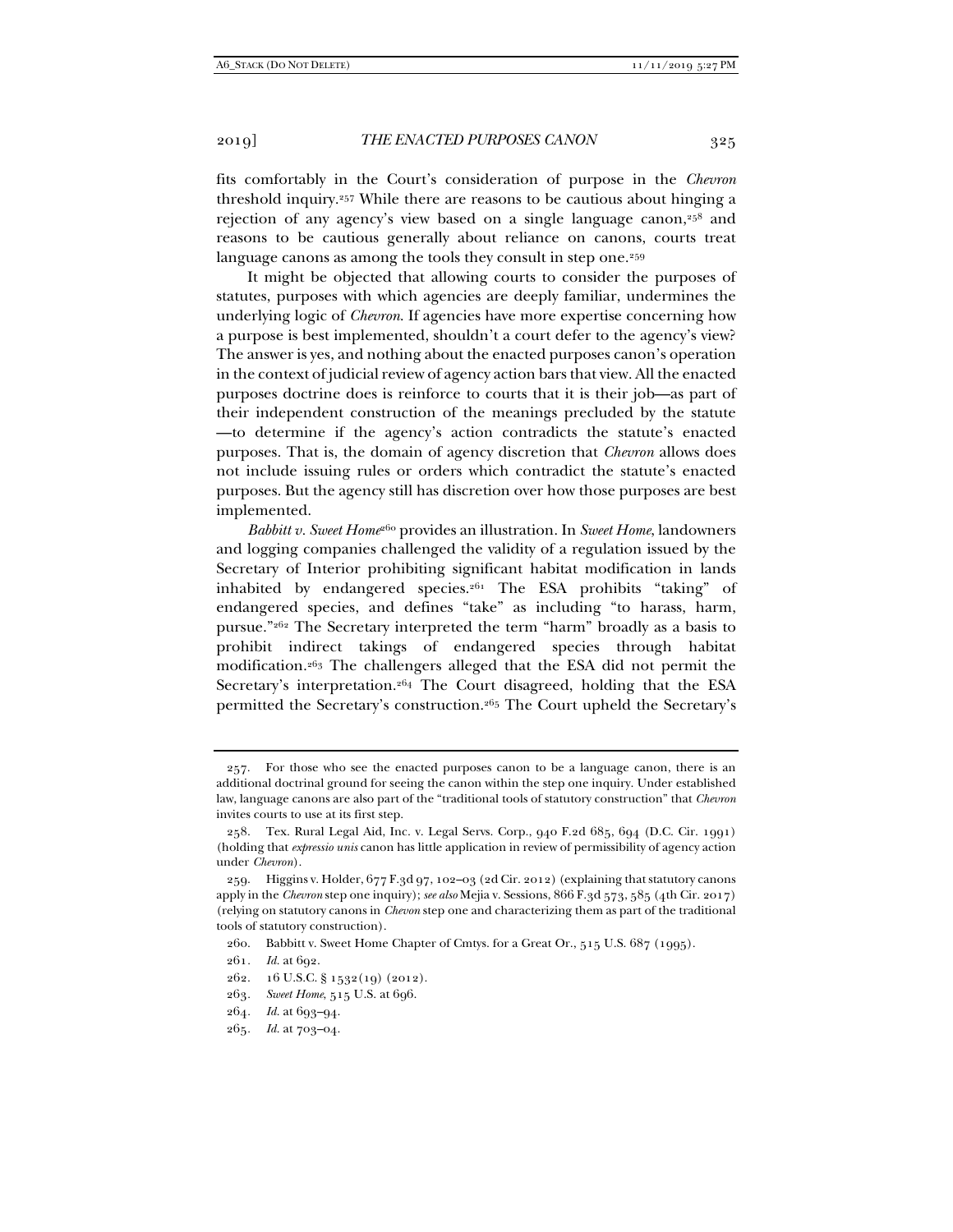fits comfortably in the Court's consideration of purpose in the *Chevron* threshold inquiry.[257] While there are reasons to be cautious about hinging a rejection of any agency's view based on a single language canon,[258] and reasons to be cautious generally about reliance on canons, courts treat language canons as among the tools they consult in step one.[259]

It might be objected that allowing courts to consider the purposes of statutes, purposes with which agencies are deeply familiar, undermines the underlying logic of *Chevron*. If agencies have more expertise concerning how a purpose is best implemented, shouldn't a court defer to the agency's view? The answer is yes, and nothing about the enacted purposes canon's operation in the context of judicial review of agency action bars that view. All the enacted purposes doctrine does is reinforce to courts that it is their job—as part of their independent construction of the meanings precluded by the statute—to determine if the agency's action contradicts the statute's enacted purposes. That is, the domain of agency discretion that *Chevron* allows does not include issuing rules or orders which contradict the statute's enacted purposes. But the agency still has discretion over how those purposes are best implemented.

*Babbitt v. Sweet Home*[260] provides an illustration. In *Sweet Home*, landowners and logging companies challenged the validity of a regulation issued by the Secretary of Interior prohibiting significant habitat modification in lands inhabited by endangered species.[261] The ESA prohibits "taking" of endangered species, and defines "take" as including "to harass, harm, pursue."[262] The Secretary interpreted the term "harm" broadly as a basis to prohibit indirect takings of endangered species through habitat modification.[263] The challengers alleged that the ESA did not permit the Secretary's interpretation.[264] The Court disagreed, holding that the ESA permitted the Secretary's construction.[265] The Court upheld the Secretary's

---

257. For those who see the enacted purposes canon to be a language canon, there is an additional doctrinal ground for seeing the canon within the step one inquiry. Under established law, language canons are also part of the "traditional tools of statutory construction" that *Chevron* invites courts to use at its first step.

258. Tex. Rural Legal Aid, Inc. v. Legal Servs. Corp., 940 F.2d 685, 694 (D.C. Cir. 1991) (holding that *expressio unis* canon has little application in review of permissibility of agency action under *Chevron*).

259. Higgins v. Holder, 677 F.3d 97, 102–03 (2d Cir. 2012) (explaining that statutory canons apply in the *Chevron* step one inquiry); *see also* Mejia v. Sessions, 866 F.3d 573, 585 (4th Cir. 2017) (relying on statutory canons in *Chevon* step one and characterizing them as part of the traditional tools of statutory construction).

260. Babbitt v. Sweet Home Chapter of Cmtys. for a Great Or., 515 U.S. 687 (1995).

261. *Id.* at 692.

262. 16 U.S.C. § 1532(19) (2012).

263. *Sweet Home*, 515 U.S. at 696.

264. *Id.* at 693–94.

265. *Id.* at 703–04.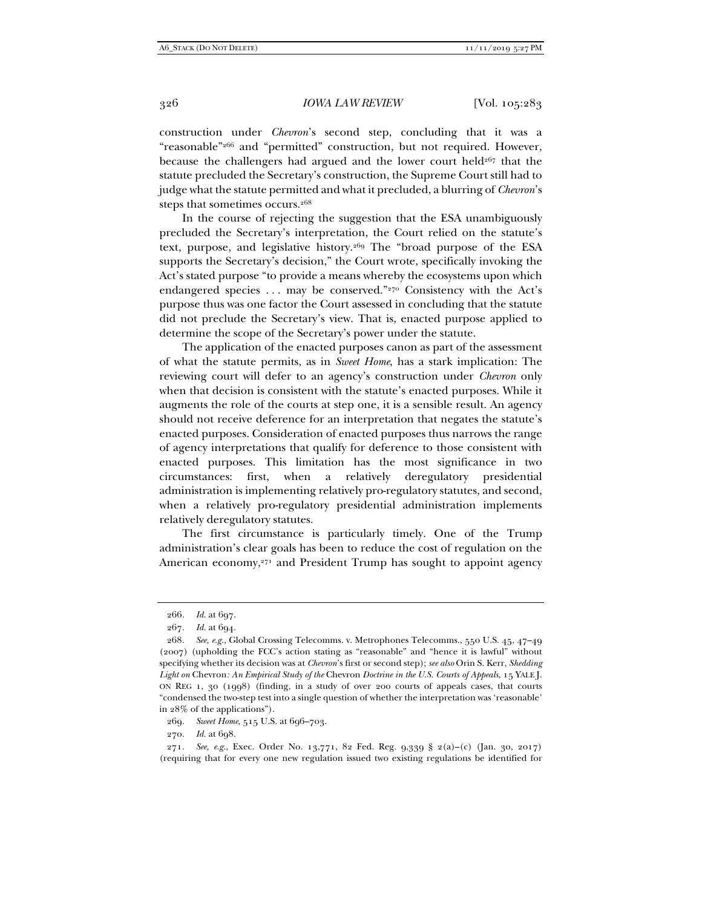construction under *Chevron*'s second step, concluding that it was a "reasonable"[266] and "permitted" construction, but not required. However, because the challengers had argued and the lower court held[267] that the statute precluded the Secretary's construction, the Supreme Court still had to judge what the statute permitted and what it precluded, a blurring of *Chevron*'s steps that sometimes occurs.[268]

In the course of rejecting the suggestion that the ESA unambiguously precluded the Secretary's interpretation, the Court relied on the statute's text, purpose, and legislative history.[269] The "broad purpose of the ESA supports the Secretary's decision," the Court wrote, specifically invoking the Act's stated purpose "to provide a means whereby the ecosystems upon which endangered species . . . may be conserved."[270] Consistency with the Act's purpose thus was one factor the Court assessed in concluding that the statute did not preclude the Secretary's view. That is, enacted purpose applied to determine the scope of the Secretary's power under the statute.

The application of the enacted purposes canon as part of the assessment of what the statute permits, as in *Sweet Home*, has a stark implication: The reviewing court will defer to an agency's construction under *Chevron* only when that decision is consistent with the statute's enacted purposes. While it augments the role of the courts at step one, it is a sensible result. An agency should not receive deference for an interpretation that negates the statute's enacted purposes. Consideration of enacted purposes thus narrows the range of agency interpretations that qualify for deference to those consistent with enacted purposes. This limitation has the most significance in two circumstances: first, when a relatively deregulatory presidential administration is implementing relatively pro-regulatory statutes, and second, when a relatively pro-regulatory presidential administration implements relatively deregulatory statutes.

The first circumstance is particularly timely. One of the Trump administration's clear goals has been to reduce the cost of regulation on the American economy,[271] and President Trump has sought to appoint agency

---

266. *Id.* at 697.

267. *Id.* at 694.

268. *See, e.g.*, Global Crossing Telecomms. v. Metrophones Telecomms., 550 U.S. 45, 47–49 (2007) (upholding the FCC's action stating as "reasonable" and "hence it is lawful" without specifying whether its decision was at *Chevron*'s first or second step); *see also* Orin S. Kerr, *Shedding Light on* Chevron*: An Empirical Study of the* Chevron *Doctrine in the U.S. Courts of Appeals*, 15 YALE J. ON REG 1, 30 (1998) (finding, in a study of over 200 courts of appeals cases, that courts "condensed the two-step test into a single question of whether the interpretation was 'reasonable' in 28% of the applications").

269. *Sweet Home*, 515 U.S. at 696–703.

270. *Id.* at 698.

271. *See, e.g.*, Exec. Order No. 13,771, 82 Fed. Reg. 9,339 § 2(a)–(c) (Jan. 30, 2017) (requiring that for every one new regulation issued two existing regulations be identified for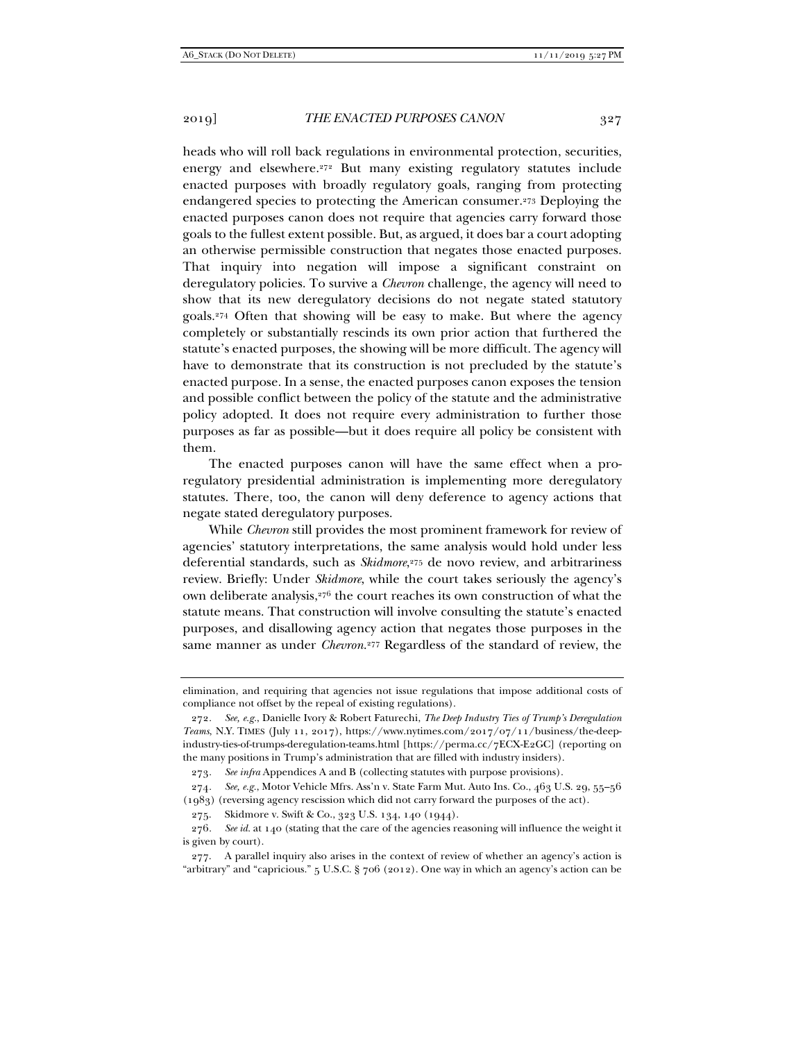heads who will roll back regulations in environmental protection, securities, energy and elsewhere.[272] But many existing regulatory statutes include enacted purposes with broadly regulatory goals, ranging from protecting endangered species to protecting the American consumer.[273] Deploying the enacted purposes canon does not require that agencies carry forward those goals to the fullest extent possible. But, as argued, it does bar a court adopting an otherwise permissible construction that negates those enacted purposes. That inquiry into negation will impose a significant constraint on deregulatory policies. To survive a *Chevron* challenge, the agency will need to show that its new deregulatory decisions do not negate stated statutory goals.[274] Often that showing will be easy to make. But where the agency completely or substantially rescinds its own prior action that furthered the statute's enacted purposes, the showing will be more difficult. The agency will have to demonstrate that its construction is not precluded by the statute's enacted purpose. In a sense, the enacted purposes canon exposes the tension and possible conflict between the policy of the statute and the administrative policy adopted. It does not require every administration to further those purposes as far as possible—but it does require all policy be consistent with them.

The enacted purposes canon will have the same effect when a pro-regulatory presidential administration is implementing more deregulatory statutes. There, too, the canon will deny deference to agency actions that negate stated deregulatory purposes.

While *Chevron* still provides the most prominent framework for review of agencies' statutory interpretations, the same analysis would hold under less deferential standards, such as *Skidmore*,[275] de novo review, and arbitrariness review. Briefly: Under *Skidmore*, while the court takes seriously the agency's own deliberate analysis,[276] the court reaches its own construction of what the statute means. That construction will involve consulting the statute's enacted purposes, and disallowing agency action that negates those purposes in the same manner as under *Chevron*.[277] Regardless of the standard of review, the

---

elimination, and requiring that agencies not issue regulations that impose additional costs of compliance not offset by the repeal of existing regulations).

272. *See, e.g.*, Danielle Ivory & Robert Faturechi, *The Deep Industry Ties of Trump's Deregulation Teams*, N.Y. TIMES (July 11, 2017), https://www.nytimes.com/2017/07/11/business/the-deep-industry-ties-of-trumps-deregulation-teams.html [https://perma.cc/7ECX-E2GC] (reporting on the many positions in Trump's administration that are filled with industry insiders).

273. *See infra* Appendices A and B (collecting statutes with purpose provisions).

274. *See, e.g.*, Motor Vehicle Mfrs. Ass'n v. State Farm Mut. Auto Ins. Co., 463 U.S. 29, 55–56 (1983) (reversing agency rescission which did not carry forward the purposes of the act).

275. Skidmore v. Swift & Co., 323 U.S. 134, 140 (1944).

276. *See id.* at 140 (stating that the care of the agencies reasoning will influence the weight it is given by court).

277. A parallel inquiry also arises in the context of review of whether an agency's action is "arbitrary" and "capricious." 5 U.S.C. § 706 (2012). One way in which an agency's action can be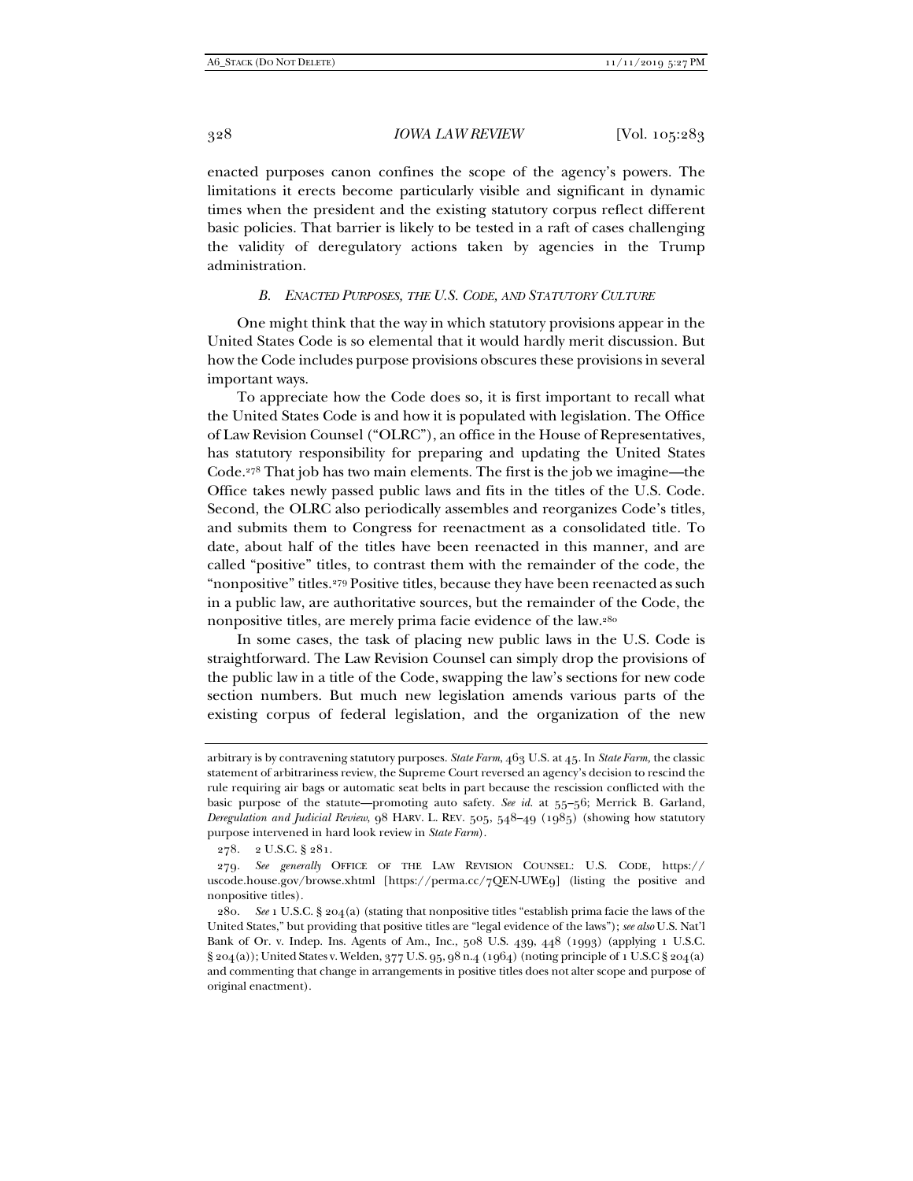enacted purposes canon confines the scope of the agency's powers. The limitations it erects become particularly visible and significant in dynamic times when the president and the existing statutory corpus reflect different basic policies. That barrier is likely to be tested in a raft of cases challenging the validity of deregulatory actions taken by agencies in the Trump administration.

### *B. ENACTED PURPOSES, THE U.S. CODE, AND STATUTORY CULTURE*

One might think that the way in which statutory provisions appear in the United States Code is so elemental that it would hardly merit discussion. But how the Code includes purpose provisions obscures these provisions in several important ways.

To appreciate how the Code does so, it is first important to recall what the United States Code is and how it is populated with legislation. The Office of Law Revision Counsel ("OLRC"), an office in the House of Representatives, has statutory responsibility for preparing and updating the United States Code.[278] That job has two main elements. The first is the job we imagine—the Office takes newly passed public laws and fits in the titles of the U.S. Code. Second, the OLRC also periodically assembles and reorganizes Code's titles, and submits them to Congress for reenactment as a consolidated title. To date, about half of the titles have been reenacted in this manner, and are called "positive" titles, to contrast them with the remainder of the code, the "nonpositive" titles.[279] Positive titles, because they have been reenacted as such in a public law, are authoritative sources, but the remainder of the Code, the nonpositive titles, are merely prima facie evidence of the law.[280]

In some cases, the task of placing new public laws in the U.S. Code is straightforward. The Law Revision Counsel can simply drop the provisions of the public law in a title of the Code, swapping the law's sections for new code section numbers. But much new legislation amends various parts of the existing corpus of federal legislation, and the organization of the new

---

arbitrary is by contravening statutory purposes. *State Farm*, 463 U.S. at 45. In *State Farm*, the classic statement of arbitrariness review, the Supreme Court reversed an agency's decision to rescind the rule requiring air bags or automatic seat belts in part because the rescission conflicted with the basic purpose of the statute—promoting auto safety. *See id.* at 55–56; Merrick B. Garland, *Deregulation and Judicial Review*, 98 HARV. L. REV. 505, 548–49 (1985) (showing how statutory purpose intervened in hard look review in *State Farm*).

278. 2 U.S.C. § 281.

279. *See generally* OFFICE OF THE LAW REVISION COUNSEL: U.S. CODE, https://uscode.house.gov/browse.xhtml [https://perma.cc/7QEN-UWE9] (listing the positive and nonpositive titles).

280. *See* 1 U.S.C. § 204(a) (stating that nonpositive titles "establish prima facie the laws of the United States," but providing that positive titles are "legal evidence of the laws"); *see also* U.S. Nat'l Bank of Or. v. Indep. Ins. Agents of Am., Inc., 508 U.S. 439, 448 (1993) (applying 1 U.S.C. § 204(a)); United States v. Welden, 377 U.S. 95, 98 n.4 (1964) (noting principle of 1 U.S.C § 204(a) and commenting that change in arrangements in positive titles does not alter scope and purpose of original enactment).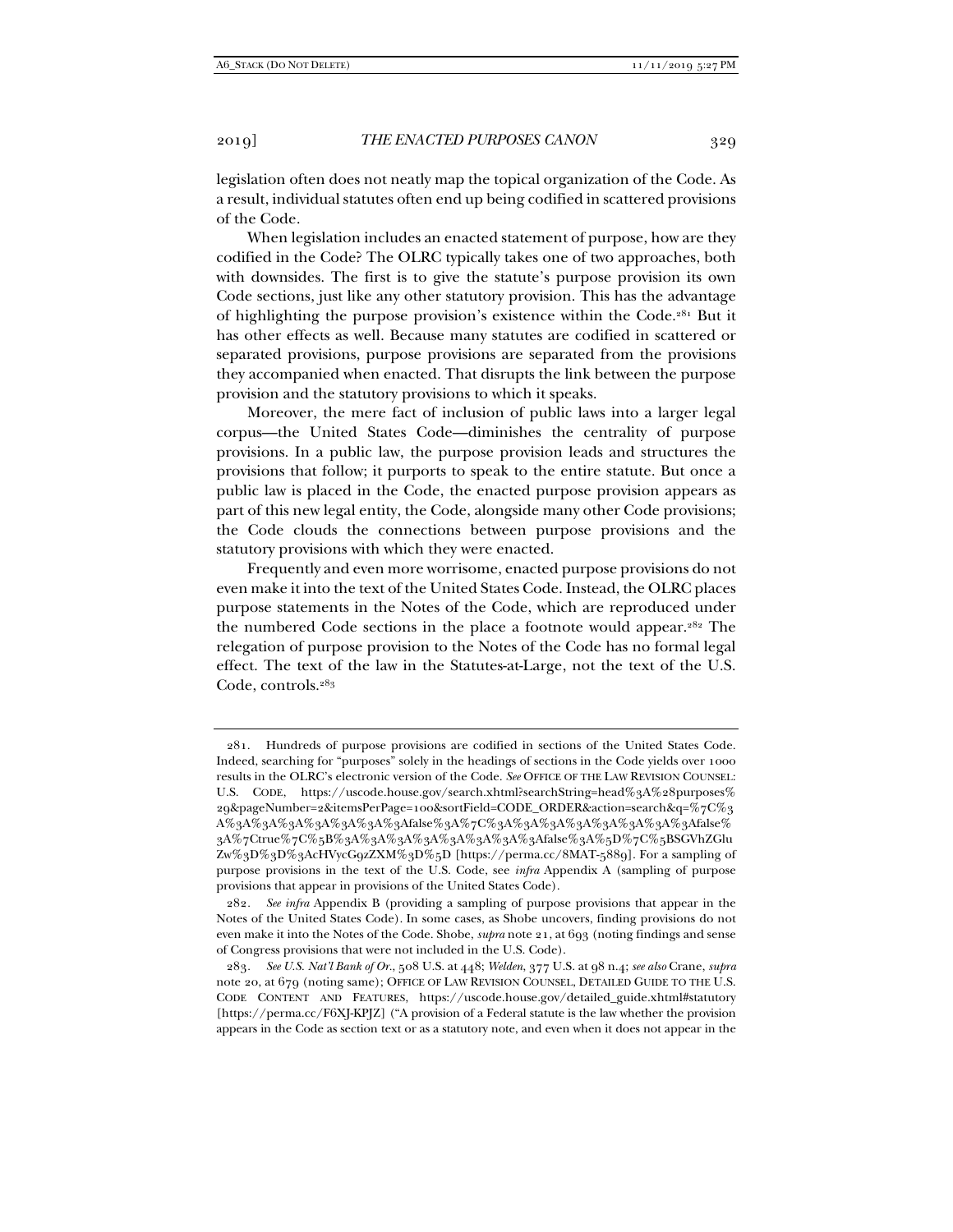legislation often does not neatly map the topical organization of the Code. As a result, individual statutes often end up being codified in scattered provisions of the Code.

When legislation includes an enacted statement of purpose, how are they codified in the Code? The OLRC typically takes one of two approaches, both with downsides. The first is to give the statute's purpose provision its own Code sections, just like any other statutory provision. This has the advantage of highlighting the purpose provision's existence within the Code.[281] But it has other effects as well. Because many statutes are codified in scattered or separated provisions, purpose provisions are separated from the provisions they accompanied when enacted. That disrupts the link between the purpose provision and the statutory provisions to which it speaks.

Moreover, the mere fact of inclusion of public laws into a larger legal corpus—the United States Code—diminishes the centrality of purpose provisions. In a public law, the purpose provision leads and structures the provisions that follow; it purports to speak to the entire statute. But once a public law is placed in the Code, the enacted purpose provision appears as part of this new legal entity, the Code, alongside many other Code provisions; the Code clouds the connections between purpose provisions and the statutory provisions with which they were enacted.

Frequently and even more worrisome, enacted purpose provisions do not even make it into the text of the United States Code. Instead, the OLRC places purpose statements in the Notes of the Code, which are reproduced under the numbered Code sections in the place a footnote would appear.[282] The relegation of purpose provision to the Notes of the Code has no formal legal effect. The text of the law in the Statutes-at-Large, not the text of the U.S. Code, controls.[283]

---

281. Hundreds of purpose provisions are codified in sections of the United States Code. Indeed, searching for "purposes" solely in the headings of sections in the Code yields over 1000 results in the OLRC's electronic version of the Code. *See* OFFICE OF THE LAW REVISION COUNSEL: U.S. CODE, https://uscode.house.gov/search.xhtml?searchString=head%3A%28purposes%29&pageNumber=2&itemsPerPage=100&sortField=CODE_ORDER&action=search&q=%7C%3A%3A%3A%3A%3A%3A%3A%3Afalse%3A%7C%3A%3A%3A%3A%3A%3A%3A%3Afalse%3A%7Ctrue%7C%5B%3A%3A%3A%3A%3A%3A%3A%3Afalse%3A%5D%7C%5BSGVhZGluZw%3D%3D%3AcHVycG9zZXM%3D%5D [https://perma.cc/8MAT-5889]. For a sampling of purpose provisions in the text of the U.S. Code, see *infra* Appendix A (sampling of purpose provisions that appear in provisions of the United States Code).

282. *See infra* Appendix B (providing a sampling of purpose provisions that appear in the Notes of the United States Code). In some cases, as Shobe uncovers, finding provisions do not even make it into the Notes of the Code. Shobe, *supra* note 21, at 693 (noting findings and sense of Congress provisions that were not included in the U.S. Code).

283. *See U.S. Nat'l Bank of Or.*, 508 U.S. at 448; *Welden*, 377 U.S. at 98 n.4; *see also* Crane, *supra* note 20, at 679 (noting same); OFFICE OF LAW REVISION COUNSEL, DETAILED GUIDE TO THE U.S. CODE CONTENT AND FEATURES, https://uscode.house.gov/detailed_guide.xhtml#statutory [https://perma.cc/F6XJ-KPJZ] ("A provision of a Federal statute is the law whether the provision appears in the Code as section text or as a statutory note, and even when it does not appear in the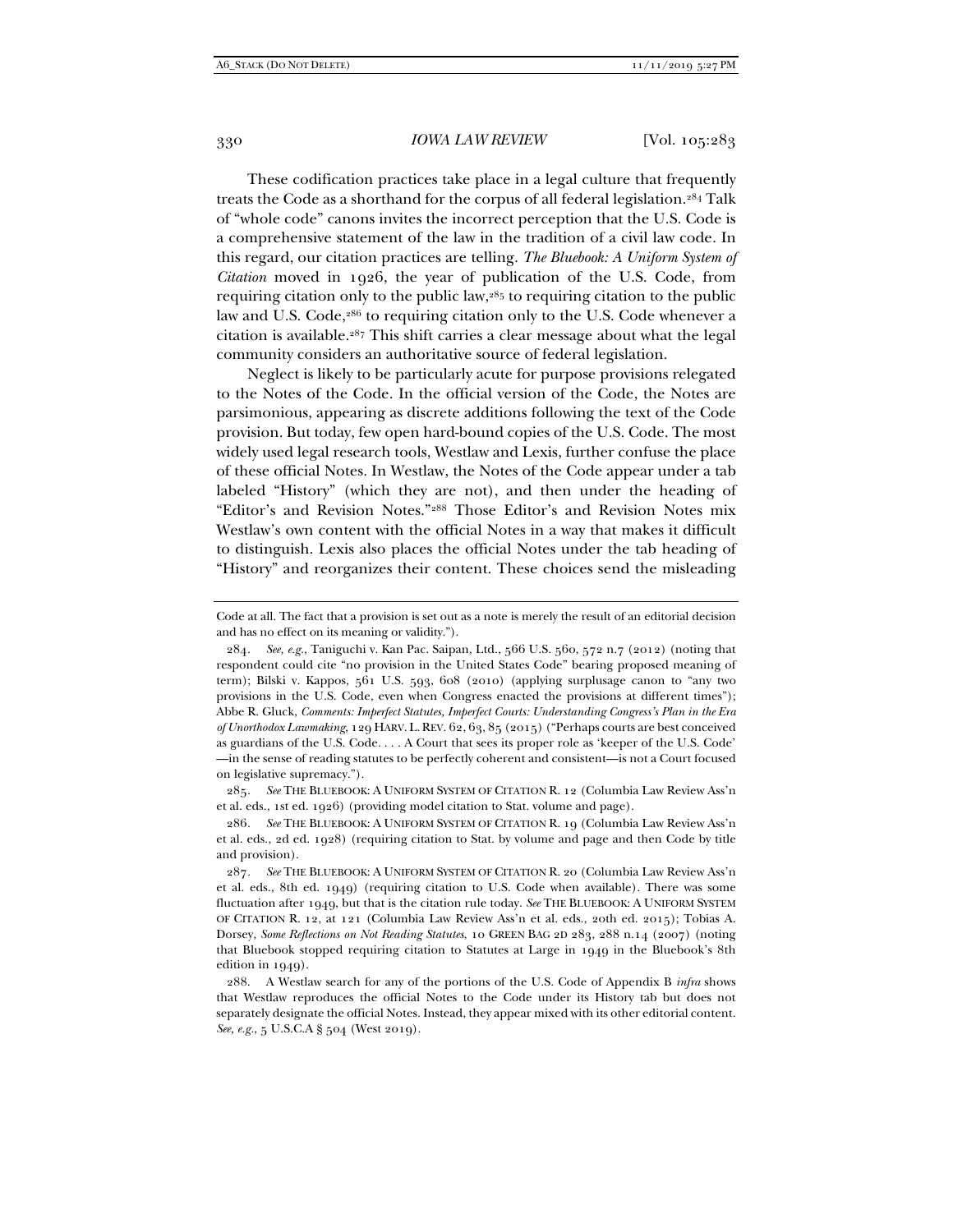These codification practices take place in a legal culture that frequently treats the Code as a shorthand for the corpus of all federal legislation.[284] Talk of "whole code" canons invites the incorrect perception that the U.S. Code is a comprehensive statement of the law in the tradition of a civil law code. In this regard, our citation practices are telling. *The Bluebook: A Uniform System of Citation* moved in 1926, the year of publication of the U.S. Code, from requiring citation only to the public law,[285] to requiring citation to the public law and U.S. Code,[286] to requiring citation only to the U.S. Code whenever a citation is available.[287] This shift carries a clear message about what the legal community considers an authoritative source of federal legislation.

Neglect is likely to be particularly acute for purpose provisions relegated to the Notes of the Code. In the official version of the Code, the Notes are parsimonious, appearing as discrete additions following the text of the Code provision. But today, few open hard-bound copies of the U.S. Code. The most widely used legal research tools, Westlaw and Lexis, further confuse the place of these official Notes. In Westlaw, the Notes of the Code appear under a tab labeled "History" (which they are not), and then under the heading of "Editor's and Revision Notes."[288] Those Editor's and Revision Notes mix Westlaw's own content with the official Notes in a way that makes it difficult to distinguish. Lexis also places the official Notes under the tab heading of "History" and reorganizes their content. These choices send the misleading

---

Code at all. The fact that a provision is set out as a note is merely the result of an editorial decision and has no effect on its meaning or validity.").

284. *See, e.g.*, Taniguchi v. Kan Pac. Saipan, Ltd., 566 U.S. 560, 572 n.7 (2012) (noting that respondent could cite "no provision in the United States Code" bearing proposed meaning of term); Bilski v. Kappos, 561 U.S. 593, 608 (2010) (applying surplusage canon to "any two provisions in the U.S. Code, even when Congress enacted the provisions at different times"); Abbe R. Gluck, *Comments: Imperfect Statutes, Imperfect Courts: Understanding Congress's Plan in the Era of Unorthodox Lawmaking*, 129 HARV. L. REV. 62, 63, 85 (2015) ("Perhaps courts are best conceived as guardians of the U.S. Code. . . . A Court that sees its proper role as 'keeper of the U.S. Code' —in the sense of reading statutes to be perfectly coherent and consistent—is not a Court focused on legislative supremacy.").

285. *See* THE BLUEBOOK: A UNIFORM SYSTEM OF CITATION R. 12 (Columbia Law Review Ass'n et al. eds., 1st ed. 1926) (providing model citation to Stat. volume and page).

286. *See* THE BLUEBOOK: A UNIFORM SYSTEM OF CITATION R. 19 (Columbia Law Review Ass'n et al. eds., 2d ed. 1928) (requiring citation to Stat. by volume and page and then Code by title and provision).

287. *See* THE BLUEBOOK: A UNIFORM SYSTEM OF CITATION R. 20 (Columbia Law Review Ass'n et al. eds., 8th ed. 1949) (requiring citation to U.S. Code when available). There was some fluctuation after 1949, but that is the citation rule today. *See* THE BLUEBOOK: A UNIFORM SYSTEM OF CITATION R. 12, at 121 (Columbia Law Review Ass'n et al. eds., 20th ed. 2015); Tobias A. Dorsey, *Some Reflections on Not Reading Statutes*, 10 GREEN BAG 2D 283, 288 n.14 (2007) (noting that Bluebook stopped requiring citation to Statutes at Large in 1949 in the Bluebook's 8th edition in 1949).

288. A Westlaw search for any of the portions of the U.S. Code of Appendix B *infra* shows that Westlaw reproduces the official Notes to the Code under its History tab but does not separately designate the official Notes. Instead, they appear mixed with its other editorial content. *See, e.g.*, 5 U.S.C.A § 504 (West 2019).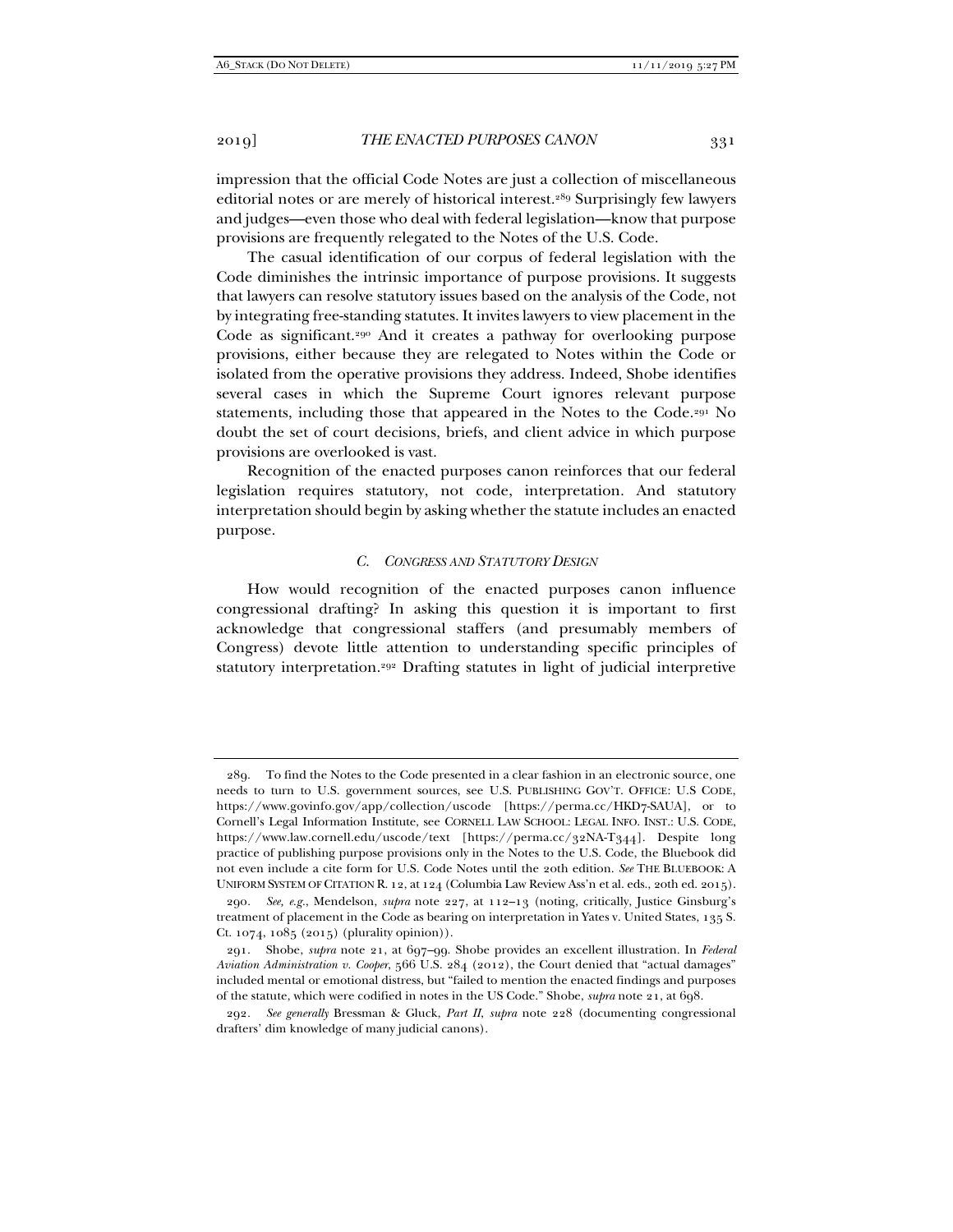impression that the official Code Notes are just a collection of miscellaneous editorial notes or are merely of historical interest.[289] Surprisingly few lawyers and judges—even those who deal with federal legislation—know that purpose provisions are frequently relegated to the Notes of the U.S. Code.

The casual identification of our corpus of federal legislation with the Code diminishes the intrinsic importance of purpose provisions. It suggests that lawyers can resolve statutory issues based on the analysis of the Code, not by integrating free-standing statutes. It invites lawyers to view placement in the Code as significant.[290] And it creates a pathway for overlooking purpose provisions, either because they are relegated to Notes within the Code or isolated from the operative provisions they address. Indeed, Shobe identifies several cases in which the Supreme Court ignores relevant purpose statements, including those that appeared in the Notes to the Code.[291] No doubt the set of court decisions, briefs, and client advice in which purpose provisions are overlooked is vast.

Recognition of the enacted purposes canon reinforces that our federal legislation requires statutory, not code, interpretation. And statutory interpretation should begin by asking whether the statute includes an enacted purpose.

### *C. Congress and Statutory Design*

How would recognition of the enacted purposes canon influence congressional drafting? In asking this question it is important to first acknowledge that congressional staffers (and presumably members of Congress) devote little attention to understanding specific principles of statutory interpretation.[292] Drafting statutes in light of judicial interpretive

---

289. To find the Notes to the Code presented in a clear fashion in an electronic source, one needs to turn to U.S. government sources, see U.S. PUBLISHING GOV'T. OFFICE: U.S CODE, https://www.govinfo.gov/app/collection/uscode [https://perma.cc/HKD7-SAUA], or to Cornell's Legal Information Institute, see CORNELL LAW SCHOOL: LEGAL INFO. INST.: U.S. CODE, https://www.law.cornell.edu/uscode/text [https://perma.cc/32NA-T344]. Despite long practice of publishing purpose provisions only in the Notes to the U.S. Code, the Bluebook did not even include a cite form for U.S. Code Notes until the 20th edition. *See* THE BLUEBOOK: A UNIFORM SYSTEM OF CITATION R. 12, at 124 (Columbia Law Review Ass'n et al. eds., 20th ed. 2015).

290. *See, e.g.*, Mendelson, *supra* note 227, at 112–13 (noting, critically, Justice Ginsburg's treatment of placement in the Code as bearing on interpretation in Yates v. United States, 135 S. Ct. 1074, 1085 (2015) (plurality opinion)).

291. Shobe, *supra* note 21, at 697–99. Shobe provides an excellent illustration. In *Federal Aviation Administration v. Cooper*, 566 U.S. 284 (2012), the Court denied that "actual damages" included mental or emotional distress, but "failed to mention the enacted findings and purposes of the statute, which were codified in notes in the US Code." Shobe, *supra* note 21, at 698.

292. *See generally* Bressman & Gluck, *Part II*, *supra* note 228 (documenting congressional drafters' dim knowledge of many judicial canons).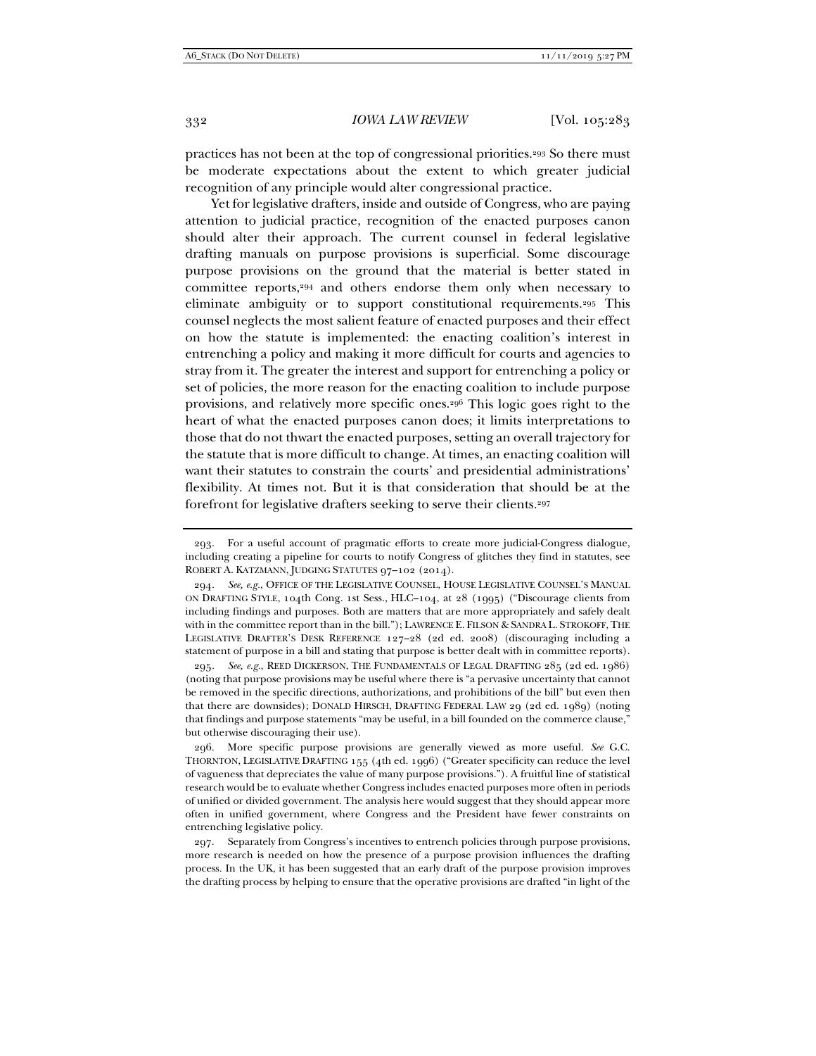practices has not been at the top of congressional priorities.[293] So there must be moderate expectations about the extent to which greater judicial recognition of any principle would alter congressional practice.

Yet for legislative drafters, inside and outside of Congress, who are paying attention to judicial practice, recognition of the enacted purposes canon should alter their approach. The current counsel in federal legislative drafting manuals on purpose provisions is superficial. Some discourage purpose provisions on the ground that the material is better stated in committee reports,[294] and others endorse them only when necessary to eliminate ambiguity or to support constitutional requirements.[295] This counsel neglects the most salient feature of enacted purposes and their effect on how the statute is implemented: the enacting coalition's interest in entrenching a policy and making it more difficult for courts and agencies to stray from it. The greater the interest and support for entrenching a policy or set of policies, the more reason for the enacting coalition to include purpose provisions, and relatively more specific ones.[296] This logic goes right to the heart of what the enacted purposes canon does; it limits interpretations to those that do not thwart the enacted purposes, setting an overall trajectory for the statute that is more difficult to change. At times, an enacting coalition will want their statutes to constrain the courts' and presidential administrations' flexibility. At times not. But it is that consideration that should be at the forefront for legislative drafters seeking to serve their clients.[297]

---

293. For a useful account of pragmatic efforts to create more judicial-Congress dialogue, including creating a pipeline for courts to notify Congress of glitches they find in statutes, see ROBERT A. KATZMANN, JUDGING STATUTES 97–102 (2014).

294. *See, e.g.*, OFFICE OF THE LEGISLATIVE COUNSEL, HOUSE LEGISLATIVE COUNSEL'S MANUAL ON DRAFTING STYLE, 104th Cong. 1st Sess., HLC–104, at 28 (1995) ("Discourage clients from including findings and purposes. Both are matters that are more appropriately and safely dealt with in the committee report than in the bill."); LAWRENCE E. FILSON & SANDRA L. STROKOFF, THE LEGISLATIVE DRAFTER'S DESK REFERENCE 127–28 (2d ed. 2008) (discouraging including a statement of purpose in a bill and stating that purpose is better dealt with in committee reports).

295. *See, e.g.*, REED DICKERSON, THE FUNDAMENTALS OF LEGAL DRAFTING 285 (2d ed. 1986) (noting that purpose provisions may be useful where there is "a pervasive uncertainty that cannot be removed in the specific directions, authorizations, and prohibitions of the bill" but even then that there are downsides); DONALD HIRSCH, DRAFTING FEDERAL LAW 29 (2d ed. 1989) (noting that findings and purpose statements "may be useful, in a bill founded on the commerce clause," but otherwise discouraging their use).

296. More specific purpose provisions are generally viewed as more useful. *See* G.C. THORNTON, LEGISLATIVE DRAFTING 155 (4th ed. 1996) ("Greater specificity can reduce the level of vagueness that depreciates the value of many purpose provisions."). A fruitful line of statistical research would be to evaluate whether Congress includes enacted purposes more often in periods of unified or divided government. The analysis here would suggest that they should appear more often in unified government, where Congress and the President have fewer constraints on entrenching legislative policy.

297. Separately from Congress's incentives to entrench policies through purpose provisions, more research is needed on how the presence of a purpose provision influences the drafting process. In the UK, it has been suggested that an early draft of the purpose provision improves the drafting process by helping to ensure that the operative provisions are drafted "in light of the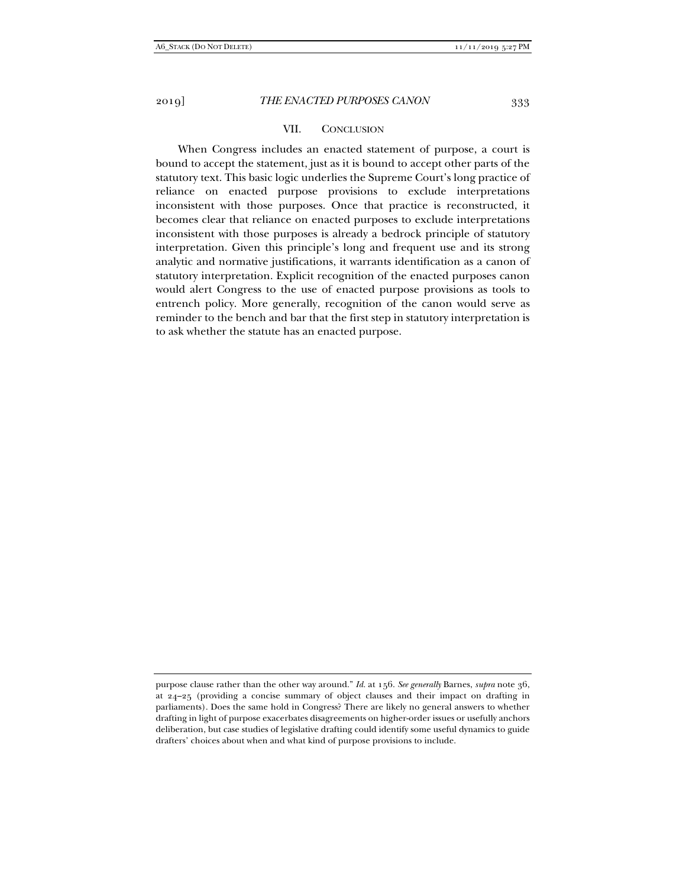## VII. CONCLUSION

When Congress includes an enacted statement of purpose, a court is bound to accept the statement, just as it is bound to accept other parts of the statutory text. This basic logic underlies the Supreme Court's long practice of reliance on enacted purpose provisions to exclude interpretations inconsistent with those purposes. Once that practice is reconstructed, it becomes clear that reliance on enacted purposes to exclude interpretations inconsistent with those purposes is already a bedrock principle of statutory interpretation. Given this principle's long and frequent use and its strong analytic and normative justifications, it warrants identification as a canon of statutory interpretation. Explicit recognition of the enacted purposes canon would alert Congress to the use of enacted purpose provisions as tools to entrench policy. More generally, recognition of the canon would serve as reminder to the bench and bar that the first step in statutory interpretation is to ask whether the statute has an enacted purpose.

---

purpose clause rather than the other way around." *Id.* at 156. *See generally* Barnes, *supra* note 36, at 24–25 (providing a concise summary of object clauses and their impact on drafting in parliaments). Does the same hold in Congress? There are likely no general answers to whether drafting in light of purpose exacerbates disagreements on higher-order issues or usefully anchors deliberation, but case studies of legislative drafting could identify some useful dynamics to guide drafters' choices about when and what kind of purpose provisions to include.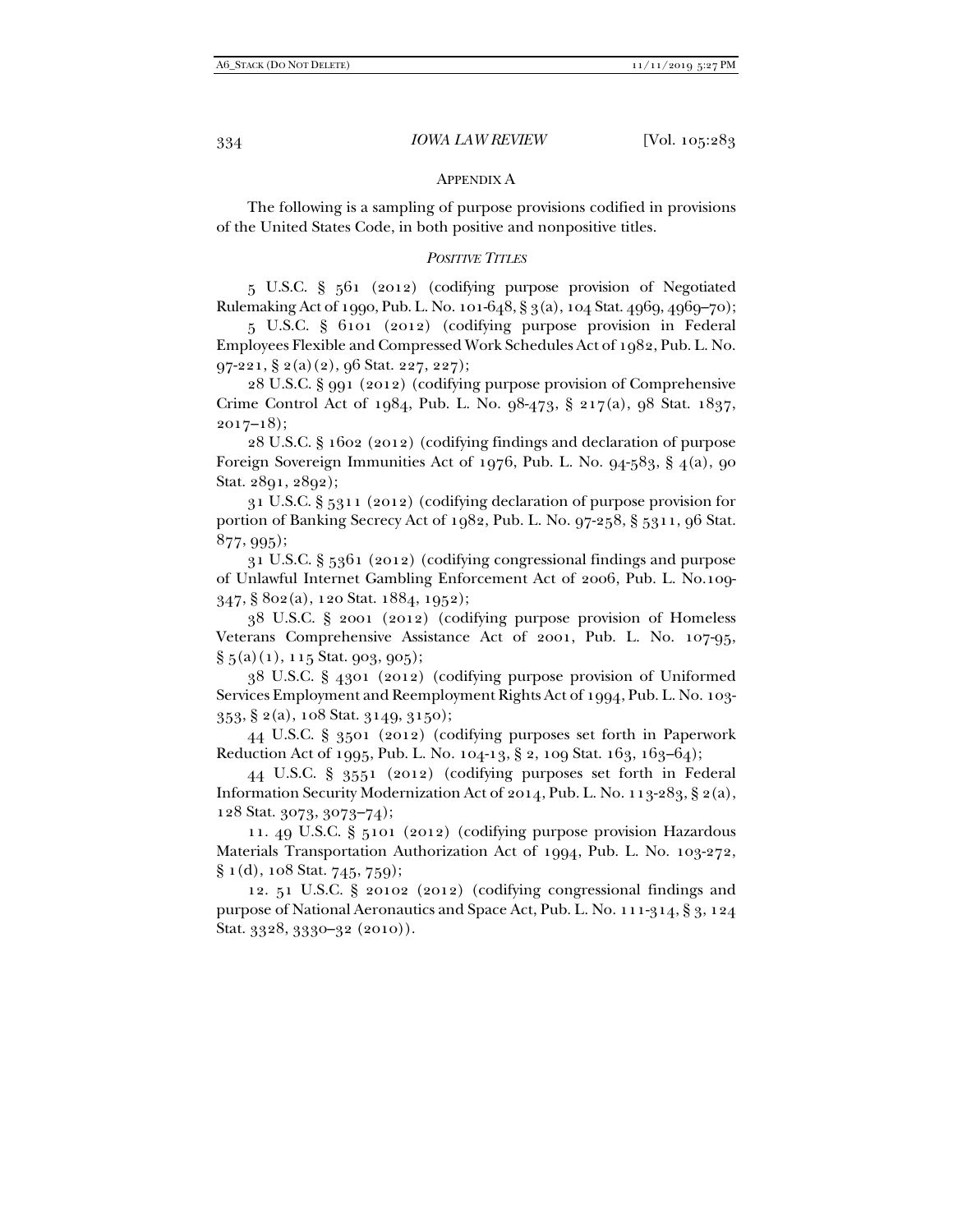## APPENDIX A

The following is a sampling of purpose provisions codified in provisions of the United States Code, in both positive and nonpositive titles.

### *POSITIVE TITLES*

5 U.S.C. § 561 (2012) (codifying purpose provision of Negotiated Rulemaking Act of 1990, Pub. L. No. 101-648, § 3(a), 104 Stat. 4969, 4969–70);

5 U.S.C. § 6101 (2012) (codifying purpose provision in Federal Employees Flexible and Compressed Work Schedules Act of 1982, Pub. L. No. 97-221, § 2(a)(2), 96 Stat. 227, 227);

28 U.S.C. § 991 (2012) (codifying purpose provision of Comprehensive Crime Control Act of 1984, Pub. L. No. 98-473, § 217(a), 98 Stat. 1837, 2017–18);

28 U.S.C. § 1602 (2012) (codifying findings and declaration of purpose Foreign Sovereign Immunities Act of 1976, Pub. L. No. 94-583, § 4(a), 90 Stat. 2891, 2892);

31 U.S.C. § 5311 (2012) (codifying declaration of purpose provision for portion of Banking Secrecy Act of 1982, Pub. L. No. 97-258, § 5311, 96 Stat. 877, 995);

31 U.S.C. § 5361 (2012) (codifying congressional findings and purpose of Unlawful Internet Gambling Enforcement Act of 2006, Pub. L. No.109-347, § 802(a), 120 Stat. 1884, 1952);

38 U.S.C. § 2001 (2012) (codifying purpose provision of Homeless Veterans Comprehensive Assistance Act of 2001, Pub. L. No. 107-95, § 5(a)(1), 115 Stat. 903, 905);

38 U.S.C. § 4301 (2012) (codifying purpose provision of Uniformed Services Employment and Reemployment Rights Act of 1994, Pub. L. No. 103-353, § 2(a), 108 Stat. 3149, 3150);

44 U.S.C. § 3501 (2012) (codifying purposes set forth in Paperwork Reduction Act of 1995, Pub. L. No. 104-13, § 2, 109 Stat. 163, 163–64);

44 U.S.C. § 3551 (2012) (codifying purposes set forth in Federal Information Security Modernization Act of 2014, Pub. L. No. 113-283, § 2(a), 128 Stat. 3073, 3073–74);

11. 49 U.S.C. § 5101 (2012) (codifying purpose provision Hazardous Materials Transportation Authorization Act of 1994, Pub. L. No. 103-272, § 1(d), 108 Stat. 745, 759);

12. 51 U.S.C. § 20102 (2012) (codifying congressional findings and purpose of National Aeronautics and Space Act, Pub. L. No. 111-314, § 3, 124 Stat. 3328, 3330–32 (2010)).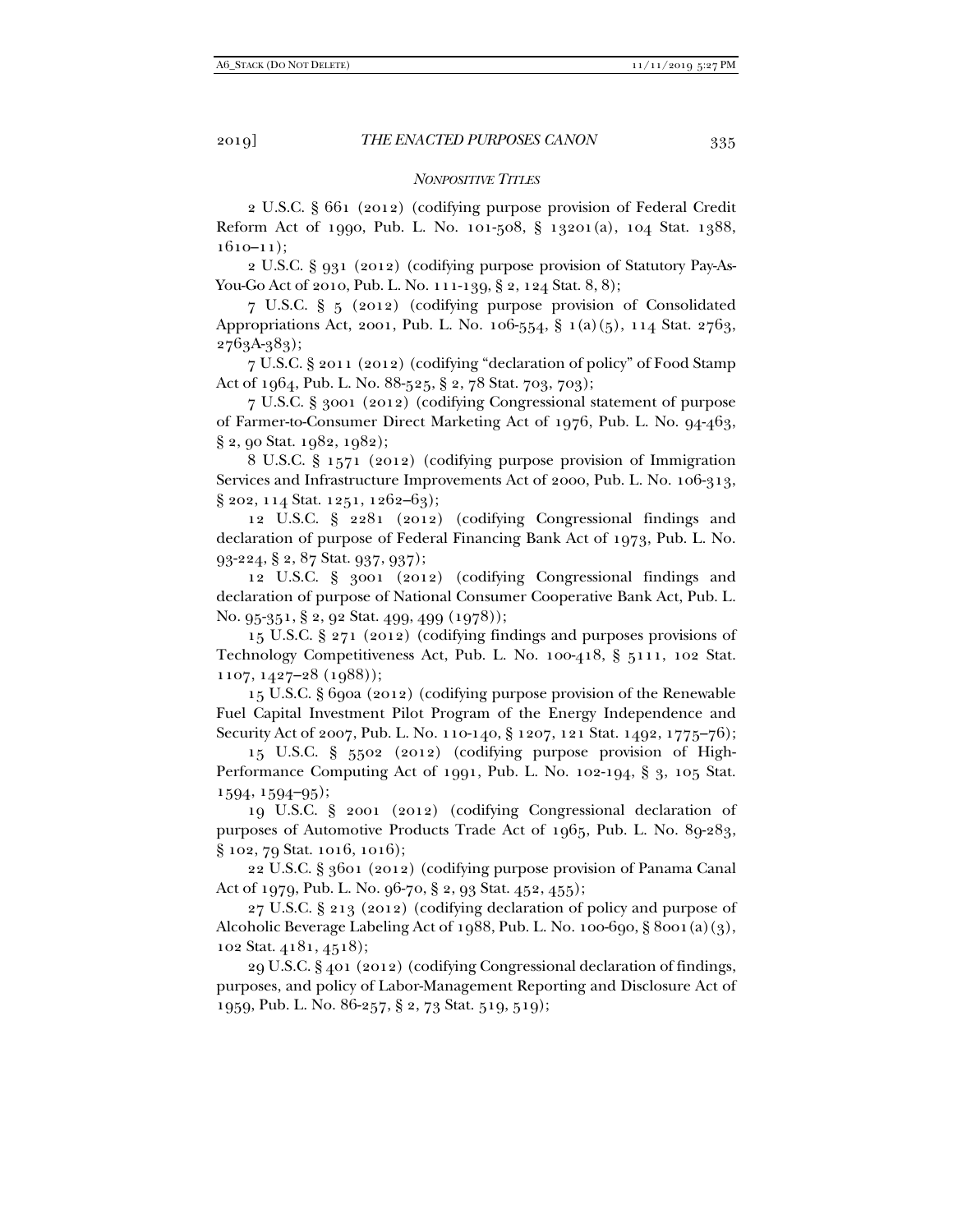*NONPOSITIVE TITLES*

2 U.S.C. § 661 (2012) (codifying purpose provision of Federal Credit Reform Act of 1990, Pub. L. No. 101-508, § 13201(a), 104 Stat. 1388, 1610–11);

2 U.S.C. § 931 (2012) (codifying purpose provision of Statutory Pay-As-You-Go Act of 2010, Pub. L. No. 111-139, § 2, 124 Stat. 8, 8);

7 U.S.C. § 5 (2012) (codifying purpose provision of Consolidated Appropriations Act, 2001, Pub. L. No. 106-554, § 1(a)(5), 114 Stat. 2763, 2763A-383);

7 U.S.C. § 2011 (2012) (codifying "declaration of policy" of Food Stamp Act of 1964, Pub. L. No. 88-525, § 2, 78 Stat. 703, 703);

7 U.S.C. § 3001 (2012) (codifying Congressional statement of purpose of Farmer-to-Consumer Direct Marketing Act of 1976, Pub. L. No. 94-463, § 2, 90 Stat. 1982, 1982);

8 U.S.C. § 1571 (2012) (codifying purpose provision of Immigration Services and Infrastructure Improvements Act of 2000, Pub. L. No. 106-313, § 202, 114 Stat. 1251, 1262–63);

12 U.S.C. § 2281 (2012) (codifying Congressional findings and declaration of purpose of Federal Financing Bank Act of 1973, Pub. L. No. 93-224, § 2, 87 Stat. 937, 937);

12 U.S.C. § 3001 (2012) (codifying Congressional findings and declaration of purpose of National Consumer Cooperative Bank Act, Pub. L. No. 95-351, § 2, 92 Stat. 499, 499 (1978));

15 U.S.C. § 271 (2012) (codifying findings and purposes provisions of Technology Competitiveness Act, Pub. L. No. 100-418, § 5111, 102 Stat. 1107, 1427–28 (1988));

15 U.S.C. § 690a (2012) (codifying purpose provision of the Renewable Fuel Capital Investment Pilot Program of the Energy Independence and Security Act of 2007, Pub. L. No. 110-140, § 1207, 121 Stat. 1492, 1775–76);

15 U.S.C. § 5502 (2012) (codifying purpose provision of High-Performance Computing Act of 1991, Pub. L. No. 102-194, § 3, 105 Stat. 1594, 1594–95);

19 U.S.C. § 2001 (2012) (codifying Congressional declaration of purposes of Automotive Products Trade Act of 1965, Pub. L. No. 89-283, § 102, 79 Stat. 1016, 1016);

22 U.S.C. § 3601 (2012) (codifying purpose provision of Panama Canal Act of 1979, Pub. L. No. 96-70, § 2, 93 Stat. 452, 455);

27 U.S.C. § 213 (2012) (codifying declaration of policy and purpose of Alcoholic Beverage Labeling Act of 1988, Pub. L. No. 100-690, § 8001(a)(3), 102 Stat. 4181, 4518);

29 U.S.C. § 401 (2012) (codifying Congressional declaration of findings, purposes, and policy of Labor-Management Reporting and Disclosure Act of 1959, Pub. L. No. 86-257, § 2, 73 Stat. 519, 519);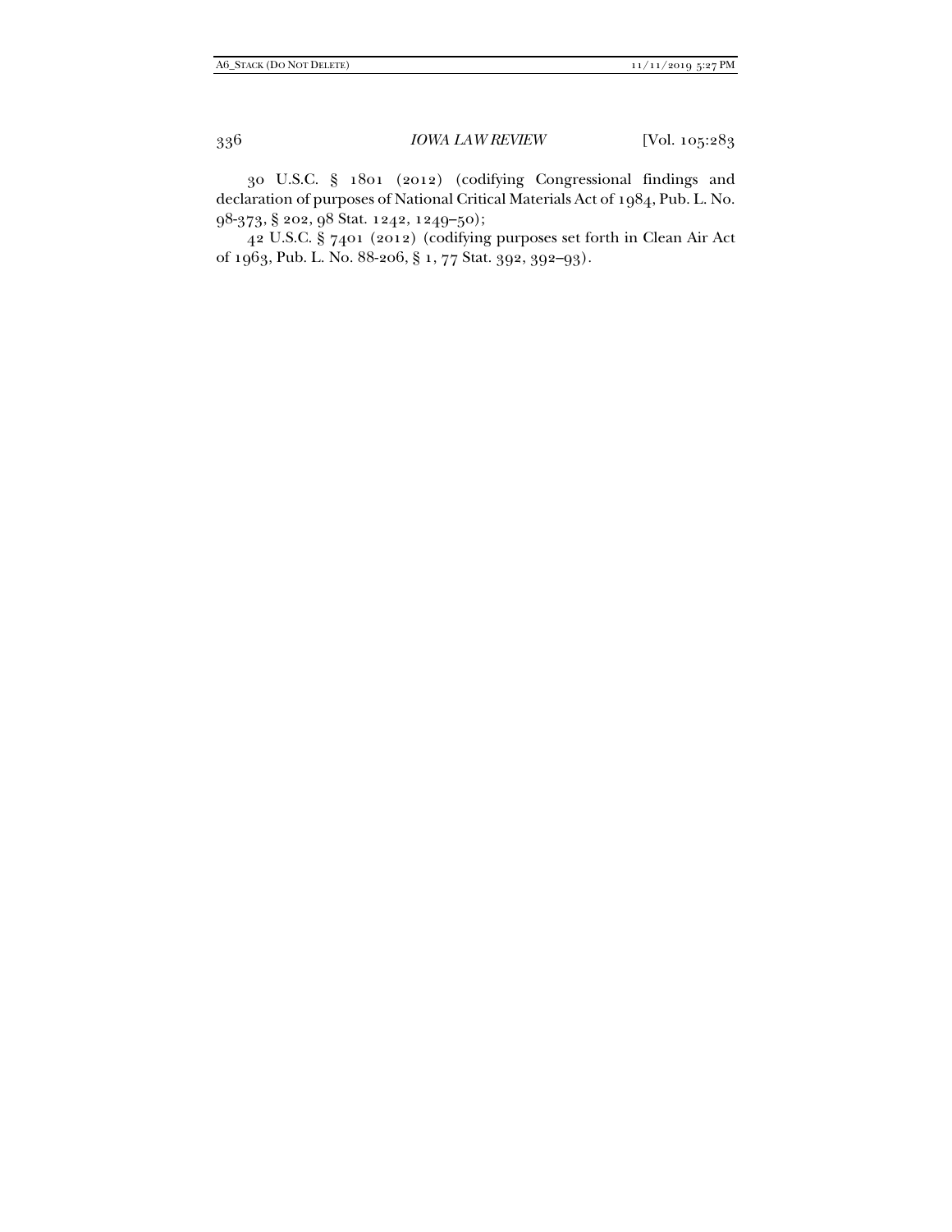30 U.S.C. § 1801 (2012) (codifying Congressional findings and declaration of purposes of National Critical Materials Act of 1984, Pub. L. No. 98-373, § 202, 98 Stat. 1242, 1249–50);

42 U.S.C. § 7401 (2012) (codifying purposes set forth in Clean Air Act of 1963, Pub. L. No. 88-206, § 1, 77 Stat. 392, 392–93).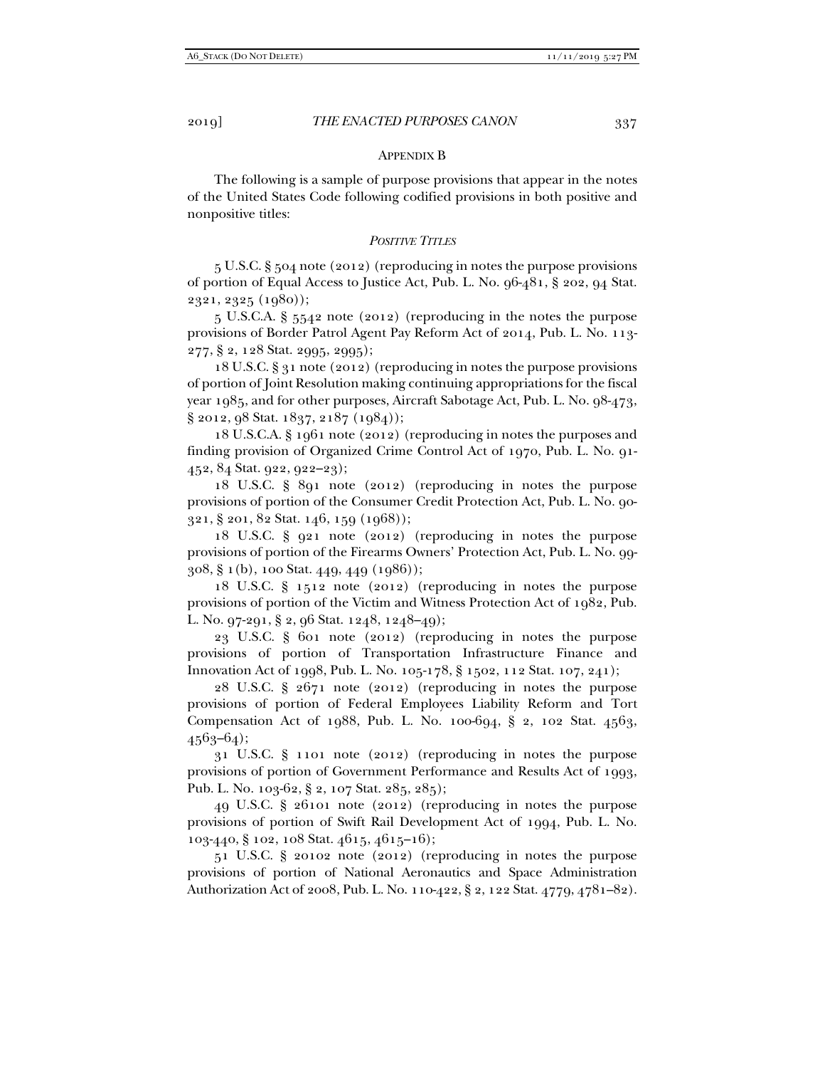## APPENDIX B

The following is a sample of purpose provisions that appear in the notes of the United States Code following codified provisions in both positive and nonpositive titles:

### *POSITIVE TITLES*

5 U.S.C. § 504 note (2012) (reproducing in notes the purpose provisions of portion of Equal Access to Justice Act, Pub. L. No. 96-481, § 202, 94 Stat. 2321, 2325 (1980));

5 U.S.C.A. § 5542 note (2012) (reproducing in the notes the purpose provisions of Border Patrol Agent Pay Reform Act of 2014, Pub. L. No. 113-277, § 2, 128 Stat. 2995, 2995);

18 U.S.C. § 31 note (2012) (reproducing in notes the purpose provisions of portion of Joint Resolution making continuing appropriations for the fiscal year 1985, and for other purposes, Aircraft Sabotage Act, Pub. L. No. 98-473, § 2012, 98 Stat. 1837, 2187 (1984));

18 U.S.C.A. § 1961 note (2012) (reproducing in notes the purposes and finding provision of Organized Crime Control Act of 1970, Pub. L. No. 91-452, 84 Stat. 922, 922–23);

18 U.S.C. § 891 note (2012) (reproducing in notes the purpose provisions of portion of the Consumer Credit Protection Act, Pub. L. No. 90-321, § 201, 82 Stat. 146, 159 (1968));

18 U.S.C. § 921 note (2012) (reproducing in notes the purpose provisions of portion of the Firearms Owners' Protection Act, Pub. L. No. 99-308, § 1(b), 100 Stat. 449, 449 (1986));

18 U.S.C. § 1512 note (2012) (reproducing in notes the purpose provisions of portion of the Victim and Witness Protection Act of 1982, Pub. L. No. 97-291, § 2, 96 Stat. 1248, 1248–49);

23 U.S.C. § 601 note (2012) (reproducing in notes the purpose provisions of portion of Transportation Infrastructure Finance and Innovation Act of 1998, Pub. L. No. 105-178, § 1502, 112 Stat. 107, 241);

28 U.S.C. § 2671 note (2012) (reproducing in notes the purpose provisions of portion of Federal Employees Liability Reform and Tort Compensation Act of 1988, Pub. L. No. 100-694, § 2, 102 Stat. 4563, 4563–64);

31 U.S.C. § 1101 note (2012) (reproducing in notes the purpose provisions of portion of Government Performance and Results Act of 1993, Pub. L. No. 103-62, § 2, 107 Stat. 285, 285);

49 U.S.C. § 26101 note (2012) (reproducing in notes the purpose provisions of portion of Swift Rail Development Act of 1994, Pub. L. No. 103-440, § 102, 108 Stat. 4615, 4615–16);

51 U.S.C. § 20102 note (2012) (reproducing in notes the purpose provisions of portion of National Aeronautics and Space Administration Authorization Act of 2008, Pub. L. No. 110-422, § 2, 122 Stat. 4779, 4781–82).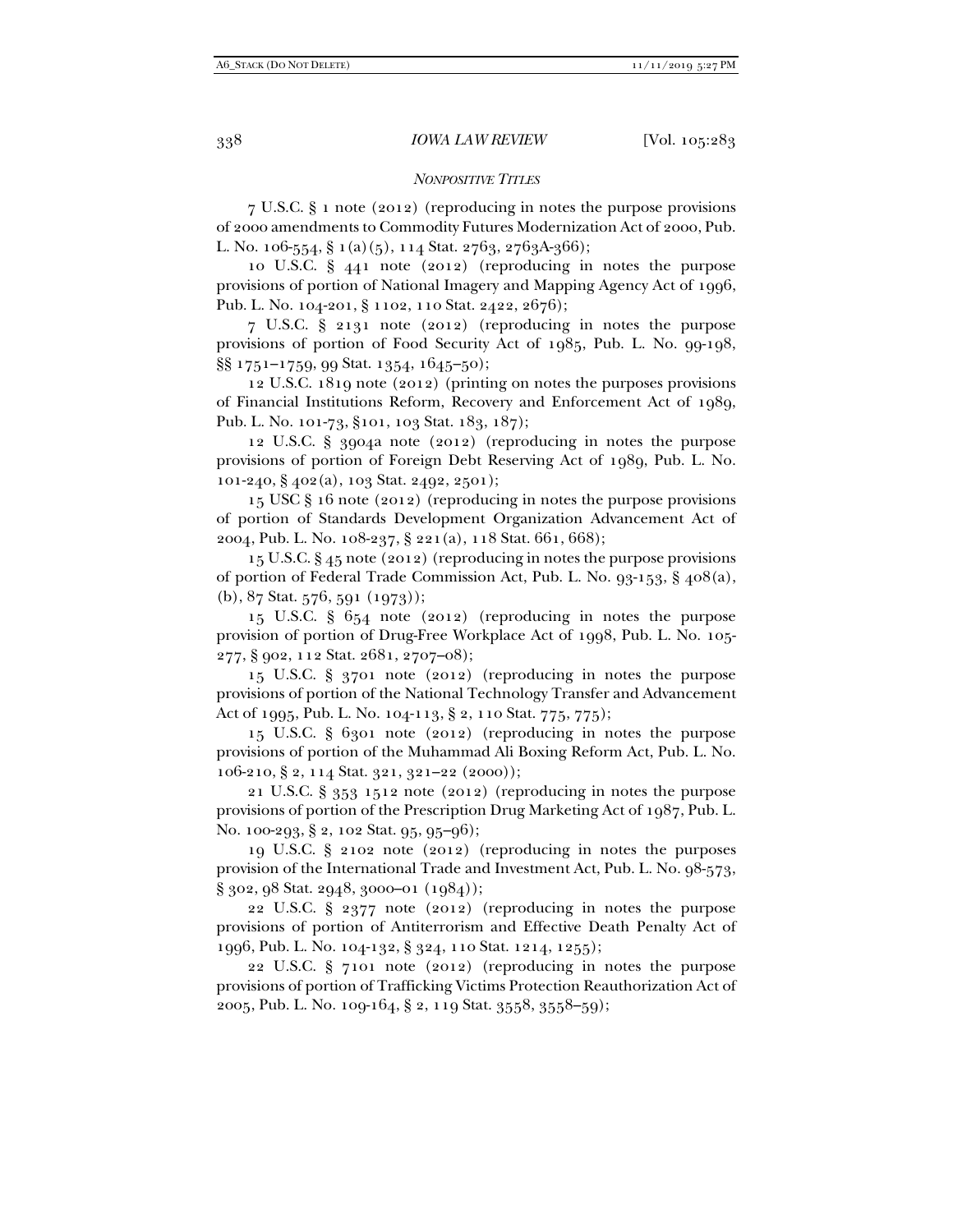*NONPOSITIVE TITLES*

7 U.S.C. § 1 note (2012) (reproducing in notes the purpose provisions of 2000 amendments to Commodity Futures Modernization Act of 2000, Pub. L. No. 106-554, § 1(a)(5), 114 Stat. 2763, 2763A-366);

10 U.S.C. § 441 note (2012) (reproducing in notes the purpose provisions of portion of National Imagery and Mapping Agency Act of 1996, Pub. L. No. 104-201, § 1102, 110 Stat. 2422, 2676);

7 U.S.C. § 2131 note (2012) (reproducing in notes the purpose provisions of portion of Food Security Act of 1985, Pub. L. No. 99-198, §§ 1751–1759, 99 Stat. 1354, 1645–50);

12 U.S.C. 1819 note (2012) (printing on notes the purposes provisions of Financial Institutions Reform, Recovery and Enforcement Act of 1989, Pub. L. No. 101-73, §101, 103 Stat. 183, 187);

12 U.S.C. § 3904a note (2012) (reproducing in notes the purpose provisions of portion of Foreign Debt Reserving Act of 1989, Pub. L. No. 101-240, § 402(a), 103 Stat. 2492, 2501);

15 USC § 16 note (2012) (reproducing in notes the purpose provisions of portion of Standards Development Organization Advancement Act of 2004, Pub. L. No. 108-237, § 221(a), 118 Stat. 661, 668);

15 U.S.C. § 45 note (2012) (reproducing in notes the purpose provisions of portion of Federal Trade Commission Act, Pub. L. No. 93-153, § 408(a), (b), 87 Stat. 576, 591 (1973));

15 U.S.C. § 654 note (2012) (reproducing in notes the purpose provision of portion of Drug-Free Workplace Act of 1998, Pub. L. No. 105-277, § 902, 112 Stat. 2681, 2707–08);

15 U.S.C. § 3701 note (2012) (reproducing in notes the purpose provisions of portion of the National Technology Transfer and Advancement Act of 1995, Pub. L. No. 104-113, § 2, 110 Stat. 775, 775);

15 U.S.C. § 6301 note (2012) (reproducing in notes the purpose provisions of portion of the Muhammad Ali Boxing Reform Act, Pub. L. No. 106-210, § 2, 114 Stat. 321, 321–22 (2000));

21 U.S.C. § 353 1512 note (2012) (reproducing in notes the purpose provisions of portion of the Prescription Drug Marketing Act of 1987, Pub. L. No. 100-293, § 2, 102 Stat. 95, 95–96);

19 U.S.C. § 2102 note (2012) (reproducing in notes the purposes provision of the International Trade and Investment Act, Pub. L. No. 98-573, § 302, 98 Stat. 2948, 3000–01 (1984));

22 U.S.C. § 2377 note (2012) (reproducing in notes the purpose provisions of portion of Antiterrorism and Effective Death Penalty Act of 1996, Pub. L. No. 104-132, § 324, 110 Stat. 1214, 1255);

22 U.S.C. § 7101 note (2012) (reproducing in notes the purpose provisions of portion of Trafficking Victims Protection Reauthorization Act of 2005, Pub. L. No. 109-164, § 2, 119 Stat. 3558, 3558–59);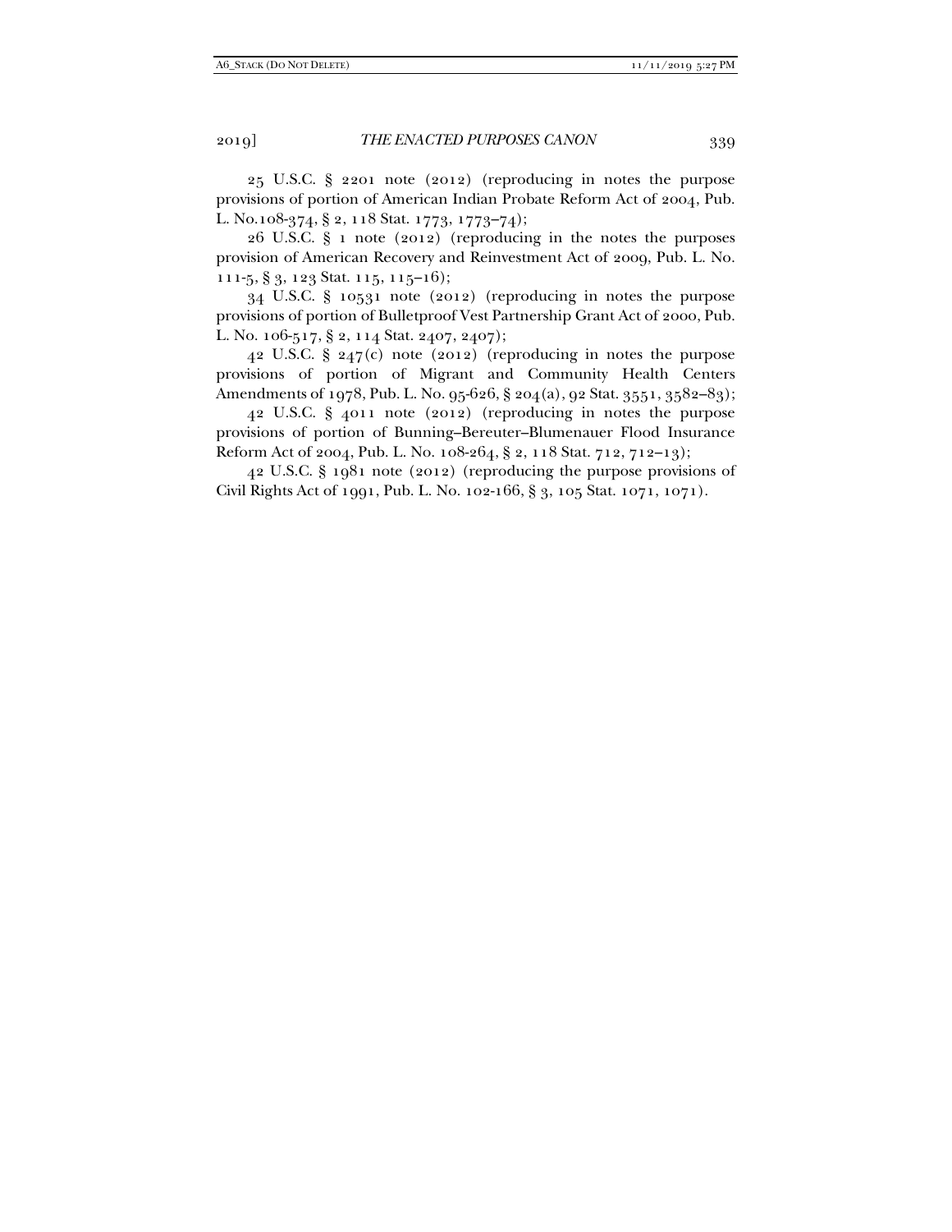25 U.S.C. § 2201 note (2012) (reproducing in notes the purpose provisions of portion of American Indian Probate Reform Act of 2004, Pub. L. No.108-374, § 2, 118 Stat. 1773, 1773–74);

26 U.S.C. § 1 note (2012) (reproducing in the notes the purposes provision of American Recovery and Reinvestment Act of 2009, Pub. L. No. 111-5, § 3, 123 Stat. 115, 115–16);

34 U.S.C. § 10531 note (2012) (reproducing in notes the purpose provisions of portion of Bulletproof Vest Partnership Grant Act of 2000, Pub. L. No. 106-517, § 2, 114 Stat. 2407, 2407);

42 U.S.C. § 247(c) note (2012) (reproducing in notes the purpose provisions of portion of Migrant and Community Health Centers Amendments of 1978, Pub. L. No. 95-626, § 204(a), 92 Stat. 3551, 3582–83);

42 U.S.C. § 4011 note (2012) (reproducing in notes the purpose provisions of portion of Bunning–Bereuter–Blumenauer Flood Insurance Reform Act of 2004, Pub. L. No. 108-264, § 2, 118 Stat. 712, 712–13);

42 U.S.C. § 1981 note (2012) (reproducing the purpose provisions of Civil Rights Act of 1991, Pub. L. No. 102-166, § 3, 105 Stat. 1071, 1071).